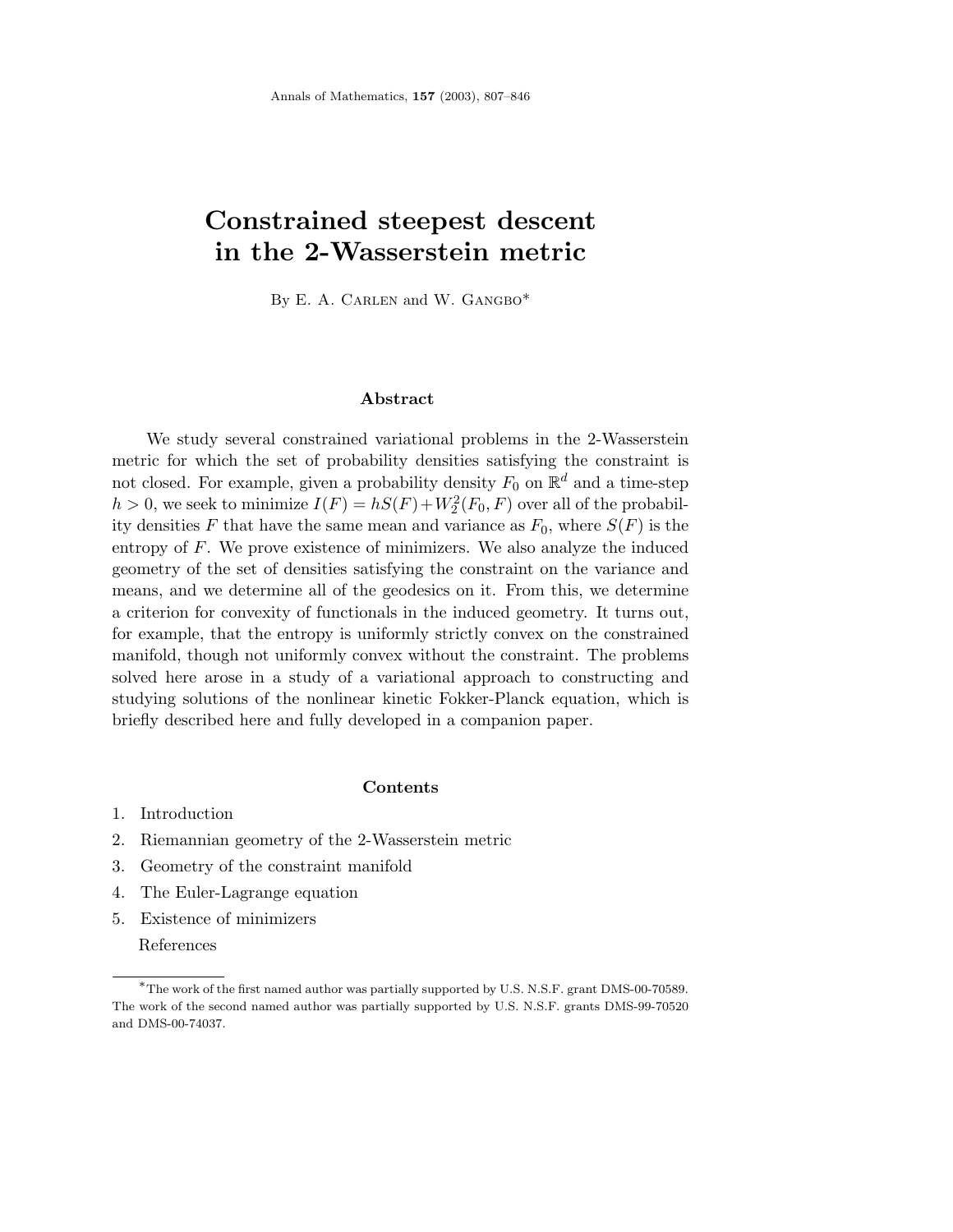# Constrained steepest descent in the 2-Wasserstein metric

By E. A. Carlen and W. Gangbo*

## Abstract

We study several constrained variational problems in the 2-Wasserstein metric for which the set of probability densities satisfying the constraint is not closed. For example, given a probability density $F_0$ on $\mathbb{R}^d$ and a time-step $h > 0$, we seek to minimize $I(F) = hS(F) + W_2^2(F_0, F)$ over all of the probability densities $F$ that have the same mean and variance as $F_0$, where $S(F)$ is the entropy of $F$. We prove existence of minimizers. We also analyze the induced geometry of the set of densities satisfying the constraint on the variance and means, and we determine all of the geodesics on it. From this, we determine a criterion for convexity of functionals in the induced geometry. It turns out, for example, that the entropy is uniformly strictly convex on the constrained manifold, though not uniformly convex without the constraint. The problems solved here arose in a study of a variational approach to constructing and studying solutions of the nonlinear kinetic Fokker-Planck equation, which is briefly described here and fully developed in a companion paper.

## Contents

1. Introduction
2. Riemannian geometry of the 2-Wasserstein metric
3. Geometry of the constraint manifold
4. The Euler-Lagrange equation
5. Existence of minimizers

References

*The work of the first named author was partially supported by U.S. N.S.F. grant DMS-00-70589. The work of the second named author was partially supported by U.S. N.S.F. grants DMS-99-70520 and DMS-00-74037.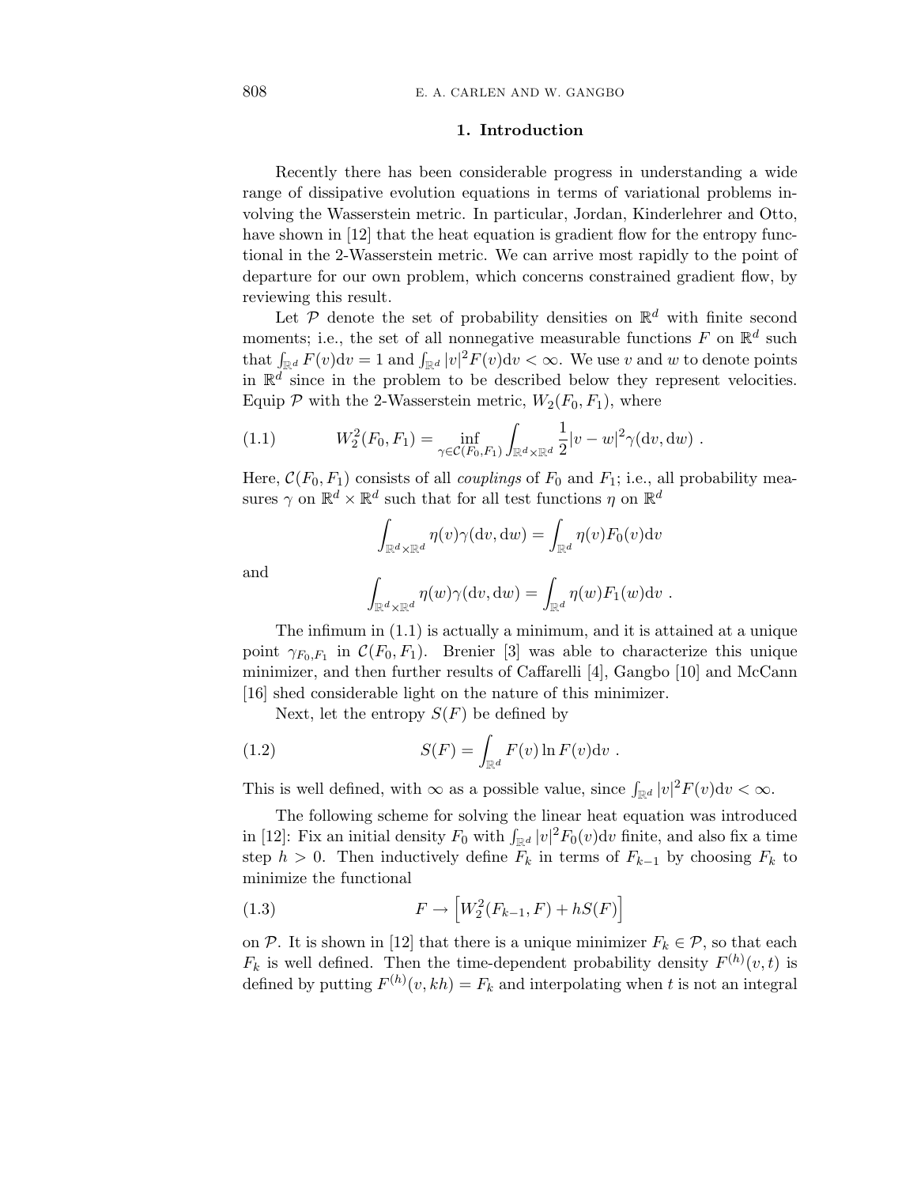## 1. Introduction

Recently there has been considerable progress in understanding a wide range of dissipative evolution equations in terms of variational problems involving the Wasserstein metric. In particular, Jordan, Kinderlehrer and Otto, have shown in [12] that the heat equation is gradient flow for the entropy functional in the 2-Wasserstein metric. We can arrive most rapidly to the point of departure for our own problem, which concerns constrained gradient flow, by reviewing this result.

Let $\mathcal{P}$ denote the set of probability densities on $\mathbb{R}^d$ with finite second moments; i.e., the set of all nonnegative measurable functions $F$ on $\mathbb{R}^d$ such that $\int_{\mathbb{R}^d} F(v)\mathrm{d}v = 1$ and $\int_{\mathbb{R}^d} |v|^2 F(v)\mathrm{d}v < \infty$. We use $v$ and $w$ to denote points in $\mathbb{R}^d$ since in the problem to be described below they represent velocities. Equip $\mathcal{P}$ with the 2-Wasserstein metric, $W_2(F_0, F_1)$, where

$$W_2^2(F_0, F_1) = \inf_{\gamma \in \mathcal{C}(F_0,F_1)} \int_{\mathbb{R}^d \times \mathbb{R}^d} \frac{1}{2}|v-w|^2 \gamma(\mathrm{d}v, \mathrm{d}w) \ . \tag{1.1}$$

Here, $\mathcal{C}(F_0, F_1)$ consists of all *couplings* of $F_0$ and $F_1$; i.e., all probability measures $\gamma$ on $\mathbb{R}^d \times \mathbb{R}^d$ such that for all test functions $\eta$ on $\mathbb{R}^d$

$$\int_{\mathbb{R}^d \times \mathbb{R}^d} \eta(v)\gamma(\mathrm{d}v, \mathrm{d}w) = \int_{\mathbb{R}^d} \eta(v) F_0(v)\mathrm{d}v$$

and

$$\int_{\mathbb{R}^d \times \mathbb{R}^d} \eta(w)\gamma(\mathrm{d}v, \mathrm{d}w) = \int_{\mathbb{R}^d} \eta(w) F_1(w)\mathrm{d}v \ .$$

The infimum in (1.1) is actually a minimum, and it is attained at a unique point $\gamma_{F_0,F_1}$ in $\mathcal{C}(F_0, F_1)$. Brenier [3] was able to characterize this unique minimizer, and then further results of Caffarelli [4], Gangbo [10] and McCann [16] shed considerable light on the nature of this minimizer.

Next, let the entropy $S(F)$ be defined by

$$S(F) = \int_{\mathbb{R}^d} F(v) \ln F(v) \mathrm{d}v \ . \tag{1.2}$$

This is well defined, with $\infty$ as a possible value, since $\int_{\mathbb{R}^d} |v|^2 F(v)\mathrm{d}v < \infty$.

The following scheme for solving the linear heat equation was introduced in [12]: Fix an initial density $F_0$ with $\int_{\mathbb{R}^d} |v|^2 F_0(v)\mathrm{d}v$ finite, and also fix a time step $h > 0$. Then inductively define $F_k$ in terms of $F_{k-1}$ by choosing $F_k$ to minimize the functional

$$F \to \left[ W_2^2(F_{k-1}, F) + hS(F) \right] \tag{1.3}$$

on $\mathcal{P}$. It is shown in [12] that there is a unique minimizer $F_k \in \mathcal{P}$, so that each $F_k$ is well defined. Then the time-dependent probability density $F^{(h)}(v,t)$ is defined by putting $F^{(h)}(v, kh) = F_k$ and interpolating when $t$ is not an integral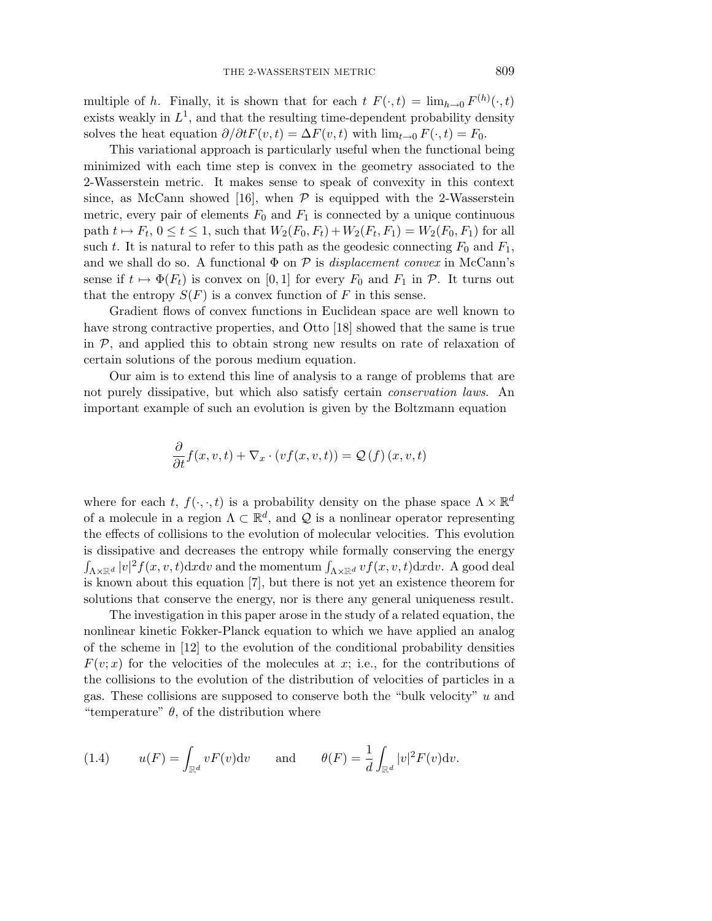multiple of $h$. Finally, it is shown that for each $t$ $F(\cdot, t) = \lim_{h\to 0} F^{(h)}(\cdot, t)$ exists weakly in $L^1$, and that the resulting time-dependent probability density solves the heat equation $\partial/\partial t F(v,t) = \Delta F(v,t)$ with $\lim_{t\to 0} F(\cdot, t) = F_0$.

This variational approach is particularly useful when the functional being minimized with each time step is convex in the geometry associated to the 2-Wasserstein metric. It makes sense to speak of convexity in this context since, as McCann showed [16], when $\mathcal{P}$ is equipped with the 2-Wasserstein metric, every pair of elements $F_0$ and $F_1$ is connected by a unique continuous path $t \mapsto F_t$, $0 \le t \le 1$, such that $W_2(F_0, F_t) + W_2(F_t, F_1) = W_2(F_0, F_1)$ for all such $t$. It is natural to refer to this path as the geodesic connecting $F_0$ and $F_1$, and we shall do so. A functional $\Phi$ on $\mathcal{P}$ is *displacement convex* in McCann's sense if $t \mapsto \Phi(F_t)$ is convex on $[0,1]$ for every $F_0$ and $F_1$ in $\mathcal{P}$. It turns out that the entropy $S(F)$ is a convex function of $F$ in this sense.

Gradient flows of convex functions in Euclidean space are well known to have strong contractive properties, and Otto [18] showed that the same is true in $\mathcal{P}$, and applied this to obtain strong new results on rate of relaxation of certain solutions of the porous medium equation.

Our aim is to extend this line of analysis to a range of problems that are not purely dissipative, but which also satisfy certain *conservation laws*. An important example of such an evolution is given by the Boltzmann equation

$$\frac{\partial}{\partial t} f(x,v,t) + \nabla_x \cdot (v f(x,v,t)) = \mathcal{Q}(f)(x,v,t)$$

where for each $t$, $f(\cdot,\cdot,t)$ is a probability density on the phase space $\Lambda \times \mathbb{R}^d$ of a molecule in a region $\Lambda \subset \mathbb{R}^d$, and $\mathcal{Q}$ is a nonlinear operator representing the effects of collisions to the evolution of molecular velocities. This evolution is dissipative and decreases the entropy while formally conserving the energy $\int_{\Lambda\times\mathbb{R}^d} |v|^2 f(x,v,t)\mathrm{d}x\mathrm{d}v$ and the momentum $\int_{\Lambda\times\mathbb{R}^d} v f(x,v,t)\mathrm{d}x\mathrm{d}v$. A good deal is known about this equation [7], but there is not yet an existence theorem for solutions that conserve the energy, nor is there any general uniqueness result.

The investigation in this paper arose in the study of a related equation, the nonlinear kinetic Fokker-Planck equation to which we have applied an analog of the scheme in [12] to the evolution of the conditional probability densities $F(v;x)$ for the velocities of the molecules at $x$; i.e., for the contributions of the collisions to the evolution of the distribution of velocities of particles in a gas. These collisions are supposed to conserve both the "bulk velocity" $u$ and "temperature" $\theta$, of the distribution where

$$u(F) = \int_{\mathbb{R}^d} vF(v)\mathrm{d}v \qquad \text{and} \qquad \theta(F) = \frac{1}{d}\int_{\mathbb{R}^d} |v|^2 F(v)\mathrm{d}v. \tag{1.4}$$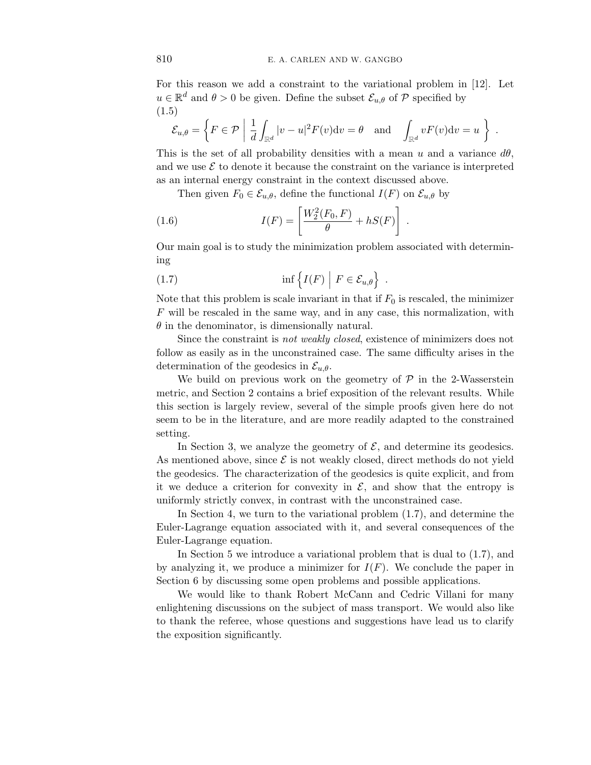For this reason we add a constraint to the variational problem in [12]. Let $u \in \mathbb{R}^d$ and $\theta > 0$ be given. Define the subset $\mathcal{E}_{u,\theta}$ of $\mathcal{P}$ specified by

$$
\mathcal{E}_{u,\theta} = \left\{ F \in \mathcal{P} \;\middle|\; \frac{1}{d}\int_{\mathbb{R}^d} |v-u|^2 F(v)\mathrm{d}v = \theta \quad \text{and} \quad \int_{\mathbb{R}^d} vF(v)\mathrm{d}v = u \right\} . \tag{1.5}
$$

This is the set of all probability densities with a mean $u$ and a variance $d\theta$, and we use $\mathcal{E}$ to denote it because the constraint on the variance is interpreted as an internal energy constraint in the context discussed above.

Then given $F_0 \in \mathcal{E}_{u,\theta}$, define the functional $I(F)$ on $\mathcal{E}_{u,\theta}$ by

$$
I(F) = \left[ \frac{W_2^2(F_0, F)}{\theta} + hS(F) \right] . \tag{1.6}
$$

Our main goal is to study the minimization problem associated with determining

$$
\inf \left\{ I(F) \;\middle|\; F \in \mathcal{E}_{u,\theta} \right\} . \tag{1.7}
$$

Note that this problem is scale invariant in that if $F_0$ is rescaled, the minimizer $F$ will be rescaled in the same way, and in any case, this normalization, with $\theta$ in the denominator, is dimensionally natural.

Since the constraint is *not weakly closed*, existence of minimizers does not follow as easily as in the unconstrained case. The same difficulty arises in the determination of the geodesics in $\mathcal{E}_{u,\theta}$.

We build on previous work on the geometry of $\mathcal{P}$ in the 2-Wasserstein metric, and Section 2 contains a brief exposition of the relevant results. While this section is largely review, several of the simple proofs given here do not seem to be in the literature, and are more readily adapted to the constrained setting.

In Section 3, we analyze the geometry of $\mathcal{E}$, and determine its geodesics. As mentioned above, since $\mathcal{E}$ is not weakly closed, direct methods do not yield the geodesics. The characterization of the geodesics is quite explicit, and from it we deduce a criterion for convexity in $\mathcal{E}$, and show that the entropy is uniformly strictly convex, in contrast with the unconstrained case.

In Section 4, we turn to the variational problem (1.7), and determine the Euler-Lagrange equation associated with it, and several consequences of the Euler-Lagrange equation.

In Section 5 we introduce a variational problem that is dual to (1.7), and by analyzing it, we produce a minimizer for $I(F)$. We conclude the paper in Section 6 by discussing some open problems and possible applications.

We would like to thank Robert McCann and Cedric Villani for many enlightening discussions on the subject of mass transport. We would also like to thank the referee, whose questions and suggestions have lead us to clarify the exposition significantly.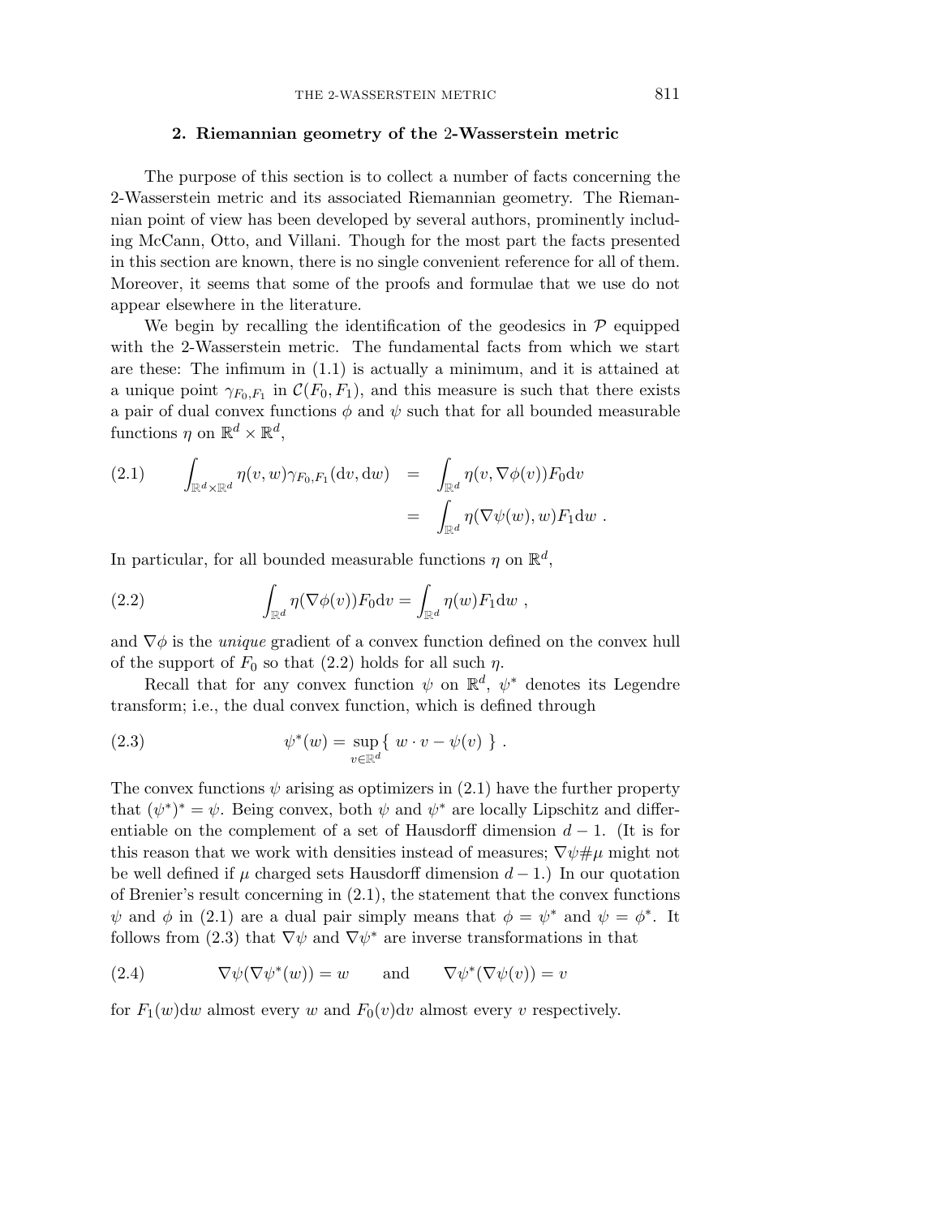## 2. Riemannian geometry of the 2-Wasserstein metric

The purpose of this section is to collect a number of facts concerning the 2-Wasserstein metric and its associated Riemannian geometry. The Riemannian point of view has been developed by several authors, prominently including McCann, Otto, and Villani. Though for the most part the facts presented in this section are known, there is no single convenient reference for all of them. Moreover, it seems that some of the proofs and formulae that we use do not appear elsewhere in the literature.

We begin by recalling the identification of the geodesics in $\mathcal{P}$ equipped with the 2-Wasserstein metric. The fundamental facts from which we start are these: The infimum in (1.1) is actually a minimum, and it is attained at a unique point $\gamma_{F_0,F_1}$ in $\mathcal{C}(F_0, F_1)$, and this measure is such that there exists a pair of dual convex functions $\phi$ and $\psi$ such that for all bounded measurable functions $\eta$ on $\mathbb{R}^d \times \mathbb{R}^d$,

$$
\begin{aligned}
(2.1) \qquad \int_{\mathbb{R}^d\times\mathbb{R}^d} \eta(v,w)\gamma_{F_0,F_1}(\mathrm{d}v,\mathrm{d}w) &= \int_{\mathbb{R}^d} \eta(v,\nabla\phi(v))F_0\mathrm{d}v \\
&= \int_{\mathbb{R}^d} \eta(\nabla\psi(w),w)F_1\mathrm{d}w \ .
\end{aligned}
$$

In particular, for all bounded measurable functions $\eta$ on $\mathbb{R}^d$,

$$
(2.2) \qquad \int_{\mathbb{R}^d} \eta(\nabla\phi(v))F_0\mathrm{d}v = \int_{\mathbb{R}^d} \eta(w)F_1\mathrm{d}w \ ,
$$

and $\nabla\phi$ is the *unique* gradient of a convex function defined on the convex hull of the support of $F_0$ so that (2.2) holds for all such $\eta$.

Recall that for any convex function $\psi$ on $\mathbb{R}^d$, $\psi^*$ denotes its Legendre transform; i.e., the dual convex function, which is defined through

$$
(2.3) \qquad \psi^*(w) = \sup_{v\in\mathbb{R}^d}\{\ w\cdot v - \psi(v)\ \} \ .
$$

The convex functions $\psi$ arising as optimizers in (2.1) have the further property that $(\psi^*)^* = \psi$. Being convex, both $\psi$ and $\psi^*$ are locally Lipschitz and differentiable on the complement of a set of Hausdorff dimension $d-1$. (It is for this reason that we work with densities instead of measures; $\nabla\psi\#\mu$ might not be well defined if $\mu$ charged sets Hausdorff dimension $d-1$.) In our quotation of Brenier's result concerning in (2.1), the statement that the convex functions $\psi$ and $\phi$ in (2.1) are a dual pair simply means that $\phi = \psi^*$ and $\psi = \phi^*$. It follows from (2.3) that $\nabla\psi$ and $\nabla\psi^*$ are inverse transformations in that

$$
(2.4) \qquad \nabla\psi(\nabla\psi^*(w)) = w \qquad \text{and} \qquad \nabla\psi^*(\nabla\psi(v)) = v
$$

for $F_1(w)\mathrm{d}w$ almost every $w$ and $F_0(v)\mathrm{d}v$ almost every $v$ respectively.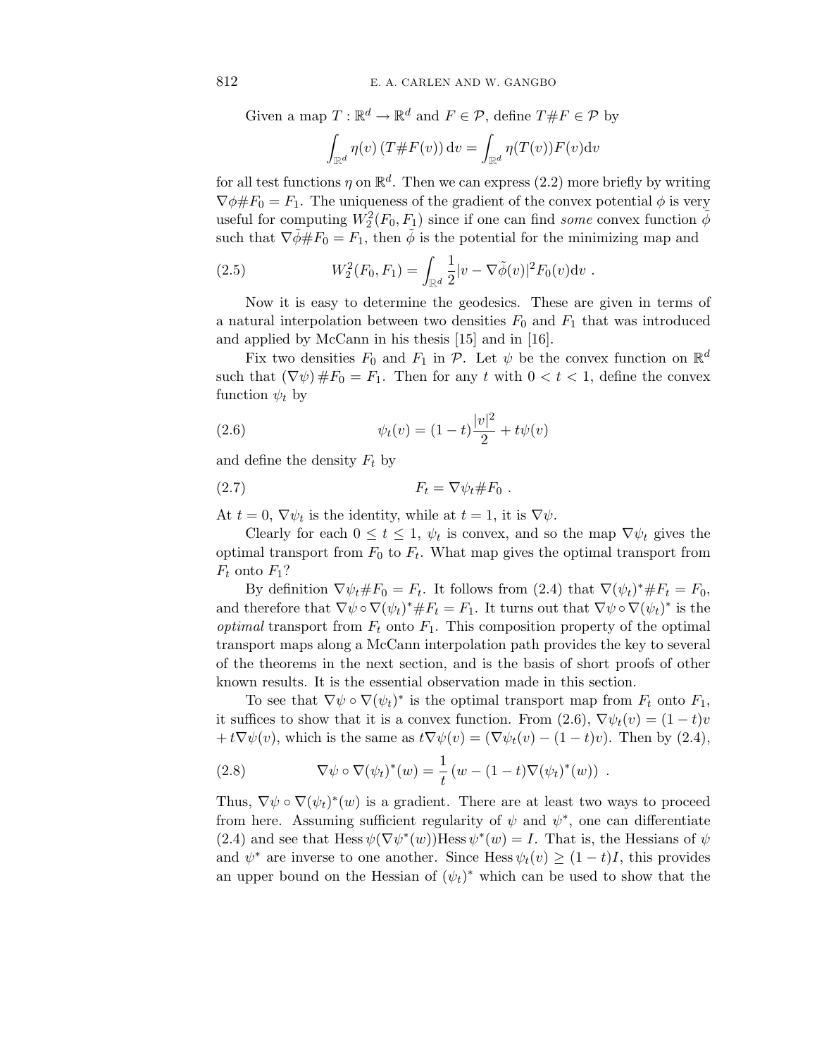Given a map $T : \mathbb{R}^d \to \mathbb{R}^d$ and $F \in \mathcal{P}$, define $T\#F \in \mathcal{P}$ by

$$\int_{\mathbb{R}^d} \eta(v) \left(T\#F(v)\right) \mathrm{d}v = \int_{\mathbb{R}^d} \eta(T(v)) F(v) \mathrm{d}v$$

for all test functions $\eta$ on $\mathbb{R}^d$. Then we can express (2.2) more briefly by writing $\nabla\phi\#F_0 = F_1$. The uniqueness of the gradient of the convex potential $\phi$ is very useful for computing $W_2^2(F_0, F_1)$ since if one can find *some* convex function $\tilde{\phi}$ such that $\nabla\tilde{\phi}\#F_0 = F_1$, then $\tilde{\phi}$ is the potential for the minimizing map and

$$W_2^2(F_0, F_1) = \int_{\mathbb{R}^d} \frac{1}{2}|v - \nabla\tilde{\phi}(v)|^2 F_0(v) \mathrm{d}v \ . \tag{2.5}$$

Now it is easy to determine the geodesics. These are given in terms of a natural interpolation between two densities $F_0$ and $F_1$ that was introduced and applied by McCann in his thesis [15] and in [16].

Fix two densities $F_0$ and $F_1$ in $\mathcal{P}$. Let $\psi$ be the convex function on $\mathbb{R}^d$ such that $(\nabla\psi)\#F_0 = F_1$. Then for any $t$ with $0 < t < 1$, define the convex function $\psi_t$ by

$$\psi_t(v) = (1-t)\frac{|v|^2}{2} + t\psi(v) \tag{2.6}$$

and define the density $F_t$ by

$$F_t = \nabla\psi_t \# F_0 \ . \tag{2.7}$$

At $t = 0$, $\nabla\psi_t$ is the identity, while at $t = 1$, it is $\nabla\psi$.

Clearly for each $0 \le t \le 1$, $\psi_t$ is convex, and so the map $\nabla\psi_t$ gives the optimal transport from $F_0$ to $F_t$. What map gives the optimal transport from $F_t$ onto $F_1$?

By definition $\nabla\psi_t\#F_0 = F_t$. It follows from (2.4) that $\nabla(\psi_t)^*\#F_t = F_0$, and therefore that $\nabla\psi \circ \nabla(\psi_t)^*\#F_t = F_1$. It turns out that $\nabla\psi \circ \nabla(\psi_t)^*$ is the *optimal* transport from $F_t$ onto $F_1$. This composition property of the optimal transport maps along a McCann interpolation path provides the key to several of the theorems in the next section, and is the basis of short proofs of other known results. It is the essential observation made in this section.

To see that $\nabla\psi \circ \nabla(\psi_t)^*$ is the optimal transport map from $F_t$ onto $F_1$, it suffices to show that it is a convex function. From (2.6), $\nabla\psi_t(v) = (1-t)v + t\nabla\psi(v)$, which is the same as $t\nabla\psi(v) = (\nabla\psi_t(v) - (1-t)v)$. Then by (2.4),

$$\nabla\psi \circ \nabla(\psi_t)^*(w) = \frac{1}{t}\left(w - (1-t)\nabla(\psi_t)^*(w)\right) \ . \tag{2.8}$$

Thus, $\nabla\psi \circ \nabla(\psi_t)^*(w)$ is a gradient. There are at least two ways to proceed from here. Assuming sufficient regularity of $\psi$ and $\psi^*$, one can differentiate (2.4) and see that $\mathrm{Hess}\,\psi(\nabla\psi^*(w))\mathrm{Hess}\,\psi^*(w) = I$. That is, the Hessians of $\psi$ and $\psi^*$ are inverse to one another. Since $\mathrm{Hess}\,\psi_t(v) \ge (1-t)I$, this provides an upper bound on the Hessian of $(\psi_t)^*$ which can be used to show that the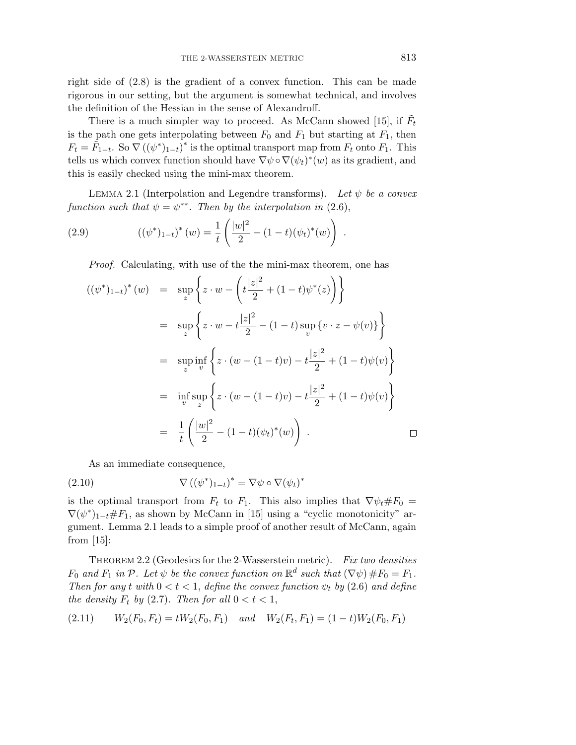right side of (2.8) is the gradient of a convex function. This can be made rigorous in our setting, but the argument is somewhat technical, and involves the definition of the Hessian in the sense of Alexandroff.

There is a much simpler way to proceed. As McCann showed [15], if $\tilde{F}_t$ is the path one gets interpolating between $F_0$ and $F_1$ but starting at $F_1$, then $F_t = \tilde{F}_{1-t}$. So $\nabla\left((\psi^*)_{1-t}\right)^*$ is the optimal transport map from $F_t$ onto $F_1$. This tells us which convex function should have $\nabla\psi \circ \nabla(\psi_t)^*(w)$ as its gradient, and this is easily checked using the mini-max theorem.

Lemma 2.1 (Interpolation and Legendre transforms). *Let $\psi$ be a convex function such that $\psi = \psi^{**}$. Then by the interpolation in* (2.6),

$$
((\psi^*)_{1-t})^*(w) = \frac{1}{t}\left(\frac{|w|^2}{2} - (1-t)(\psi_t)^*(w)\right) . \tag{2.9}
$$

*Proof.* Calculating, with use of the the mini-max theorem, one has

$$
\begin{aligned}
((\psi^*)_{1-t})^*(w) &= \sup_z \left\{ z\cdot w - \left( t\frac{|z|^2}{2} + (1-t)\psi^*(z)\right)\right\} \\
&= \sup_z \left\{ z\cdot w - t\frac{|z|^2}{2} - (1-t)\sup_v \{v\cdot z - \psi(v)\}\right\} \\
&= \sup_z \inf_v \left\{ z\cdot (w-(1-t)v) - t\frac{|z|^2}{2} + (1-t)\psi(v)\right\} \\
&= \inf_v \sup_z \left\{ z\cdot (w-(1-t)v) - t\frac{|z|^2}{2} + (1-t)\psi(v)\right\} \\
&= \frac{1}{t}\left(\frac{|w|^2}{2} - (1-t)(\psi_t)^*(w)\right) .
\end{aligned}
$$

□

As an immediate consequence,

$$
\nabla\left((\psi^*)_{1-t}\right)^* = \nabla\psi \circ \nabla(\psi_t)^* \tag{2.10}
$$

is the optimal transport from $F_t$ to $F_1$. This also implies that $\nabla\psi_t \# F_0 = \nabla(\psi^*)_{1-t}\# F_1$, as shown by McCann in [15] using a "cyclic monotonicity" argument. Lemma 2.1 leads to a simple proof of another result of McCann, again from [15]:

Theorem 2.2 (Geodesics for the 2-Wasserstein metric). *Fix two densities $F_0$ and $F_1$ in $\mathcal{P}$. Let $\psi$ be the convex function on $\mathbb{R}^d$ such that $(\nabla\psi)\# F_0 = F_1$. Then for any $t$ with $0 < t < 1$, define the convex function $\psi_t$ by* (2.6) *and define the density $F_t$ by* (2.7). *Then for all $0 < t < 1$,*

$$
W_2(F_0, F_t) = tW_2(F_0, F_1) \quad \text{and} \quad W_2(F_t, F_1) = (1-t)W_2(F_0, F_1) \tag{2.11}
$$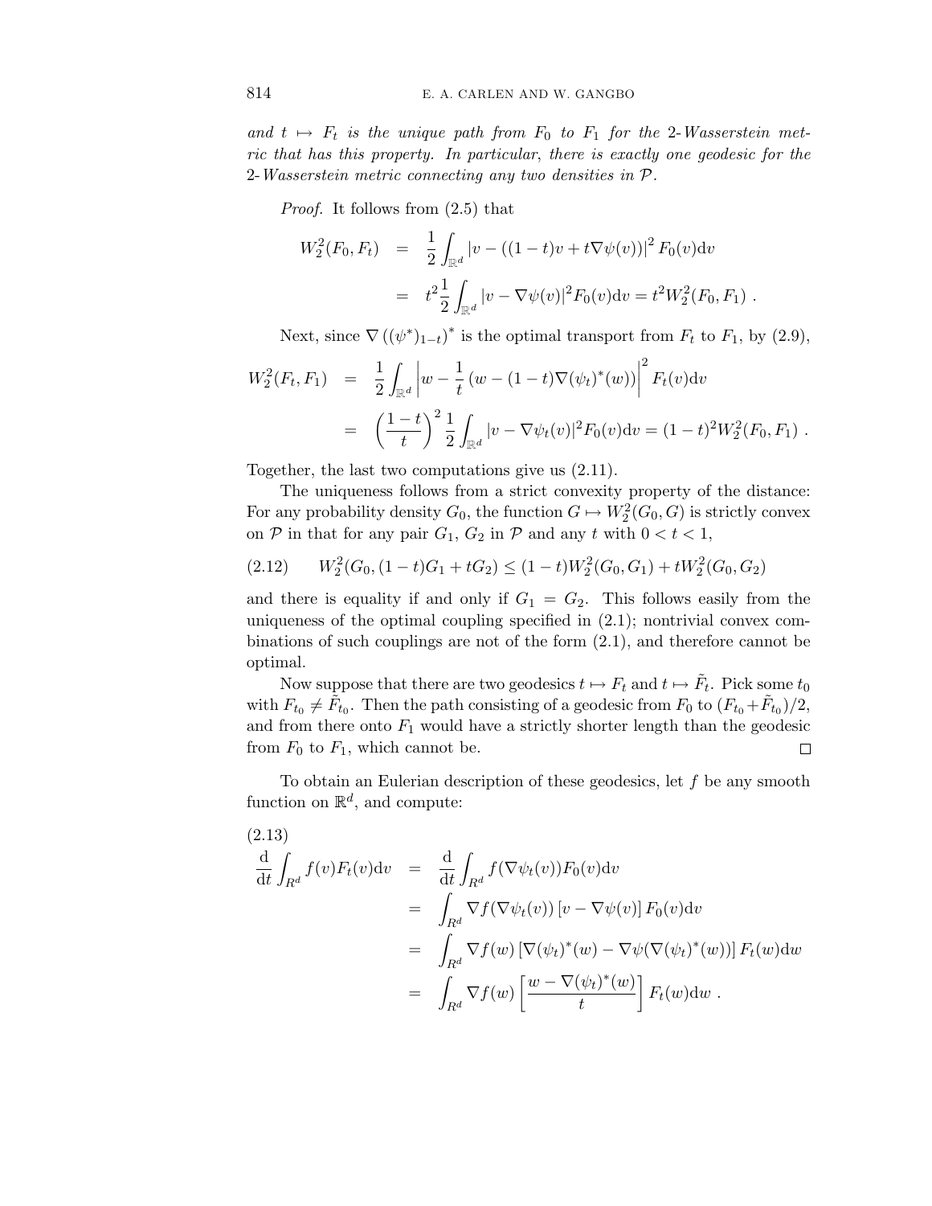*and $t \mapsto F_t$ is the unique path from $F_0$ to $F_1$ for the 2-Wasserstein metric that has this property. In particular, there is exactly one geodesic for the 2-Wasserstein metric connecting any two densities in $\mathcal{P}$.*

*Proof.* It follows from (2.5) that

$$
\begin{aligned}
W_2^2(F_0, F_t) &= \frac{1}{2}\int_{\mathbb{R}^d} |v - ((1-t)v + t\nabla\psi(v))|^2 F_0(v)\mathrm{d}v \\
&= t^2 \frac{1}{2}\int_{\mathbb{R}^d} |v - \nabla\psi(v)|^2 F_0(v)\mathrm{d}v = t^2 W_2^2(F_0, F_1) \ .
\end{aligned}
$$

Next, since $\nabla\left((\psi^*)_{1-t}\right)^*$ is the optimal transport from $F_t$ to $F_1$, by (2.9),

$$
\begin{aligned}
W_2^2(F_t, F_1) &= \frac{1}{2}\int_{\mathbb{R}^d} \left| w - \frac{1}{t}\left(w - (1-t)\nabla(\psi_t)^*(w)\right)\right|^2 F_t(v)\mathrm{d}v \\
&= \left(\frac{1-t}{t}\right)^2 \frac{1}{2}\int_{\mathbb{R}^d} |v - \nabla\psi_t(v)|^2 F_0(v)\mathrm{d}v = (1-t)^2 W_2^2(F_0, F_1) \ .
\end{aligned}
$$

Together, the last two computations give us (2.11).

The uniqueness follows from a strict convexity property of the distance: For any probability density $G_0$, the function $G \mapsto W_2^2(G_0, G)$ is strictly convex on $\mathcal{P}$ in that for any pair $G_1$, $G_2$ in $\mathcal{P}$ and any $t$ with $0 < t < 1$,

$$
W_2^2(G_0, (1-t)G_1 + tG_2) \le (1-t)W_2^2(G_0, G_1) + tW_2^2(G_0, G_2) \tag{2.12}
$$

and there is equality if and only if $G_1 = G_2$. This follows easily from the uniqueness of the optimal coupling specified in (2.1); nontrivial convex combinations of such couplings are not of the form (2.1), and therefore cannot be optimal.

Now suppose that there are two geodesics $t \mapsto F_t$ and $t \mapsto \tilde{F}_t$. Pick some $t_0$ with $F_{t_0} \neq \tilde{F}_{t_0}$. Then the path consisting of a geodesic from $F_0$ to $(F_{t_0} + \tilde{F}_{t_0})/2$, and from there onto $F_1$ would have a strictly shorter length than the geodesic from $F_0$ to $F_1$, which cannot be. $\square$

To obtain an Eulerian description of these geodesics, let $f$ be any smooth function on $\mathbb{R}^d$, and compute:

$$
\begin{aligned}
\frac{\mathrm{d}}{\mathrm{d}t}\int_{R^d} f(v)F_t(v)\mathrm{d}v &= \frac{\mathrm{d}}{\mathrm{d}t}\int_{R^d} f(\nabla\psi_t(v))F_0(v)\mathrm{d}v \\
&= \int_{R^d} \nabla f(\nabla\psi_t(v))\left[v - \nabla\psi(v)\right]F_0(v)\mathrm{d}v \\
&= \int_{R^d} \nabla f(w)\left[\nabla(\psi_t)^*(w) - \nabla\psi(\nabla(\psi_t)^*(w))\right]F_t(w)\mathrm{d}w \\
&= \int_{R^d} \nabla f(w)\left[\frac{w - \nabla(\psi_t)^*(w)}{t}\right]F_t(w)\mathrm{d}w \ .
\end{aligned} \tag{2.13}
$$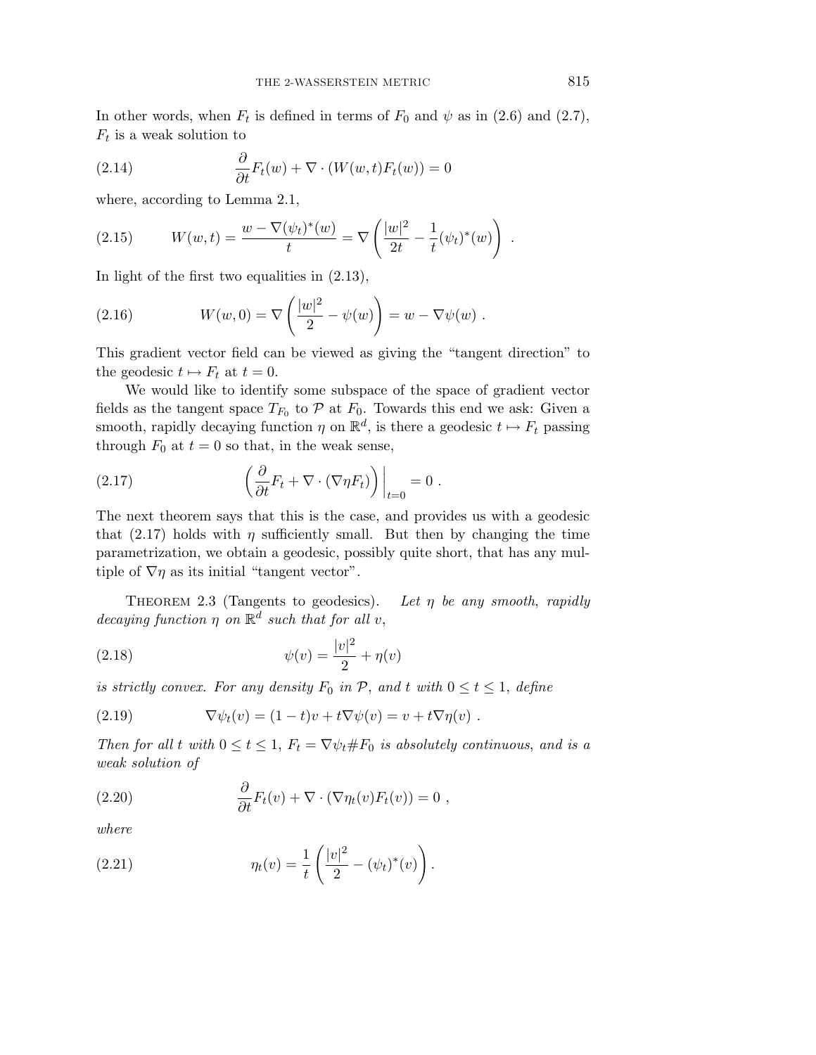In other words, when $F_t$ is defined in terms of $F_0$ and $\psi$ as in (2.6) and (2.7), $F_t$ is a weak solution to

$$\frac{\partial}{\partial t} F_t(w) + \nabla \cdot (W(w,t) F_t(w)) = 0 \tag{2.14}$$

where, according to Lemma 2.1,

$$W(w,t) = \frac{w - \nabla(\psi_t)^*(w)}{t} = \nabla\left(\frac{|w|^2}{2t} - \frac{1}{t}(\psi_t)^*(w)\right) \ . \tag{2.15}$$

In light of the first two equalities in (2.13),

$$W(w,0) = \nabla\left(\frac{|w|^2}{2} - \psi(w)\right) = w - \nabla\psi(w) \ . \tag{2.16}$$

This gradient vector field can be viewed as giving the "tangent direction" to the geodesic $t \mapsto F_t$ at $t = 0$.

We would like to identify some subspace of the space of gradient vector fields as the tangent space $T_{F_0}$ to $\mathcal{P}$ at $F_0$. Towards this end we ask: Given a smooth, rapidly decaying function $\eta$ on $\mathbb{R}^d$, is there a geodesic $t \mapsto F_t$ passing through $F_0$ at $t = 0$ so that, in the weak sense,

$$\left(\frac{\partial}{\partial t} F_t + \nabla \cdot (\nabla \eta F_t)\right)\bigg|_{t=0} = 0 \ . \tag{2.17}$$

The next theorem says that this is the case, and provides us with a geodesic that (2.17) holds with $\eta$ sufficiently small. But then by changing the time parametrization, we obtain a geodesic, possibly quite short, that has any multiple of $\nabla\eta$ as its initial "tangent vector".

THEOREM 2.3 (Tangents to geodesics). *Let $\eta$ be any smooth, rapidly decaying function $\eta$ on $\mathbb{R}^d$ such that for all $v$,*

$$\psi(v) = \frac{|v|^2}{2} + \eta(v) \tag{2.18}$$

*is strictly convex. For any density $F_0$ in $\mathcal{P}$, and $t$ with $0 \leq t \leq 1$, define*

$$\nabla\psi_t(v) = (1-t)v + t\nabla\psi(v) = v + t\nabla\eta(v) \ . \tag{2.19}$$

*Then for all $t$ with $0 \leq t \leq 1$, $F_t = \nabla\psi_t \# F_0$ is absolutely continuous, and is a weak solution of*

$$\frac{\partial}{\partial t} F_t(v) + \nabla \cdot (\nabla\eta_t(v) F_t(v)) = 0 \ , \tag{2.20}$$

*where*

$$\eta_t(v) = \frac{1}{t}\left(\frac{|v|^2}{2} - (\psi_t)^*(v)\right). \tag{2.21}$$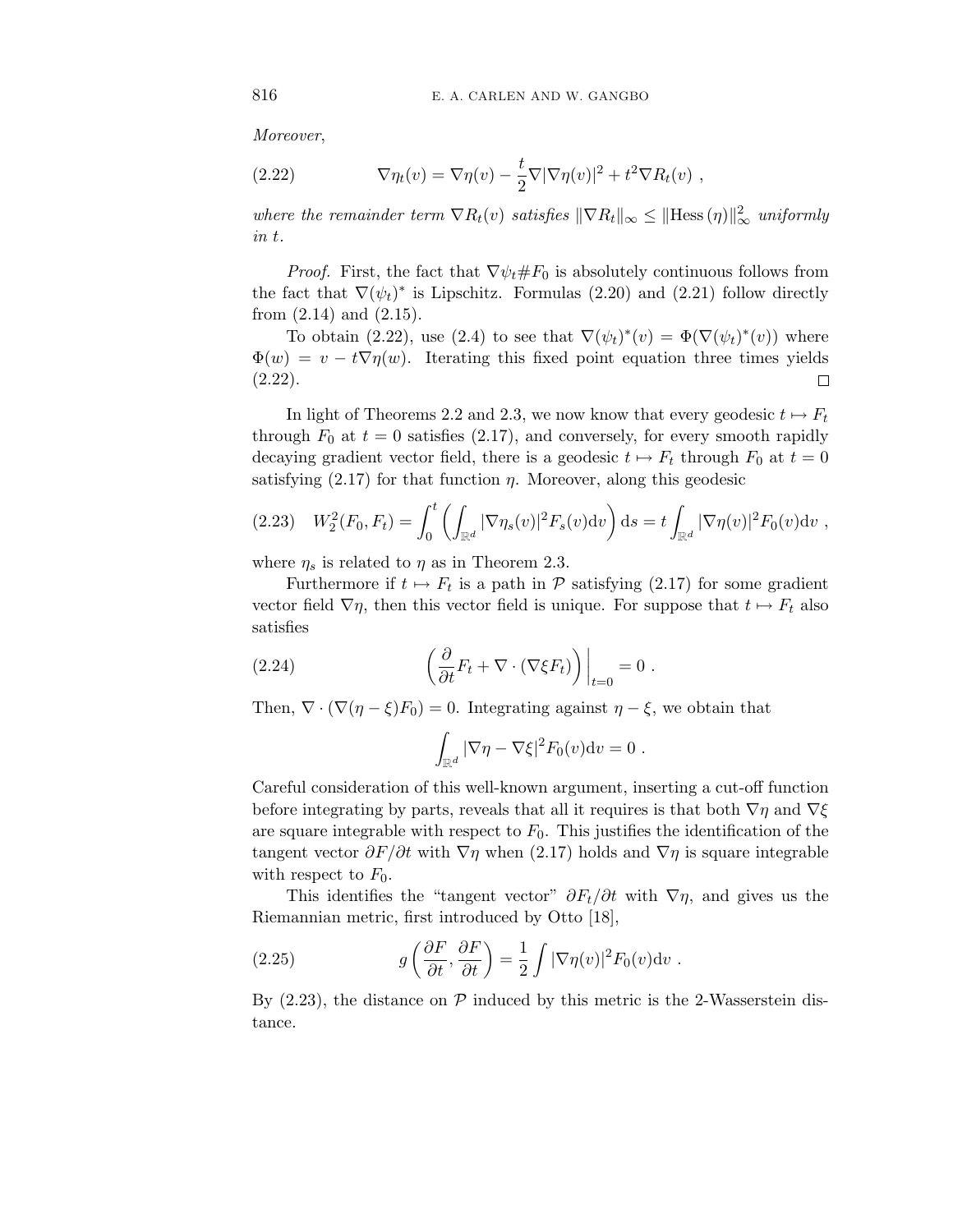*Moreover,*

$$\nabla \eta_t(v) = \nabla \eta(v) - \frac{t}{2}\nabla |\nabla \eta(v)|^2 + t^2 \nabla R_t(v) \ , \tag{2.22}$$

*where the remainder term $\nabla R_t(v)$ satisfies $\|\nabla R_t\|_\infty \leq \|\mathrm{Hess}\,(\eta)\|_\infty^2$ uniformly in $t$.*

*Proof.* First, the fact that $\nabla \psi_t \# F_0$ is absolutely continuous follows from the fact that $\nabla(\psi_t)^*$ is Lipschitz. Formulas (2.20) and (2.21) follow directly from (2.14) and (2.15).

To obtain (2.22), use (2.4) to see that $\nabla(\psi_t)^*(v) = \Phi(\nabla(\psi_t)^*(v))$ where $\Phi(w) = v - t\nabla\eta(w)$. Iterating this fixed point equation three times yields (2.22). □

In light of Theorems 2.2 and 2.3, we now know that every geodesic $t \mapsto F_t$ through $F_0$ at $t = 0$ satisfies (2.17), and conversely, for every smooth rapidly decaying gradient vector field, there is a geodesic $t \mapsto F_t$ through $F_0$ at $t = 0$ satisfying (2.17) for that function $\eta$. Moreover, along this geodesic

$$W_2^2(F_0, F_t) = \int_0^t \left( \int_{\mathbb{R}^d} |\nabla \eta_s(v)|^2 F_s(v)\mathrm{d}v \right) \mathrm{d}s = t \int_{\mathbb{R}^d} |\nabla \eta(v)|^2 F_0(v)\mathrm{d}v \ , \tag{2.23}$$

where $\eta_s$ is related to $\eta$ as in Theorem 2.3.

Furthermore if $t \mapsto F_t$ is a path in $\mathcal{P}$ satisfying (2.17) for some gradient vector field $\nabla\eta$, then this vector field is unique. For suppose that $t \mapsto F_t$ also satisfies

$$\left( \frac{\partial}{\partial t} F_t + \nabla \cdot (\nabla \xi F_t) \right)\bigg|_{t=0} = 0 \ . \tag{2.24}$$

Then, $\nabla \cdot (\nabla(\eta - \xi)F_0) = 0$. Integrating against $\eta - \xi$, we obtain that

$$\int_{\mathbb{R}^d} |\nabla \eta - \nabla \xi|^2 F_0(v)\mathrm{d}v = 0 \ .$$

Careful consideration of this well-known argument, inserting a cut-off function before integrating by parts, reveals that all it requires is that both $\nabla\eta$ and $\nabla\xi$ are square integrable with respect to $F_0$. This justifies the identification of the tangent vector $\partial F/\partial t$ with $\nabla\eta$ when (2.17) holds and $\nabla\eta$ is square integrable with respect to $F_0$.

This identifies the "tangent vector" $\partial F_t/\partial t$ with $\nabla\eta$, and gives us the Riemannian metric, first introduced by Otto [18],

$$g\left(\frac{\partial F}{\partial t}, \frac{\partial F}{\partial t}\right) = \frac{1}{2}\int |\nabla \eta(v)|^2 F_0(v)\mathrm{d}v \ . \tag{2.25}$$

By (2.23), the distance on $\mathcal{P}$ induced by this metric is the 2-Wasserstein distance.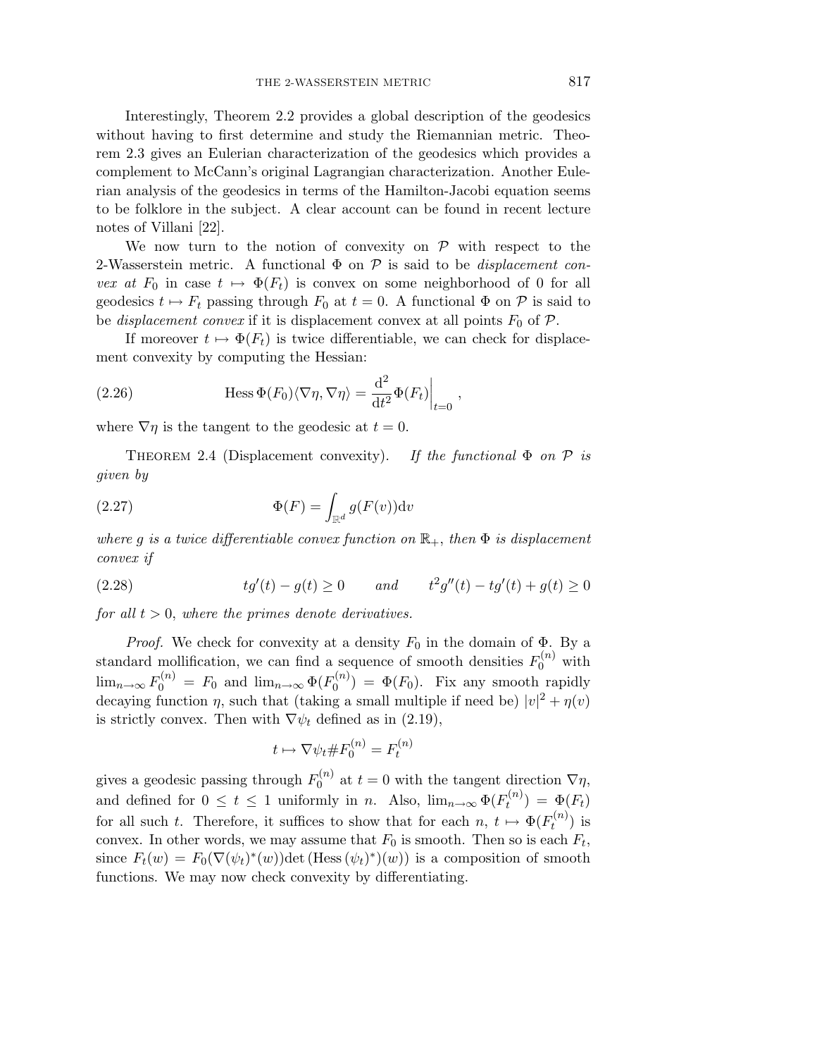Interestingly, Theorem 2.2 provides a global description of the geodesics without having to first determine and study the Riemannian metric. Theorem 2.3 gives an Eulerian characterization of the geodesics which provides a complement to McCann's original Lagrangian characterization. Another Eulerian analysis of the geodesics in terms of the Hamilton-Jacobi equation seems to be folklore in the subject. A clear account can be found in recent lecture notes of Villani [22].

We now turn to the notion of convexity on $\mathcal{P}$ with respect to the 2-Wasserstein metric. A functional $\Phi$ on $\mathcal{P}$ is said to be *displacement convex at* $F_0$ in case $t \mapsto \Phi(F_t)$ is convex on some neighborhood of 0 for all geodesics $t \mapsto F_t$ passing through $F_0$ at $t = 0$. A functional $\Phi$ on $\mathcal{P}$ is said to be *displacement convex* if it is displacement convex at all points $F_0$ of $\mathcal{P}$.

If moreover $t \mapsto \Phi(F_t)$ is twice differentiable, we can check for displacement convexity by computing the Hessian:

$$\operatorname{Hess}\Phi(F_0)\langle\nabla\eta,\nabla\eta\rangle = \left.\frac{\mathrm{d}^2}{\mathrm{d}t^2}\Phi(F_t)\right|_{t=0}, \tag{2.26}$$

where $\nabla\eta$ is the tangent to the geodesic at $t = 0$.

Theorem 2.4 (Displacement convexity). *If the functional $\Phi$ on $\mathcal{P}$ is given by*

$$\Phi(F) = \int_{\mathbb{R}^d} g(F(v))\mathrm{d}v \tag{2.27}$$

*where $g$ is a twice differentiable convex function on $\mathbb{R}_+$, then $\Phi$ is displacement convex if*

$$tg'(t) - g(t) \geq 0 \qquad \textit{and} \qquad t^2 g''(t) - tg'(t) + g(t) \geq 0 \tag{2.28}$$

*for all $t > 0$, where the primes denote derivatives.*

*Proof.* We check for convexity at a density $F_0$ in the domain of $\Phi$. By a standard mollification, we can find a sequence of smooth densities $F_0^{(n)}$ with $\lim_{n\to\infty} F_0^{(n)} = F_0$ and $\lim_{n\to\infty}\Phi(F_0^{(n)}) = \Phi(F_0)$. Fix any smooth rapidly decaying function $\eta$, such that (taking a small multiple if need be) $|v|^2 + \eta(v)$ is strictly convex. Then with $\nabla\psi_t$ defined as in (2.19),

$$t \mapsto \nabla\psi_t \# F_0^{(n)} = F_t^{(n)}$$

gives a geodesic passing through $F_0^{(n)}$ at $t = 0$ with the tangent direction $\nabla\eta$, and defined for $0 \leq t \leq 1$ uniformly in $n$. Also, $\lim_{n\to\infty}\Phi(F_t^{(n)}) = \Phi(F_t)$ for all such $t$. Therefore, it suffices to show that for each $n$, $t \mapsto \Phi(F_t^{(n)})$ is convex. In other words, we may assume that $F_0$ is smooth. Then so is each $F_t$, since $F_t(w) = F_0(\nabla(\psi_t)^*(w))\det(\operatorname{Hess}(\psi_t)^*)(w))$ is a composition of smooth functions. We may now check convexity by differentiating.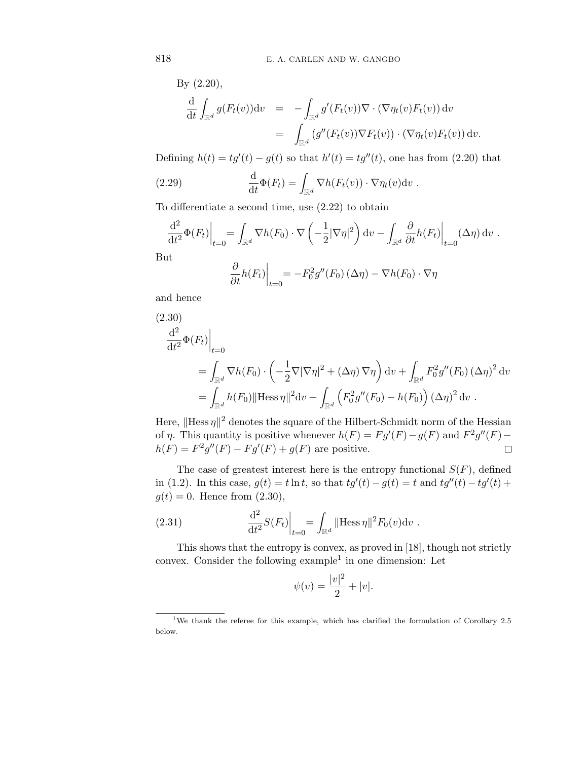By (2.20),

$$
\begin{aligned}
\frac{\mathrm{d}}{\mathrm{d}t}\int_{\mathbb{R}^d} g(F_t(v))\mathrm{d}v &= -\int_{\mathbb{R}^d} g'(F_t(v))\nabla\cdot(\nabla\eta_t(v)F_t(v))\,\mathrm{d}v \\
&= \int_{\mathbb{R}^d} (g''(F_t(v))\nabla F_t(v))\cdot(\nabla\eta_t(v)F_t(v))\,\mathrm{d}v.
\end{aligned}
$$

Defining $h(t) = tg'(t) - g(t)$ so that $h'(t) = tg''(t)$, one has from (2.20) that

$$
\frac{\mathrm{d}}{\mathrm{d}t}\Phi(F_t) = \int_{\mathbb{R}^d} \nabla h(F_t(v))\cdot\nabla\eta_t(v)\mathrm{d}v\ . \tag{2.29}
$$

To differentiate a second time, use (2.22) to obtain

$$
\frac{\mathrm{d}^2}{\mathrm{d}t^2}\Phi(F_t)\bigg|_{t=0} = \int_{\mathbb{R}^d} \nabla h(F_0)\cdot\nabla\left(-\frac{1}{2}|\nabla\eta|^2\right)\mathrm{d}v - \int_{\mathbb{R}^d}\frac{\partial}{\partial t}h(F_t)\bigg|_{t=0}(\Delta\eta)\,\mathrm{d}v\ .
$$

But

$$
\frac{\partial}{\partial t}h(F_t)\bigg|_{t=0} = -F_0^2 g''(F_0)\,(\Delta\eta) - \nabla h(F_0)\cdot\nabla\eta
$$

and hence

$$
\begin{aligned}
&\frac{\mathrm{d}^2}{\mathrm{d}t^2}\Phi(F_t)\bigg|_{t=0} \\
&\quad= \int_{\mathbb{R}^d}\nabla h(F_0)\cdot\left(-\frac{1}{2}\nabla|\nabla\eta|^2 + (\Delta\eta)\,\nabla\eta\right)\mathrm{d}v + \int_{\mathbb{R}^d} F_0^2 g''(F_0)\,(\Delta\eta)^2\,\mathrm{d}v \\
&\quad= \int_{\mathbb{R}^d} h(F_0)\|\mathrm{Hess}\,\eta\|^2\mathrm{d}v + \int_{\mathbb{R}^d}\left(F_0^2 g''(F_0) - h(F_0)\right)(\Delta\eta)^2\,\mathrm{d}v\ .
\end{aligned} \tag{2.30}
$$

Here, $\|\mathrm{Hess}\,\eta\|^2$ denotes the square of the Hilbert-Schmidt norm of the Hessian of $\eta$. This quantity is positive whenever $h(F) = Fg'(F) - g(F)$ and $F^2g''(F) - h(F) = F^2g''(F) - Fg'(F) + g(F)$ are positive. □

The case of greatest interest here is the entropy functional $S(F)$, defined in (1.2). In this case, $g(t) = t\ln t$, so that $tg'(t) - g(t) = t$ and $tg''(t) - tg'(t) + g(t) = 0$. Hence from (2.30),

$$
\frac{\mathrm{d}^2}{\mathrm{d}t^2}S(F_t)\bigg|_{t=0} = \int_{\mathbb{R}^d}\|\mathrm{Hess}\,\eta\|^2 F_0(v)\mathrm{d}v\ . \tag{2.31}
$$

This shows that the entropy is convex, as proved in [18], though not strictly convex. Consider the following example[1] in one dimension: Let

$$
\psi(v) = \frac{|v|^2}{2} + |v|.
$$

[1] We thank the referee for this example, which has clarified the formulation of Corollary 2.5 below.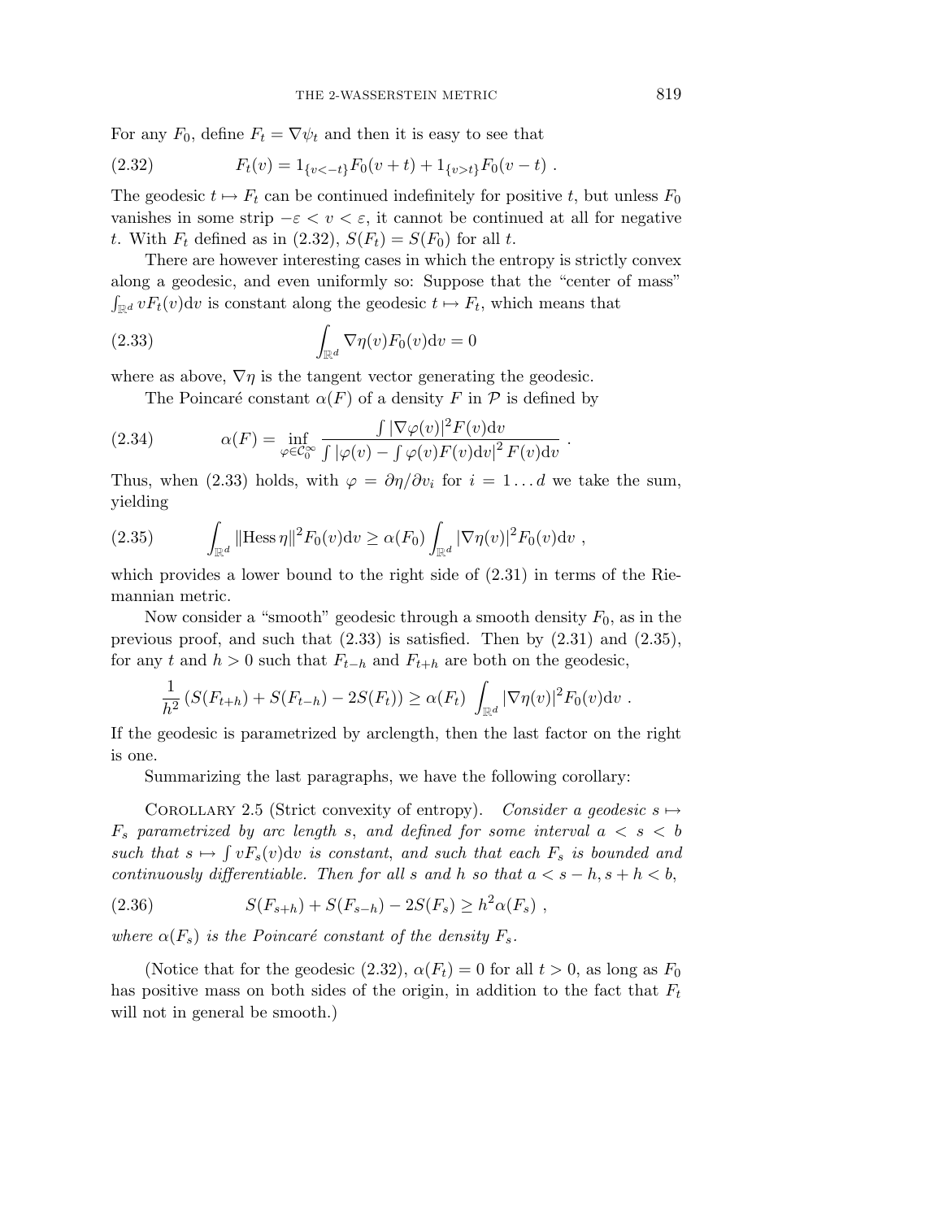For any $F_0$, define $F_t = \nabla\psi_t$ and then it is easy to see that

$$F_t(v) = 1_{\{v<-t\}}F_0(v+t) + 1_{\{v>t\}}F_0(v-t) \ . \tag{2.32}$$

The geodesic $t \mapsto F_t$ can be continued indefinitely for positive $t$, but unless $F_0$ vanishes in some strip $-\varepsilon < v < \varepsilon$, it cannot be continued at all for negative $t$. With $F_t$ defined as in (2.32), $S(F_t) = S(F_0)$ for all $t$.

There are however interesting cases in which the entropy is strictly convex along a geodesic, and even uniformly so: Suppose that the "center of mass" $\int_{\mathbb{R}^d} vF_t(v)\mathrm{d}v$ is constant along the geodesic $t \mapsto F_t$, which means that

$$\int_{\mathbb{R}^d} \nabla\eta(v)F_0(v)\mathrm{d}v = 0 \tag{2.33}$$

where as above, $\nabla\eta$ is the tangent vector generating the geodesic.

The Poincaré constant $\alpha(F)$ of a density $F$ in $\mathcal{P}$ is defined by

$$\alpha(F) = \inf_{\varphi\in\mathcal{C}_0^\infty} \frac{\int |\nabla\varphi(v)|^2 F(v)\mathrm{d}v}{\int |\varphi(v) - \int \varphi(v)F(v)\mathrm{d}v|^2\, F(v)\mathrm{d}v} \ . \tag{2.34}$$

Thus, when (2.33) holds, with $\varphi = \partial\eta/\partial v_i$ for $i = 1\ldots d$ we take the sum, yielding

$$\int_{\mathbb{R}^d} \|\mathrm{Hess}\,\eta\|^2 F_0(v)\mathrm{d}v \geq \alpha(F_0)\int_{\mathbb{R}^d} |\nabla\eta(v)|^2 F_0(v)\mathrm{d}v \ , \tag{2.35}$$

which provides a lower bound to the right side of (2.31) in terms of the Riemannian metric.

Now consider a "smooth" geodesic through a smooth density $F_0$, as in the previous proof, and such that (2.33) is satisfied. Then by (2.31) and (2.35), for any $t$ and $h > 0$ such that $F_{t-h}$ and $F_{t+h}$ are both on the geodesic,

$$\frac{1}{h^2}\left(S(F_{t+h}) + S(F_{t-h}) - 2S(F_t)\right) \geq \alpha(F_t)\ \int_{\mathbb{R}^d} |\nabla\eta(v)|^2 F_0(v)\mathrm{d}v \ .$$

If the geodesic is parametrized by arclength, then the last factor on the right is one.

Summarizing the last paragraphs, we have the following corollary:

Corollary 2.5 (Strict convexity of entropy). *Consider a geodesic $s \mapsto F_s$ parametrized by arc length $s$, and defined for some interval $a < s < b$ such that $s \mapsto \int vF_s(v)\mathrm{d}v$ is constant, and such that each $F_s$ is bounded and continuously differentiable. Then for all $s$ and $h$ so that $a < s-h, s+h < b$,*

$$S(F_{s+h}) + S(F_{s-h}) - 2S(F_s) \geq h^2\alpha(F_s) \ , \tag{2.36}$$

*where $\alpha(F_s)$ is the Poincaré constant of the density $F_s$.*

(Notice that for the geodesic (2.32), $\alpha(F_t) = 0$ for all $t > 0$, as long as $F_0$ has positive mass on both sides of the origin, in addition to the fact that $F_t$ will not in general be smooth.)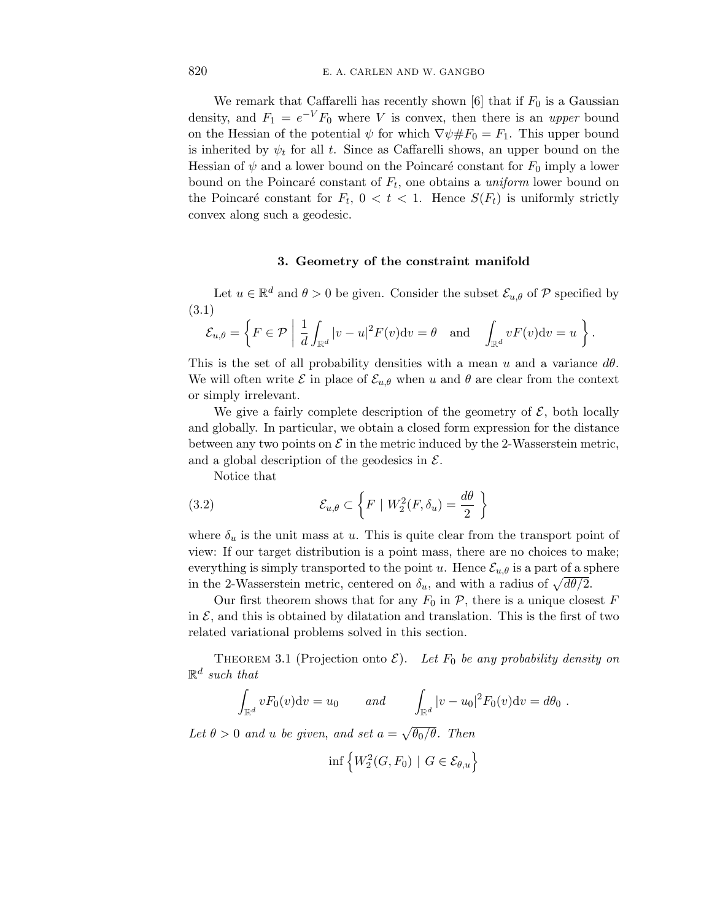We remark that Caffarelli has recently shown [6] that if $F_0$ is a Gaussian density, and $F_1 = e^{-V}F_0$ where $V$ is convex, then there is an *upper* bound on the Hessian of the potential $\psi$ for which $\nabla\psi\# F_0 = F_1$. This upper bound is inherited by $\psi_t$ for all $t$. Since as Caffarelli shows, an upper bound on the Hessian of $\psi$ and a lower bound on the Poincaré constant for $F_0$ imply a lower bound on the Poincaré constant of $F_t$, one obtains a *uniform* lower bound on the Poincaré constant for $F_t$, $0 < t < 1$. Hence $S(F_t)$ is uniformly strictly convex along such a geodesic.

## 3. Geometry of the constraint manifold

Let $u \in \mathbb{R}^d$ and $\theta > 0$ be given. Consider the subset $\mathcal{E}_{u,\theta}$ of $\mathcal{P}$ specified by (3.1)

$$\mathcal{E}_{u,\theta} = \left\{ F \in \mathcal{P} \;\middle|\; \frac{1}{d}\int_{\mathbb{R}^d} |v-u|^2 F(v)\mathrm{d}v = \theta \quad \text{and} \quad \int_{\mathbb{R}^d} vF(v)\mathrm{d}v = u \right\}.$$

This is the set of all probability densities with a mean $u$ and a variance $d\theta$. We will often write $\mathcal{E}$ in place of $\mathcal{E}_{u,\theta}$ when $u$ and $\theta$ are clear from the context or simply irrelevant.

We give a fairly complete description of the geometry of $\mathcal{E}$, both locally and globally. In particular, we obtain a closed form expression for the distance between any two points on $\mathcal{E}$ in the metric induced by the 2-Wasserstein metric, and a global description of the geodesics in $\mathcal{E}$.

Notice that

$$\mathcal{E}_{u,\theta} \subset \left\{ F \mid W_2^2(F,\delta_u) = \frac{d\theta}{2} \right\} \tag{3.2}$$

where $\delta_u$ is the unit mass at $u$. This is quite clear from the transport point of view: If our target distribution is a point mass, there are no choices to make; everything is simply transported to the point $u$. Hence $\mathcal{E}_{u,\theta}$ is a part of a sphere in the 2-Wasserstein metric, centered on $\delta_u$, and with a radius of $\sqrt{d\theta/2}$.

Our first theorem shows that for any $F_0$ in $\mathcal{P}$, there is a unique closest $F$ in $\mathcal{E}$, and this is obtained by dilatation and translation. This is the first of two related variational problems solved in this section.

Theorem 3.1 (Projection onto $\mathcal{E}$). *Let $F_0$ be any probability density on $\mathbb{R}^d$ such that*

$$\int_{\mathbb{R}^d} vF_0(v)\mathrm{d}v = u_0 \qquad \text{and} \qquad \int_{\mathbb{R}^d} |v-u_0|^2 F_0(v)\mathrm{d}v = d\theta_0 \ .$$

*Let $\theta > 0$ and $u$ be given, and set $a = \sqrt{\theta_0/\theta}$. Then*

$$\inf\left\{ W_2^2(G,F_0) \mid G \in \mathcal{E}_{\theta,u} \right\}$$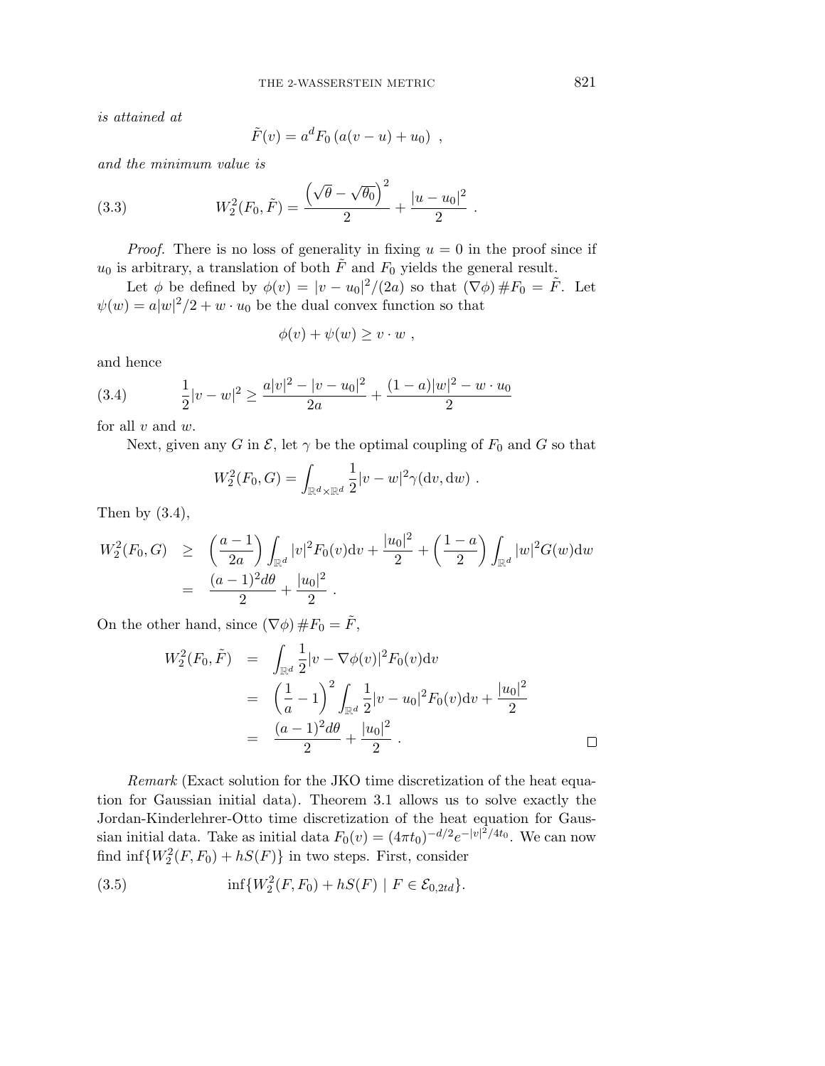*is attained at*

$$\tilde{F}(v) = a^d F_0\left(a(v-u)+u_0\right) \ ,$$

*and the minimum value is*

$$W_2^2(F_0,\tilde{F}) = \frac{\left(\sqrt{\theta}-\sqrt{\theta_0}\right)^2}{2} + \frac{|u-u_0|^2}{2} \ . \tag{3.3}$$

*Proof.* There is no loss of generality in fixing $u = 0$ in the proof since if $u_0$ is arbitrary, a translation of both $\tilde{F}$ and $F_0$ yields the general result.

Let $\phi$ be defined by $\phi(v) = |v-u_0|^2/(2a)$ so that $(\nabla\phi)\#F_0 = \tilde{F}$. Let $\psi(w) = a|w|^2/2 + w\cdot u_0$ be the dual convex function so that

$$\phi(v)+\psi(w) \geq v\cdot w \ ,$$

and hence

$$\frac{1}{2}|v-w|^2 \geq \frac{a|v|^2-|v-u_0|^2}{2a} + \frac{(1-a)|w|^2 - w\cdot u_0}{2} \tag{3.4}$$

for all $v$ and $w$.

Next, given any $G$ in $\mathcal{E}$, let $\gamma$ be the optimal coupling of $F_0$ and $G$ so that

$$W_2^2(F_0,G) = \int_{\mathbb{R}^d\times\mathbb{R}^d} \frac{1}{2}|v-w|^2\gamma(\mathrm{d}v,\mathrm{d}w) \ .$$

Then by (3.4),

$$\begin{aligned}
W_2^2(F_0,G) \quad &\geq \quad \left(\frac{a-1}{2a}\right)\int_{\mathbb{R}^d}|v|^2F_0(v)\mathrm{d}v + \frac{|u_0|^2}{2} + \left(\frac{1-a}{2}\right)\int_{\mathbb{R}^d}|w|^2G(w)\mathrm{d}w \\
&= \quad \frac{(a-1)^2d\theta}{2} + \frac{|u_0|^2}{2} \ .
\end{aligned}$$

On the other hand, since $(\nabla\phi)\#F_0 = \tilde{F}$,

$$\begin{aligned}
W_2^2(F_0,\tilde{F}) \quad &= \quad \int_{\mathbb{R}^d}\frac{1}{2}|v-\nabla\phi(v)|^2F_0(v)\mathrm{d}v \\
&= \quad \left(\frac{1}{a}-1\right)^2\int_{\mathbb{R}^d}\frac{1}{2}|v-u_0|^2F_0(v)\mathrm{d}v + \frac{|u_0|^2}{2} \\
&= \quad \frac{(a-1)^2d\theta}{2} + \frac{|u_0|^2}{2} \ .
\end{aligned}$$

□

*Remark* (Exact solution for the JKO time discretization of the heat equation for Gaussian initial data). Theorem 3.1 allows us to solve exactly the Jordan-Kinderlehrer-Otto time discretization of the heat equation for Gaussian initial data. Take as initial data $F_0(v) = (4\pi t_0)^{-d/2}e^{-|v|^2/4t_0}$. We can now find $\inf\{W_2^2(F,F_0)+hS(F)\}$ in two steps. First, consider

$$\inf\{W_2^2(F,F_0)+hS(F) \mid F\in\mathcal{E}_{0,2td}\}. \tag{3.5}$$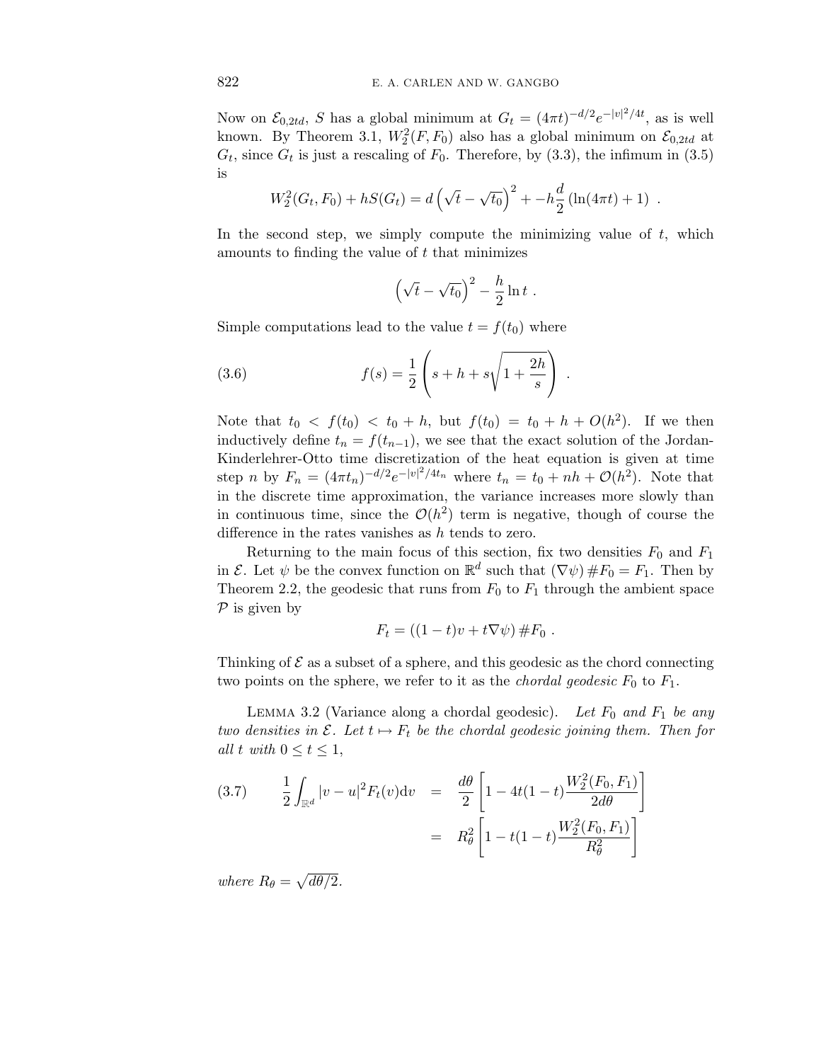Now on $\mathcal{E}_{0,2td}$, $S$ has a global minimum at $G_t = (4\pi t)^{-d/2}e^{-|v|^2/4t}$, as is well known. By Theorem 3.1, $W_2^2(F, F_0)$ also has a global minimum on $\mathcal{E}_{0,2td}$ at $G_t$, since $G_t$ is just a rescaling of $F_0$. Therefore, by (3.3), the infimum in (3.5) is

$$W_2^2(G_t, F_0) + hS(G_t) = d\left(\sqrt{t} - \sqrt{t_0}\right)^2 + -h\frac{d}{2}\left(\ln(4\pi t) + 1\right) \ .$$

In the second step, we simply compute the minimizing value of $t$, which amounts to finding the value of $t$ that minimizes

$$\left(\sqrt{t} - \sqrt{t_0}\right)^2 - \frac{h}{2}\ln t \ .$$

Simple computations lead to the value $t = f(t_0)$ where

$$f(s) = \frac{1}{2}\left(s + h + s\sqrt{1 + \frac{2h}{s}}\right) \ . \tag{3.6}$$

Note that $t_0 < f(t_0) < t_0 + h$, but $f(t_0) = t_0 + h + O(h^2)$. If we then inductively define $t_n = f(t_{n-1})$, we see that the exact solution of the Jordan-Kinderlehrer-Otto time discretization of the heat equation is given at time step $n$ by $F_n = (4\pi t_n)^{-d/2}e^{-|v|^2/4t_n}$ where $t_n = t_0 + nh + \mathcal{O}(h^2)$. Note that in the discrete time approximation, the variance increases more slowly than in continuous time, since the $\mathcal{O}(h^2)$ term is negative, though of course the difference in the rates vanishes as $h$ tends to zero.

Returning to the main focus of this section, fix two densities $F_0$ and $F_1$ in $\mathcal{E}$. Let $\psi$ be the convex function on $\mathbb{R}^d$ such that $(\nabla\psi)\#F_0 = F_1$. Then by Theorem 2.2, the geodesic that runs from $F_0$ to $F_1$ through the ambient space $\mathcal{P}$ is given by

$$F_t = ((1-t)v + t\nabla\psi)\#F_0 \ .$$

Thinking of $\mathcal{E}$ as a subset of a sphere, and this geodesic as the chord connecting two points on the sphere, we refer to it as the *chordal geodesic* $F_0$ to $F_1$.

Lemma 3.2 (Variance along a chordal geodesic). *Let $F_0$ and $F_1$ be any two densities in $\mathcal{E}$. Let $t \mapsto F_t$ be the chordal geodesic joining them. Then for all $t$ with $0 \leq t \leq 1$,*

$$\begin{aligned} \frac{1}{2}\int_{\mathbb{R}^d} |v-u|^2 F_t(v)\mathrm{d}v &= \frac{d\theta}{2}\left[1 - 4t(1-t)\frac{W_2^2(F_0,F_1)}{2d\theta}\right] \\ &= R_\theta^2\left[1 - t(1-t)\frac{W_2^2(F_0,F_1)}{R_\theta^2}\right] \end{aligned} \tag{3.7}$$

*where $R_\theta = \sqrt{d\theta/2}$.*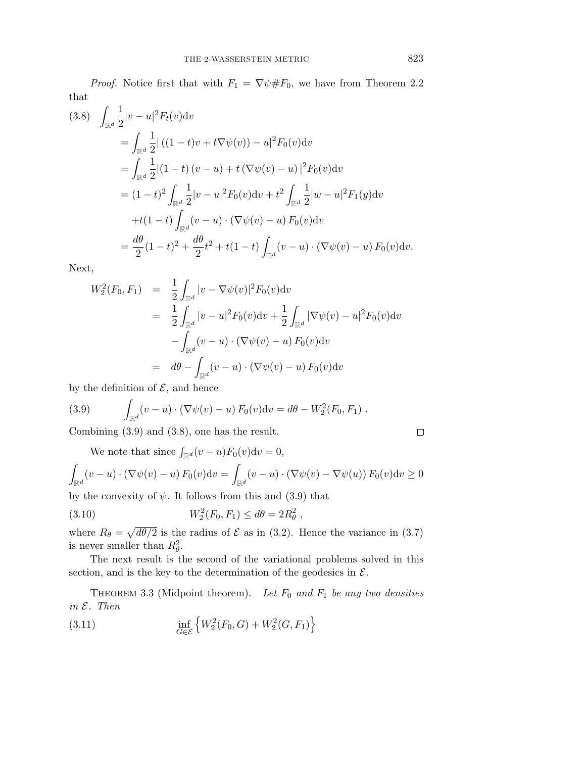*Proof.* Notice first that with $F_1 = \nabla\psi\# F_0$, we have from Theorem 2.2 that

$$
\begin{aligned}
(3.8)\quad \int_{\mathbb{R}^d} \frac{1}{2}|v-u|^2 F_t(v)\mathrm{d}v
&= \int_{\mathbb{R}^d} \frac{1}{2}|\left((1-t)v + t\nabla\psi(v)\right) - u|^2 F_0(v)\mathrm{d}v \\
&= \int_{\mathbb{R}^d} \frac{1}{2}|(1-t)\,(v-u) + t\,(\nabla\psi(v) - u)\,|^2 F_0(v)\mathrm{d}v \\
&= (1-t)^2 \int_{\mathbb{R}^d} \frac{1}{2}|v-u|^2 F_0(v)\mathrm{d}v + t^2 \int_{\mathbb{R}^d} \frac{1}{2}|w-u|^2 F_1(y)\mathrm{d}v \\
&\quad + t(1-t)\int_{\mathbb{R}^d} (v-u)\cdot(\nabla\psi(v) - u)\, F_0(v)\mathrm{d}v \\
&= \frac{d\theta}{2}(1-t)^2 + \frac{d\theta}{2}t^2 + t(1-t)\int_{\mathbb{R}^d} (v-u)\cdot(\nabla\psi(v)-u)\,F_0(v)\mathrm{d}v.
\end{aligned}
$$

Next,

$$
\begin{aligned}
W_2^2(F_0,F_1) &= \frac{1}{2}\int_{\mathbb{R}^d} |v - \nabla\psi(v)|^2 F_0(v)\mathrm{d}v \\
&= \frac{1}{2}\int_{\mathbb{R}^d} |v-u|^2 F_0(v)\mathrm{d}v + \frac{1}{2}\int_{\mathbb{R}^d} |\nabla\psi(v) - u|^2 F_0(v)\mathrm{d}v \\
&\quad - \int_{\mathbb{R}^d} (v-u)\cdot(\nabla\psi(v)-u)\,F_0(v)\mathrm{d}v \\
&= d\theta - \int_{\mathbb{R}^d} (v-u)\cdot(\nabla\psi(v)-u)\,F_0(v)\mathrm{d}v
\end{aligned}
$$

by the definition of $\mathcal{E}$, and hence

$$
(3.9)\qquad \int_{\mathbb{R}^d} (v-u)\cdot(\nabla\psi(v)-u)\,F_0(v)\mathrm{d}v = d\theta - W_2^2(F_0,F_1)\ .
$$

Combining (3.9) and (3.8), one has the result. $\square$

We note that since $\int_{\mathbb{R}^d}(v-u)F_0(v)\mathrm{d}v = 0$,

$$
\int_{\mathbb{R}^d} (v-u)\cdot(\nabla\psi(v)-u)\,F_0(v)\mathrm{d}v = \int_{\mathbb{R}^d} (v-u)\cdot(\nabla\psi(v)-\nabla\psi(u))\,F_0(v)\mathrm{d}v \geq 0
$$

by the convexity of $\psi$. It follows from this and (3.9) that

$$
(3.10)\qquad W_2^2(F_0,F_1) \leq d\theta = 2R_\theta^2\ ,
$$

where $R_\theta = \sqrt{d\theta/2}$ is the radius of $\mathcal{E}$ as in (3.2). Hence the variance in (3.7) is never smaller than $R_\theta^2$.

The next result is the second of the variational problems solved in this section, and is the key to the determination of the geodesics in $\mathcal{E}$.

Theorem 3.3 (Midpoint theorem). *Let $F_0$ and $F_1$ be any two densities in $\mathcal{E}$. Then*

$$
(3.11)\qquad \inf_{G\in\mathcal{E}} \left\{ W_2^2(F_0,G) + W_2^2(G,F_1) \right\}
$$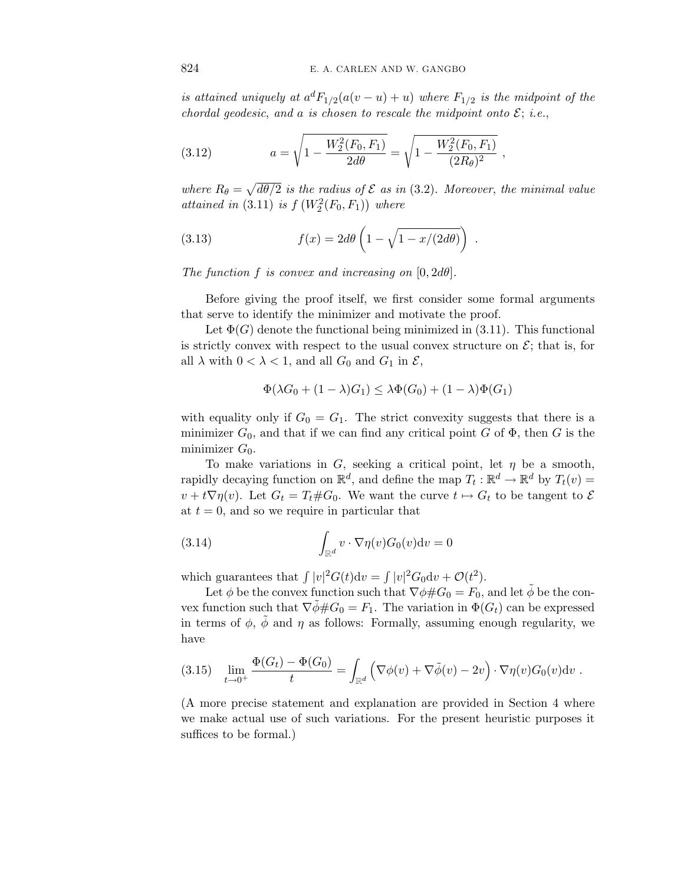*is attained uniquely at $a^d F_{1/2}(a(v-u)+u)$ where $F_{1/2}$ is the midpoint of the chordal geodesic, and $a$ is chosen to rescale the midpoint onto $\mathcal{E}$; i.e.,*

$$a = \sqrt{1 - \frac{W_2^2(F_0,F_1)}{2d\theta}} = \sqrt{1 - \frac{W_2^2(F_0,F_1)}{(2R_\theta)^2}}\ , \tag{3.12}$$

*where $R_\theta = \sqrt{d\theta/2}$ is the radius of $\mathcal{E}$ as in (3.2). Moreover, the minimal value attained in (3.11) is $f\left(W_2^2(F_0,F_1)\right)$ where*

$$f(x) = 2d\theta\left(1 - \sqrt{1 - x/(2d\theta)}\right)\ . \tag{3.13}$$

*The function $f$ is convex and increasing on $[0, 2d\theta]$.*

Before giving the proof itself, we first consider some formal arguments that serve to identify the minimizer and motivate the proof.

Let $\Phi(G)$ denote the functional being minimized in (3.11). This functional is strictly convex with respect to the usual convex structure on $\mathcal{E}$; that is, for all $\lambda$ with $0 < \lambda < 1$, and all $G_0$ and $G_1$ in $\mathcal{E}$,

$$\Phi(\lambda G_0 + (1-\lambda)G_1) \le \lambda\Phi(G_0) + (1-\lambda)\Phi(G_1)$$

with equality only if $G_0 = G_1$. The strict convexity suggests that there is a minimizer $G_0$, and that if we can find any critical point $G$ of $\Phi$, then $G$ is the minimizer $G_0$.

To make variations in $G$, seeking a critical point, let $\eta$ be a smooth, rapidly decaying function on $\mathbb{R}^d$, and define the map $T_t : \mathbb{R}^d \to \mathbb{R}^d$ by $T_t(v) = v + t\nabla\eta(v)$. Let $G_t = T_t\#G_0$. We want the curve $t \mapsto G_t$ to be tangent to $\mathcal{E}$ at $t = 0$, and so we require in particular that

$$\int_{\mathbb{R}^d} v \cdot \nabla\eta(v) G_0(v)\mathrm{d}v = 0 \tag{3.14}$$

which guarantees that $\int |v|^2 G(t)\mathrm{d}v = \int |v|^2 G_0 \mathrm{d}v + \mathcal{O}(t^2)$.

Let $\phi$ be the convex function such that $\nabla\phi\#G_0 = F_0$, and let $\tilde{\phi}$ be the convex function such that $\nabla\tilde{\phi}\#G_0 = F_1$. The variation in $\Phi(G_t)$ can be expressed in terms of $\phi$, $\tilde{\phi}$ and $\eta$ as follows: Formally, assuming enough regularity, we have

$$\lim_{t\to 0^+} \frac{\Phi(G_t) - \Phi(G_0)}{t} = \int_{\mathbb{R}^d} \left(\nabla\phi(v) + \nabla\tilde{\phi}(v) - 2v\right)\cdot\nabla\eta(v)G_0(v)\mathrm{d}v\ . \tag{3.15}$$

(A more precise statement and explanation are provided in Section 4 where we make actual use of such variations. For the present heuristic purposes it suffices to be formal.)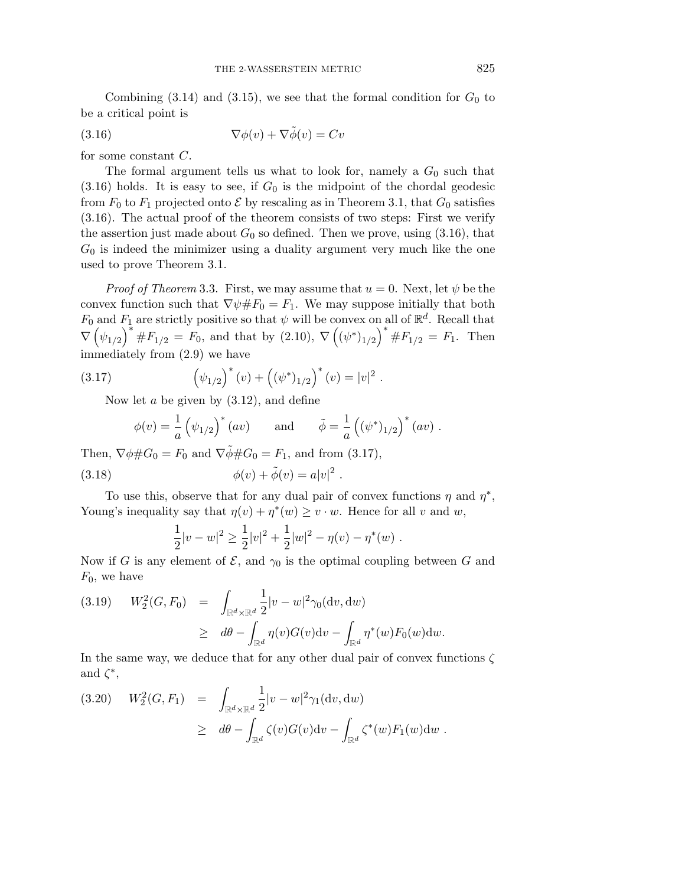Combining (3.14) and (3.15), we see that the formal condition for $G_0$ to be a critical point is

$$\nabla\phi(v) + \nabla\tilde{\phi}(v) = Cv \tag{3.16}$$

for some constant $C$.

The formal argument tells us what to look for, namely a $G_0$ such that (3.16) holds. It is easy to see, if $G_0$ is the midpoint of the chordal geodesic from $F_0$ to $F_1$ projected onto $\mathcal{E}$ by rescaling as in Theorem 3.1, that $G_0$ satisfies (3.16). The actual proof of the theorem consists of two steps: First we verify the assertion just made about $G_0$ so defined. Then we prove, using (3.16), that $G_0$ is indeed the minimizer using a duality argument very much like the one used to prove Theorem 3.1.

*Proof of Theorem* 3.3. First, we may assume that $u = 0$. Next, let $\psi$ be the convex function such that $\nabla\psi\#F_0 = F_1$. We may suppose initially that both $F_0$ and $F_1$ are strictly positive so that $\psi$ will be convex on all of $\mathbb{R}^d$. Recall that $\nabla\left(\psi_{1/2}\right)^*\#F_{1/2} = F_0$, and that by (2.10), $\nabla\left((\psi^*)_{1/2}\right)^*\#F_{1/2} = F_1$. Then immediately from (2.9) we have

$$\left(\psi_{1/2}\right)^*(v) + \left((\psi^*)_{1/2}\right)^*(v) = |v|^2 \ . \tag{3.17}$$

Now let $a$ be given by (3.12), and define

$$\phi(v) = \frac{1}{a}\left(\psi_{1/2}\right)^*(av) \qquad \text{and} \qquad \tilde{\phi} = \frac{1}{a}\left((\psi^*)_{1/2}\right)^*(av) \ .$$

Then, $\nabla\phi\#G_0 = F_0$ and $\nabla\tilde{\phi}\#G_0 = F_1$, and from (3.17),

$$\phi(v) + \tilde{\phi}(v) = a|v|^2 \ . \tag{3.18}$$

To use this, observe that for any dual pair of convex functions $\eta$ and $\eta^*$, Young's inequality say that $\eta(v) + \eta^*(w) \geq v \cdot w$. Hence for all $v$ and $w$,

$$\frac{1}{2}|v-w|^2 \geq \frac{1}{2}|v|^2 + \frac{1}{2}|w|^2 - \eta(v) - \eta^*(w) \ .$$

Now if $G$ is any element of $\mathcal{E}$, and $\gamma_0$ is the optimal coupling between $G$ and $F_0$, we have

$$\begin{aligned} W_2^2(G, F_0) &= \int_{\mathbb{R}^d\times\mathbb{R}^d} \frac{1}{2}|v-w|^2\gamma_0(\mathrm{d}v, \mathrm{d}w) \\ &\geq d\theta - \int_{\mathbb{R}^d} \eta(v)G(v)\mathrm{d}v - \int_{\mathbb{R}^d} \eta^*(w)F_0(w)\mathrm{d}w. \end{aligned} \tag{3.19}$$

In the same way, we deduce that for any other dual pair of convex functions $\zeta$ and $\zeta^*$,

$$\begin{aligned} W_2^2(G, F_1) &= \int_{\mathbb{R}^d\times\mathbb{R}^d} \frac{1}{2}|v-w|^2\gamma_1(\mathrm{d}v, \mathrm{d}w) \\ &\geq d\theta - \int_{\mathbb{R}^d} \zeta(v)G(v)\mathrm{d}v - \int_{\mathbb{R}^d} \zeta^*(w)F_1(w)\mathrm{d}w \ . \end{aligned} \tag{3.20}$$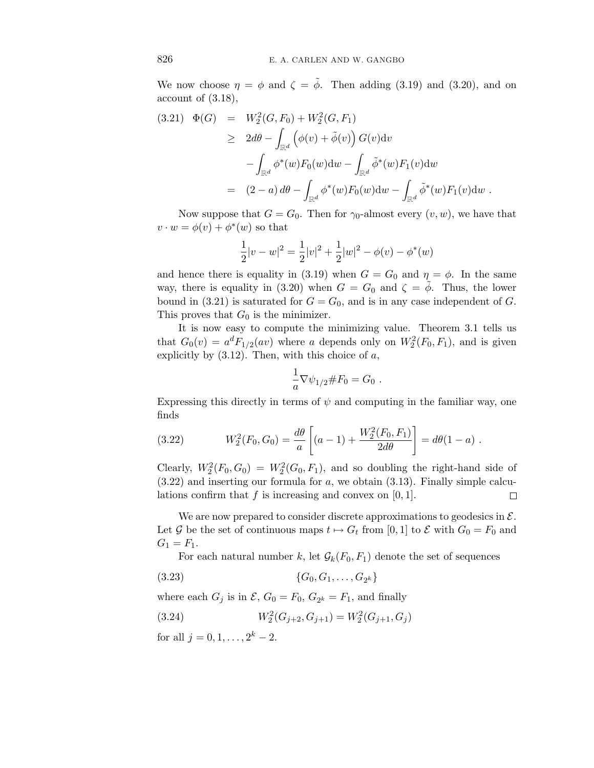We now choose $\eta = \phi$ and $\zeta = \tilde{\phi}$. Then adding (3.19) and (3.20), and on account of (3.18),

$$
\begin{aligned}
(3.21)\quad \Phi(G) &= W_2^2(G,F_0) + W_2^2(G,F_1) \\
&\geq 2d\theta - \int_{\mathbb{R}^d} \left(\phi(v) + \tilde{\phi}(v)\right) G(v)\mathrm{d}v \\
&\quad - \int_{\mathbb{R}^d} \phi^*(w) F_0(w)\mathrm{d}w - \int_{\mathbb{R}^d} \tilde{\phi}^*(w) F_1(v)\mathrm{d}w \\
&= (2-a)\, d\theta - \int_{\mathbb{R}^d} \phi^*(w) F_0(w)\mathrm{d}w - \int_{\mathbb{R}^d} \tilde{\phi}^*(w) F_1(v)\mathrm{d}w \ .
\end{aligned}
$$

Now suppose that $G = G_0$. Then for $\gamma_0$-almost every $(v,w)$, we have that $v \cdot w = \phi(v) + \phi^*(w)$ so that

$$
\frac{1}{2}|v-w|^2 = \frac{1}{2}|v|^2 + \frac{1}{2}|w|^2 - \phi(v) - \phi^*(w)
$$

and hence there is equality in (3.19) when $G = G_0$ and $\eta = \phi$. In the same way, there is equality in (3.20) when $G = G_0$ and $\zeta = \tilde{\phi}$. Thus, the lower bound in (3.21) is saturated for $G = G_0$, and is in any case independent of $G$. This proves that $G_0$ is the minimizer.

It is now easy to compute the minimizing value. Theorem 3.1 tells us that $G_0(v) = a^d F_{1/2}(av)$ where $a$ depends only on $W_2^2(F_0,F_1)$, and is given explicitly by (3.12). Then, with this choice of $a$,

$$
\frac{1}{a}\nabla\psi_{1/2} \# F_0 = G_0 \ .
$$

Expressing this directly in terms of $\psi$ and computing in the familiar way, one finds

$$
(3.22)\qquad W_2^2(F_0,G_0) = \frac{d\theta}{a}\left[(a-1) + \frac{W_2^2(F_0,F_1)}{2d\theta}\right] = d\theta(1-a) \ .
$$

Clearly, $W_2^2(F_0,G_0) = W_2^2(G_0,F_1)$, and so doubling the right-hand side of (3.22) and inserting our formula for $a$, we obtain (3.13). Finally simple calculations confirm that $f$ is increasing and convex on $[0,1]$. $\square$

We are now prepared to consider discrete approximations to geodesics in $\mathcal{E}$. Let $\mathcal{G}$ be the set of continuous maps $t \mapsto G_t$ from $[0,1]$ to $\mathcal{E}$ with $G_0 = F_0$ and $G_1 = F_1$.

For each natural number $k$, let $\mathcal{G}_k(F_0,F_1)$ denote the set of sequences

$$
(3.23)\qquad \{G_0, G_1, \ldots, G_{2^k}\}
$$

where each $G_j$ is in $\mathcal{E}$, $G_0 = F_0$, $G_{2^k} = F_1$, and finally

$$
(3.24)\qquad W_2^2(G_{j+2}, G_{j+1}) = W_2^2(G_{j+1}, G_j)
$$

for all $j = 0, 1, \ldots, 2^k - 2$.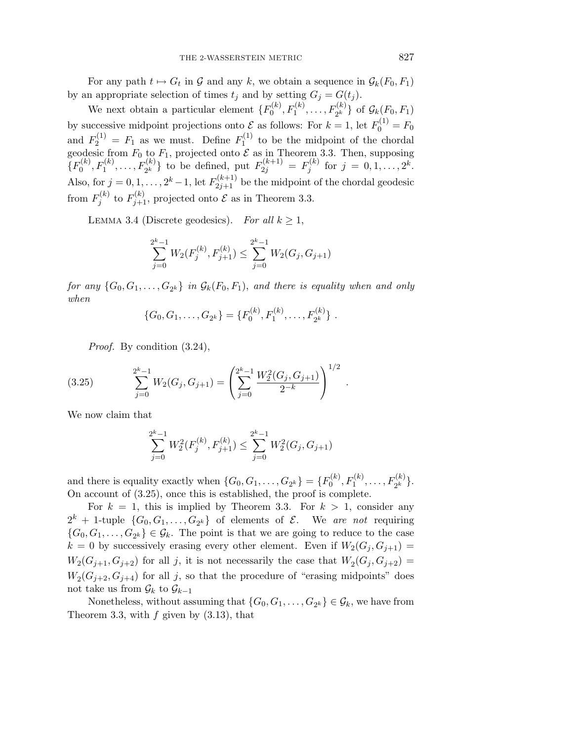For any path $t \mapsto G_t$ in $\mathcal{G}$ and any $k$, we obtain a sequence in $\mathcal{G}_k(F_0, F_1)$ by an appropriate selection of times $t_j$ and by setting $G_j = G(t_j)$.

We next obtain a particular element $\{F_0^{(k)}, F_1^{(k)}, \ldots, F_{2^k}^{(k)}\}$ of $\mathcal{G}_k(F_0, F_1)$ by successive midpoint projections onto $\mathcal{E}$ as follows: For $k = 1$, let $F_0^{(1)} = F_0$ and $F_2^{(1)} = F_1$ as we must. Define $F_1^{(1)}$ to be the midpoint of the chordal geodesic from $F_0$ to $F_1$, projected onto $\mathcal{E}$ as in Theorem 3.3. Then, supposing $\{F_0^{(k)}, F_1^{(k)}, \ldots, F_{2^k}^{(k)}\}$ to be defined, put $F_{2j}^{(k+1)} = F_j^{(k)}$ for $j = 0, 1, \ldots, 2^k$. Also, for $j = 0, 1, \ldots, 2^k - 1$, let $F_{2j+1}^{(k+1)}$ be the midpoint of the chordal geodesic from $F_j^{(k)}$ to $F_{j+1}^{(k)}$, projected onto $\mathcal{E}$ as in Theorem 3.3.

Lemma 3.4 (Discrete geodesics). *For all $k \geq 1$,*

$$\sum_{j=0}^{2^k-1} W_2(F_j^{(k)}, F_{j+1}^{(k)}) \leq \sum_{j=0}^{2^k-1} W_2(G_j, G_{j+1})$$

*for any $\{G_0, G_1, \ldots, G_{2^k}\}$ in $\mathcal{G}_k(F_0, F_1)$, and there is equality when and only when*

$$\{G_0, G_1, \ldots, G_{2^k}\} = \{F_0^{(k)}, F_1^{(k)}, \ldots, F_{2^k}^{(k)}\}\ .$$

*Proof.* By condition (3.24),

$$\sum_{j=0}^{2^k-1} W_2(G_j, G_{j+1}) = \left( \sum_{j=0}^{2^k-1} \frac{W_2^2(G_j, G_{j+1})}{2^{-k}} \right)^{1/2} . \tag{3.25}$$

We now claim that

$$\sum_{j=0}^{2^k-1} W_2^2(F_j^{(k)}, F_{j+1}^{(k)}) \leq \sum_{j=0}^{2^k-1} W_2^2(G_j, G_{j+1})$$

and there is equality exactly when $\{G_0, G_1, \ldots, G_{2^k}\} = \{F_0^{(k)}, F_1^{(k)}, \ldots, F_{2^k}^{(k)}\}$. On account of (3.25), once this is established, the proof is complete.

For $k = 1$, this is implied by Theorem 3.3. For $k > 1$, consider any $2^k + 1$-tuple $\{G_0, G_1, \ldots, G_{2^k}\}$ of elements of $\mathcal{E}$. We *are not* requiring $\{G_0, G_1, \ldots, G_{2^k}\} \in \mathcal{G}_k$. The point is that we are going to reduce to the case $k = 0$ by successively erasing every other element. Even if $W_2(G_j, G_{j+1}) = W_2(G_{j+1}, G_{j+2})$ for all $j$, it is not necessarily the case that $W_2(G_j, G_{j+2}) = W_2(G_{j+2}, G_{j+4})$ for all $j$, so that the procedure of "erasing midpoints" does not take us from $\mathcal{G}_k$ to $\mathcal{G}_{k-1}$

Nonetheless, without assuming that $\{G_0, G_1, \ldots, G_{2^k}\} \in \mathcal{G}_k$, we have from Theorem 3.3, with $f$ given by (3.13), that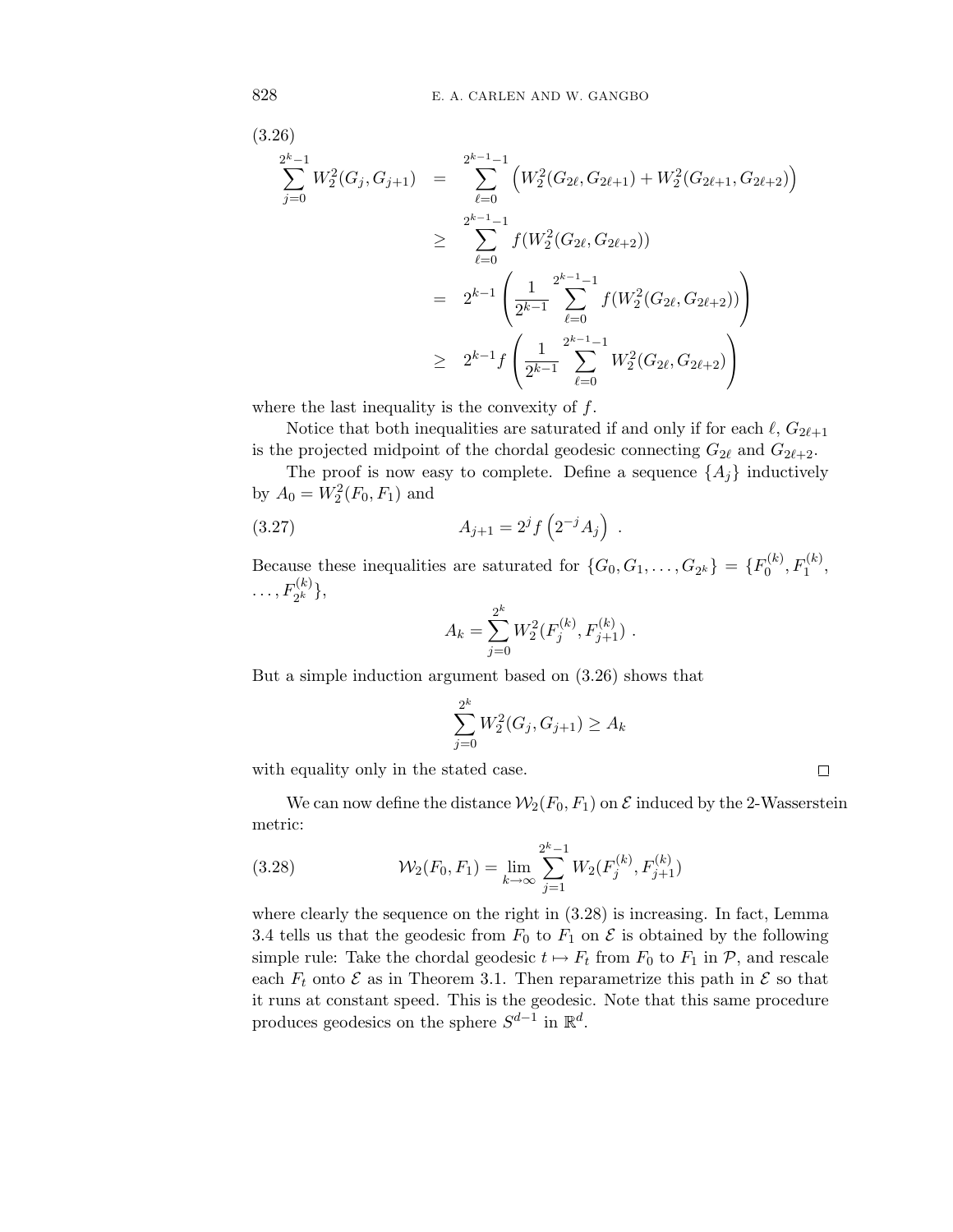(3.26)

$$
\begin{aligned}
\sum_{j=0}^{2^k-1} W_2^2(G_j, G_{j+1}) &= \sum_{\ell=0}^{2^{k-1}-1} \Big( W_2^2(G_{2\ell}, G_{2\ell+1}) + W_2^2(G_{2\ell+1}, G_{2\ell+2}) \Big) \\
&\geq \sum_{\ell=0}^{2^{k-1}-1} f(W_2^2(G_{2\ell}, G_{2\ell+2})) \\
&= 2^{k-1} \left( \frac{1}{2^{k-1}} \sum_{\ell=0}^{2^{k-1}-1} f(W_2^2(G_{2\ell}, G_{2\ell+2})) \right) \\
&\geq 2^{k-1} f \left( \frac{1}{2^{k-1}} \sum_{\ell=0}^{2^{k-1}-1} W_2^2(G_{2\ell}, G_{2\ell+2}) \right)
\end{aligned}
$$

where the last inequality is the convexity of $f$.

Notice that both inequalities are saturated if and only if for each $\ell$, $G_{2\ell+1}$ is the projected midpoint of the chordal geodesic connecting $G_{2\ell}$ and $G_{2\ell+2}$.

The proof is now easy to complete. Define a sequence $\{A_j\}$ inductively by $A_0 = W_2^2(F_0, F_1)$ and

$$
A_{j+1} = 2^j f\left(2^{-j} A_j\right) \ . \tag{3.27}
$$

Because these inequalities are saturated for $\{G_0, G_1, \ldots, G_{2^k}\} = \{F_0^{(k)}, F_1^{(k)}, \ldots, F_{2^k}^{(k)}\}$,

$$
A_k = \sum_{j=0}^{2^k} W_2^2(F_j^{(k)}, F_{j+1}^{(k)}) \ .
$$

But a simple induction argument based on (3.26) shows that

$$
\sum_{j=0}^{2^k} W_2^2(G_j, G_{j+1}) \geq A_k
$$

with equality only in the stated case. □

We can now define the distance $\mathcal{W}_2(F_0, F_1)$ on $\mathcal{E}$ induced by the 2-Wasserstein metric:

$$
\mathcal{W}_2(F_0, F_1) = \lim_{k\to\infty} \sum_{j=1}^{2^k-1} W_2(F_j^{(k)}, F_{j+1}^{(k)}) \tag{3.28}
$$

where clearly the sequence on the right in (3.28) is increasing. In fact, Lemma 3.4 tells us that the geodesic from $F_0$ to $F_1$ on $\mathcal{E}$ is obtained by the following simple rule: Take the chordal geodesic $t \mapsto F_t$ from $F_0$ to $F_1$ in $\mathcal{P}$, and rescale each $F_t$ onto $\mathcal{E}$ as in Theorem 3.1. Then reparametrize this path in $\mathcal{E}$ so that it runs at constant speed. This is the geodesic. Note that this same procedure produces geodesics on the sphere $S^{d-1}$ in $\mathbb{R}^d$.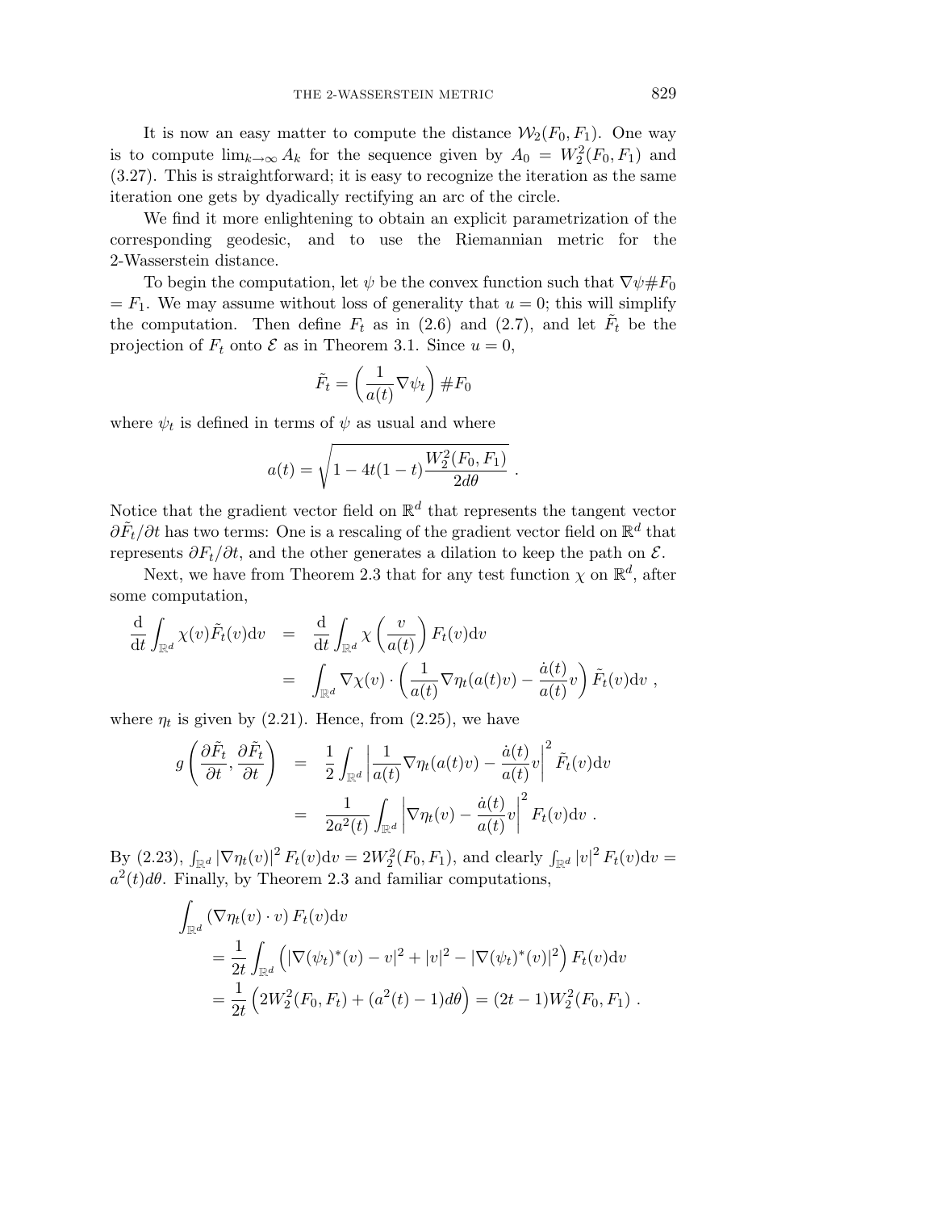It is now an easy matter to compute the distance $\mathcal{W}_2(F_0, F_1)$. One way is to compute $\lim_{k\to\infty} A_k$ for the sequence given by $A_0 = W_2^2(F_0, F_1)$ and (3.27). This is straightforward; it is easy to recognize the iteration as the same iteration one gets by dyadically rectifying an arc of the circle.

We find it more enlightening to obtain an explicit parametrization of the corresponding geodesic, and to use the Riemannian metric for the 2-Wasserstein distance.

To begin the computation, let $\psi$ be the convex function such that $\nabla\psi\#F_0 = F_1$. We may assume without loss of generality that $u = 0$; this will simplify the computation. Then define $F_t$ as in (2.6) and (2.7), and let $\tilde{F}_t$ be the projection of $F_t$ onto $\mathcal{E}$ as in Theorem 3.1. Since $u = 0$,

$$\tilde{F}_t = \left(\frac{1}{a(t)}\nabla\psi_t\right)\#F_0$$

where $\psi_t$ is defined in terms of $\psi$ as usual and where

$$a(t) = \sqrt{1 - 4t(1-t)\frac{W_2^2(F_0, F_1)}{2d\theta}}\ .$$

Notice that the gradient vector field on $\mathbb{R}^d$ that represents the tangent vector $\partial\tilde{F}_t/\partial t$ has two terms: One is a rescaling of the gradient vector field on $\mathbb{R}^d$ that represents $\partial F_t/\partial t$, and the other generates a dilation to keep the path on $\mathcal{E}$.

Next, we have from Theorem 2.3 that for any test function $\chi$ on $\mathbb{R}^d$, after some computation,

$$\begin{aligned}
\frac{\mathrm{d}}{\mathrm{d}t}\int_{\mathbb{R}^d}\chi(v)\tilde{F}_t(v)\mathrm{d}v &= \frac{\mathrm{d}}{\mathrm{d}t}\int_{\mathbb{R}^d}\chi\left(\frac{v}{a(t)}\right)F_t(v)\mathrm{d}v \\
&= \int_{\mathbb{R}^d}\nabla\chi(v)\cdot\left(\frac{1}{a(t)}\nabla\eta_t(a(t)v) - \frac{\dot{a}(t)}{a(t)}v\right)\tilde{F}_t(v)\mathrm{d}v\ ,
\end{aligned}$$

where $\eta_t$ is given by (2.21). Hence, from (2.25), we have

$$\begin{aligned}
g\left(\frac{\partial\tilde{F}_t}{\partial t}, \frac{\partial\tilde{F}_t}{\partial t}\right) &= \frac{1}{2}\int_{\mathbb{R}^d}\left|\frac{1}{a(t)}\nabla\eta_t(a(t)v) - \frac{\dot{a}(t)}{a(t)}v\right|^2\tilde{F}_t(v)\mathrm{d}v \\
&= \frac{1}{2a^2(t)}\int_{\mathbb{R}^d}\left|\nabla\eta_t(v) - \frac{\dot{a}(t)}{a(t)}v\right|^2 F_t(v)\mathrm{d}v\ .
\end{aligned}$$

By (2.23), $\int_{\mathbb{R}^d}|\nabla\eta_t(v)|^2 F_t(v)\mathrm{d}v = 2W_2^2(F_0, F_1)$, and clearly $\int_{\mathbb{R}^d}|v|^2 F_t(v)\mathrm{d}v = a^2(t)d\theta$. Finally, by Theorem 2.3 and familiar computations,

$$\begin{aligned}
&\int_{\mathbb{R}^d}(\nabla\eta_t(v)\cdot v)\,F_t(v)\mathrm{d}v \\
&\quad = \frac{1}{2t}\int_{\mathbb{R}^d}\left(|\nabla(\psi_t)^*(v) - v|^2 + |v|^2 - |\nabla(\psi_t)^*(v)|^2\right)F_t(v)\mathrm{d}v \\
&\quad = \frac{1}{2t}\left(2W_2^2(F_0, F_t) + (a^2(t) - 1)d\theta\right) = (2t-1)W_2^2(F_0, F_1)\ .
\end{aligned}$$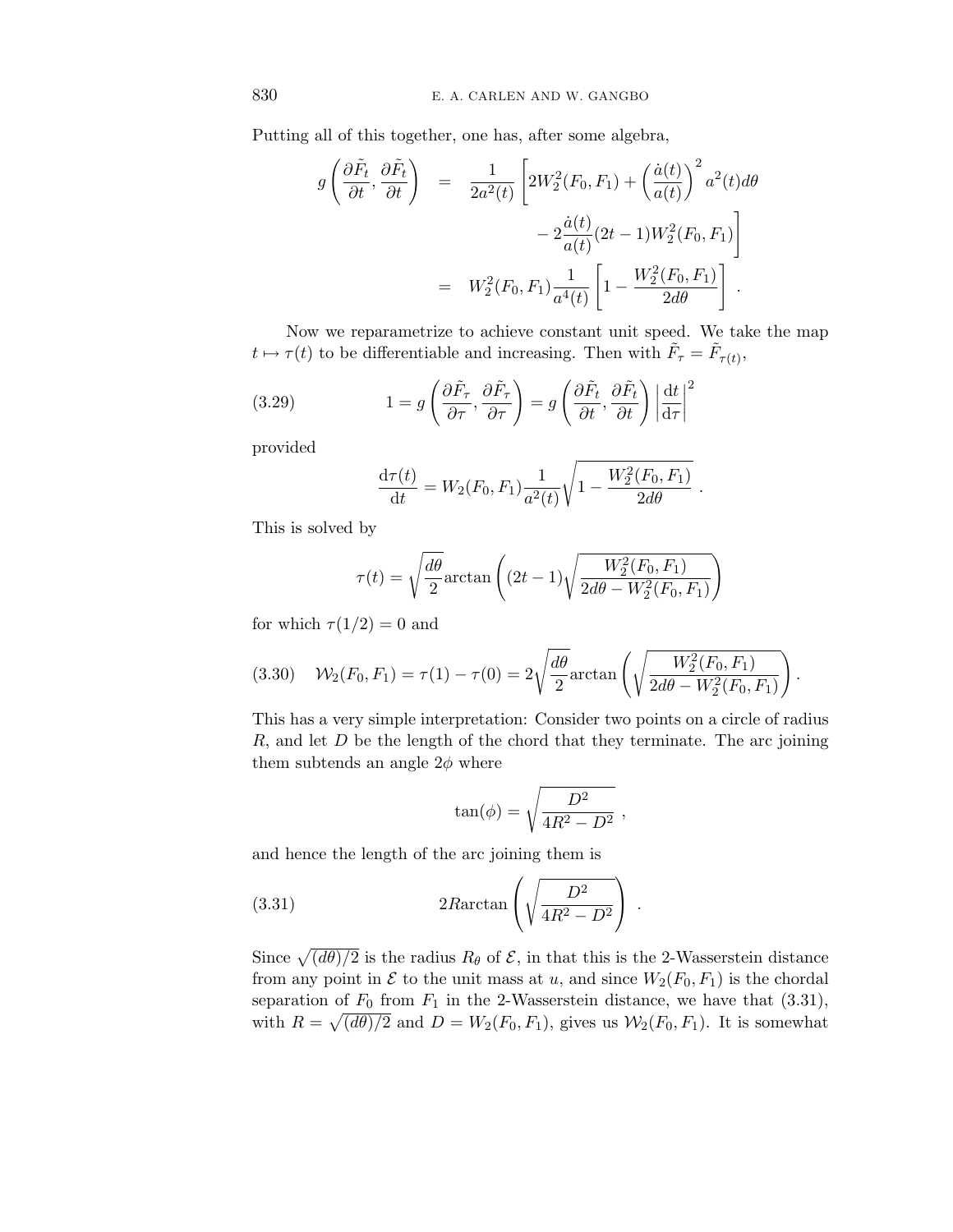Putting all of this together, one has, after some algebra,

$$
\begin{aligned}
g\left(\frac{\partial \tilde{F}_t}{\partial t}, \frac{\partial \tilde{F}_t}{\partial t}\right) &= \frac{1}{2a^2(t)}\left[2W_2^2(F_0,F_1) + \left(\frac{\dot{a}(t)}{a(t)}\right)^2 a^2(t) d\theta \right. \\
&\qquad \left. - 2\frac{\dot{a}(t)}{a(t)}(2t-1)W_2^2(F_0,F_1)\right] \\
&= W_2^2(F_0,F_1)\frac{1}{a^4(t)}\left[1 - \frac{W_2^2(F_0,F_1)}{2d\theta}\right] .
\end{aligned}
$$

Now we reparametrize to achieve constant unit speed. We take the map $t \mapsto \tau(t)$ to be differentiable and increasing. Then with $\tilde{F}_\tau = \tilde{F}_{\tau(t)}$,

$$
1 = g\left(\frac{\partial \tilde{F}_\tau}{\partial \tau}, \frac{\partial \tilde{F}_\tau}{\partial \tau}\right) = g\left(\frac{\partial \tilde{F}_t}{\partial t}, \frac{\partial \tilde{F}_t}{\partial t}\right)\left|\frac{\mathrm{d}t}{\mathrm{d}\tau}\right|^2 \tag{3.29}
$$

provided

$$
\frac{\mathrm{d}\tau(t)}{\mathrm{d}t} = W_2(F_0,F_1)\frac{1}{a^2(t)}\sqrt{1 - \frac{W_2^2(F_0,F_1)}{2d\theta}} .
$$

This is solved by

$$
\tau(t) = \sqrt{\frac{d\theta}{2}}\arctan\left((2t-1)\sqrt{\frac{W_2^2(F_0,F_1)}{2d\theta - W_2^2(F_0,F_1)}}\right)
$$

for which $\tau(1/2) = 0$ and

$$
\mathcal{W}_2(F_0,F_1) = \tau(1) - \tau(0) = 2\sqrt{\frac{d\theta}{2}}\arctan\left(\sqrt{\frac{W_2^2(F_0,F_1)}{2d\theta - W_2^2(F_0,F_1)}}\right). \tag{3.30}
$$

This has a very simple interpretation: Consider two points on a circle of radius $R$, and let $D$ be the length of the chord that they terminate. The arc joining them subtends an angle $2\phi$ where

$$
\tan(\phi) = \sqrt{\frac{D^2}{4R^2 - D^2}} ,
$$

and hence the length of the arc joining them is

$$
2R\arctan\left(\sqrt{\frac{D^2}{4R^2 - D^2}}\right) . \tag{3.31}
$$

Since $\sqrt{(d\theta)/2}$ is the radius $R_\theta$ of $\mathcal{E}$, in that this is the 2-Wasserstein distance from any point in $\mathcal{E}$ to the unit mass at $u$, and since $W_2(F_0,F_1)$ is the chordal separation of $F_0$ from $F_1$ in the 2-Wasserstein distance, we have that (3.31), with $R = \sqrt{(d\theta)/2}$ and $D = W_2(F_0,F_1)$, gives us $\mathcal{W}_2(F_0,F_1)$. It is somewhat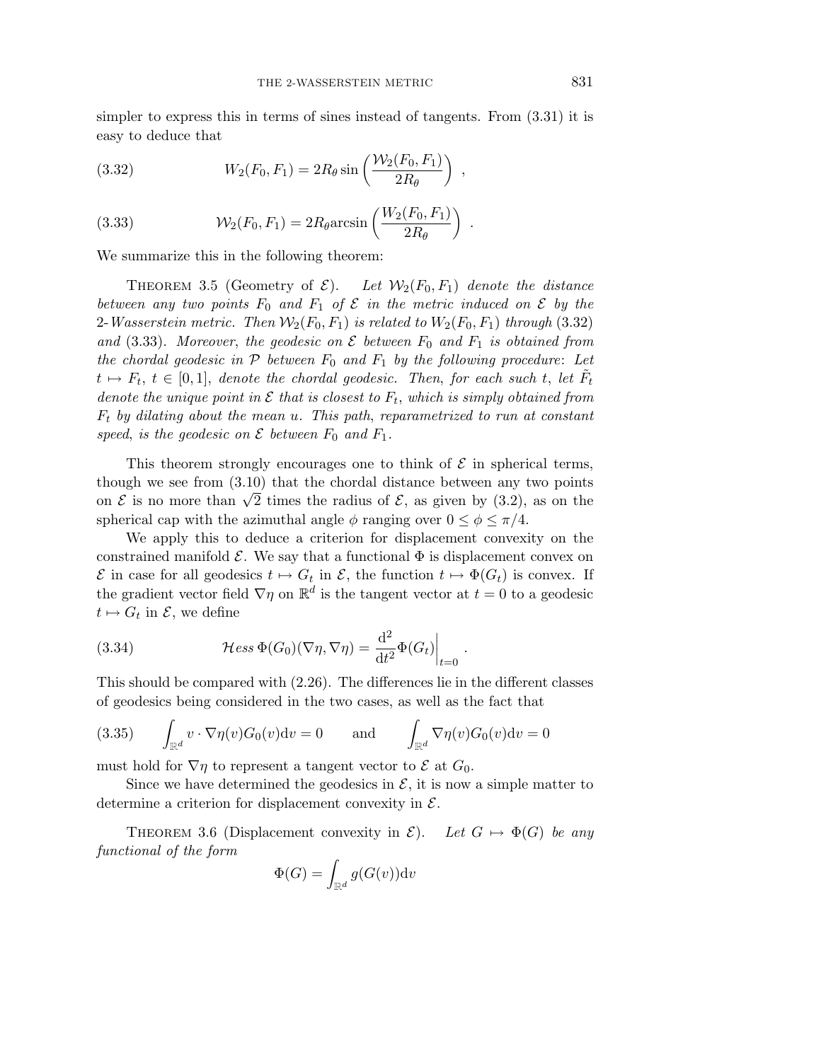simpler to express this in terms of sines instead of tangents. From (3.31) it is easy to deduce that

$$W_2(F_0, F_1) = 2R_\theta \sin\left(\frac{\mathcal{W}_2(F_0, F_1)}{2R_\theta}\right) \ , \tag{3.32}$$

$$\mathcal{W}_2(F_0, F_1) = 2R_\theta \text{arcsin}\left(\frac{W_2(F_0, F_1)}{2R_\theta}\right) \ . \tag{3.33}$$

We summarize this in the following theorem:

THEOREM 3.5 (Geometry of $\mathcal{E}$). *Let $\mathcal{W}_2(F_0, F_1)$ denote the distance between any two points $F_0$ and $F_1$ of $\mathcal{E}$ in the metric induced on $\mathcal{E}$ by the 2-Wasserstein metric. Then $\mathcal{W}_2(F_0, F_1)$ is related to $W_2(F_0, F_1)$ through* (3.32) *and* (3.33). *Moreover, the geodesic on $\mathcal{E}$ between $F_0$ and $F_1$ is obtained from the chordal geodesic in $\mathcal{P}$ between $F_0$ and $F_1$ by the following procedure: Let $t \mapsto F_t$, $t \in [0,1]$, denote the chordal geodesic. Then, for each such $t$, let $\tilde{F}_t$ denote the unique point in $\mathcal{E}$ that is closest to $F_t$, which is simply obtained from $F_t$ by dilating about the mean $u$. This path, reparametrized to run at constant speed, is the geodesic on $\mathcal{E}$ between $F_0$ and $F_1$.*

This theorem strongly encourages one to think of $\mathcal{E}$ in spherical terms, though we see from (3.10) that the chordal distance between any two points on $\mathcal{E}$ is no more than $\sqrt{2}$ times the radius of $\mathcal{E}$, as given by (3.2), as on the spherical cap with the azimuthal angle $\phi$ ranging over $0 \leq \phi \leq \pi/4$.

We apply this to deduce a criterion for displacement convexity on the constrained manifold $\mathcal{E}$. We say that a functional $\Phi$ is displacement convex on $\mathcal{E}$ in case for all geodesics $t \mapsto G_t$ in $\mathcal{E}$, the function $t \mapsto \Phi(G_t)$ is convex. If the gradient vector field $\nabla\eta$ on $\mathbb{R}^d$ is the tangent vector at $t = 0$ to a geodesic $t \mapsto G_t$ in $\mathcal{E}$, we define

$$\mathcal{H}ess\, \Phi(G_0)(\nabla\eta, \nabla\eta) = \frac{\mathrm{d}^2}{\mathrm{d}t^2}\Phi(G_t)\bigg|_{t=0} . \tag{3.34}$$

This should be compared with (2.26). The differences lie in the different classes of geodesics being considered in the two cases, as well as the fact that

$$\int_{\mathbb{R}^d} v \cdot \nabla\eta(v) G_0(v)\mathrm{d}v = 0 \qquad \text{and} \qquad \int_{\mathbb{R}^d} \nabla\eta(v) G_0(v)\mathrm{d}v = 0 \tag{3.35}$$

must hold for $\nabla\eta$ to represent a tangent vector to $\mathcal{E}$ at $G_0$.

Since we have determined the geodesics in $\mathcal{E}$, it is now a simple matter to determine a criterion for displacement convexity in $\mathcal{E}$.

THEOREM 3.6 (Displacement convexity in $\mathcal{E}$). *Let $G \mapsto \Phi(G)$ be any functional of the form*

$$\Phi(G) = \int_{\mathbb{R}^d} g(G(v))\mathrm{d}v$$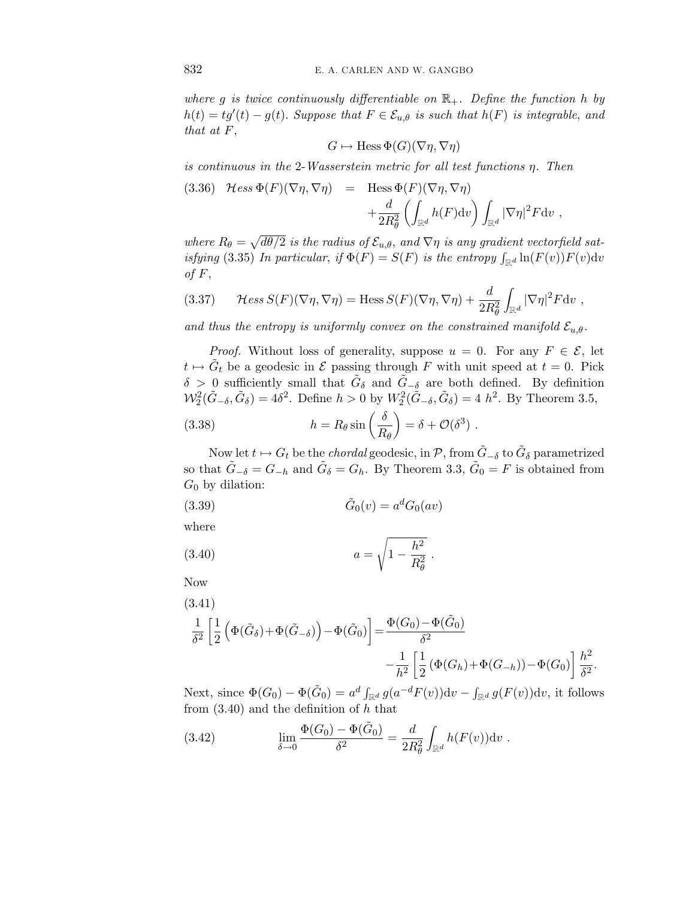*where $g$ is twice continuously differentiable on $\mathbb{R}_+$. Define the function $h$ by $h(t) = tg'(t) - g(t)$. Suppose that $F \in \mathcal{E}_{u,\theta}$ is such that $h(F)$ is integrable, and that at $F$,*

$$G \mapsto \mathrm{Hess}\,\Phi(G)(\nabla\eta, \nabla\eta)$$

*is continuous in the 2-Wasserstein metric for all test functions $\eta$. Then*

$$\mathcal{H}ess\,\Phi(F)(\nabla\eta, \nabla\eta) = \mathrm{Hess}\,\Phi(F)(\nabla\eta, \nabla\eta) + \frac{d}{2R_\theta^2}\left(\int_{\mathbb{R}^d} h(F)\mathrm{d}v\right)\int_{\mathbb{R}^d} |\nabla\eta|^2 F\mathrm{d}v\ , \tag{3.36}$$

*where $R_\theta = \sqrt{d\theta/2}$ is the radius of $\mathcal{E}_{u,\theta}$, and $\nabla\eta$ is any gradient vectorfield satisfying* (3.35) *In particular, if $\Phi(F) = S(F)$ is the entropy $\int_{\mathbb{R}^d} \ln(F(v))F(v)\mathrm{d}v$ of $F$,*

$$\mathcal{H}ess\,S(F)(\nabla\eta, \nabla\eta) = \mathrm{Hess}\,S(F)(\nabla\eta, \nabla\eta) + \frac{d}{2R_\theta^2}\int_{\mathbb{R}^d} |\nabla\eta|^2 F\mathrm{d}v\ , \tag{3.37}$$

*and thus the entropy is uniformly convex on the constrained manifold $\mathcal{E}_{u,\theta}$.*

*Proof.* Without loss of generality, suppose $u = 0$. For any $F \in \mathcal{E}$, let $t \mapsto \tilde{G}_t$ be a geodesic in $\mathcal{E}$ passing through $F$ with unit speed at $t = 0$. Pick $\delta > 0$ sufficiently small that $\tilde{G}_\delta$ and $\tilde{G}_{-\delta}$ are both defined. By definition $\mathcal{W}_2^2(\tilde{G}_{-\delta}, \tilde{G}_\delta) = 4\delta^2$. Define $h > 0$ by $W_2^2(\tilde{G}_{-\delta}, \tilde{G}_\delta) = 4\ h^2$. By Theorem 3.5,

$$h = R_\theta \sin\left(\frac{\delta}{R_\theta}\right) = \delta + \mathcal{O}(\delta^3)\ . \tag{3.38}$$

Now let $t \mapsto G_t$ be the *chordal* geodesic, in $\mathcal{P}$, from $\tilde{G}_{-\delta}$ to $\tilde{G}_\delta$ parametrized so that $\tilde{G}_{-\delta} = G_{-h}$ and $\tilde{G}_\delta = G_h$. By Theorem 3.3, $\tilde{G}_0 = F$ is obtained from $G_0$ by dilation:

$$\tilde{G}_0(v) = a^d G_0(av) \tag{3.39}$$

where

$$a = \sqrt{1 - \frac{h^2}{R_\theta^2}}\ . \tag{3.40}$$

Now

$$\frac{1}{\delta^2}\left[\frac{1}{2}\left(\Phi(\tilde{G}_\delta) + \Phi(\tilde{G}_{-\delta})\right) - \Phi(\tilde{G}_0)\right] = \frac{\Phi(G_0) - \Phi(\tilde{G}_0)}{\delta^2} - \frac{1}{h^2}\left[\frac{1}{2}\left(\Phi(G_h) + \Phi(G_{-h})\right) - \Phi(G_0)\right]\frac{h^2}{\delta^2}. \tag{3.41}$$

Next, since $\Phi(G_0) - \Phi(\tilde{G}_0) = a^d \int_{\mathbb{R}^d} g(a^{-d}F(v))\mathrm{d}v - \int_{\mathbb{R}^d} g(F(v))\mathrm{d}v$, it follows from (3.40) and the definition of $h$ that

$$\lim_{\delta \to 0} \frac{\Phi(G_0) - \Phi(\tilde{G}_0)}{\delta^2} = \frac{d}{2R_\theta^2}\int_{\mathbb{R}^d} h(F(v))\mathrm{d}v\ . \tag{3.42}$$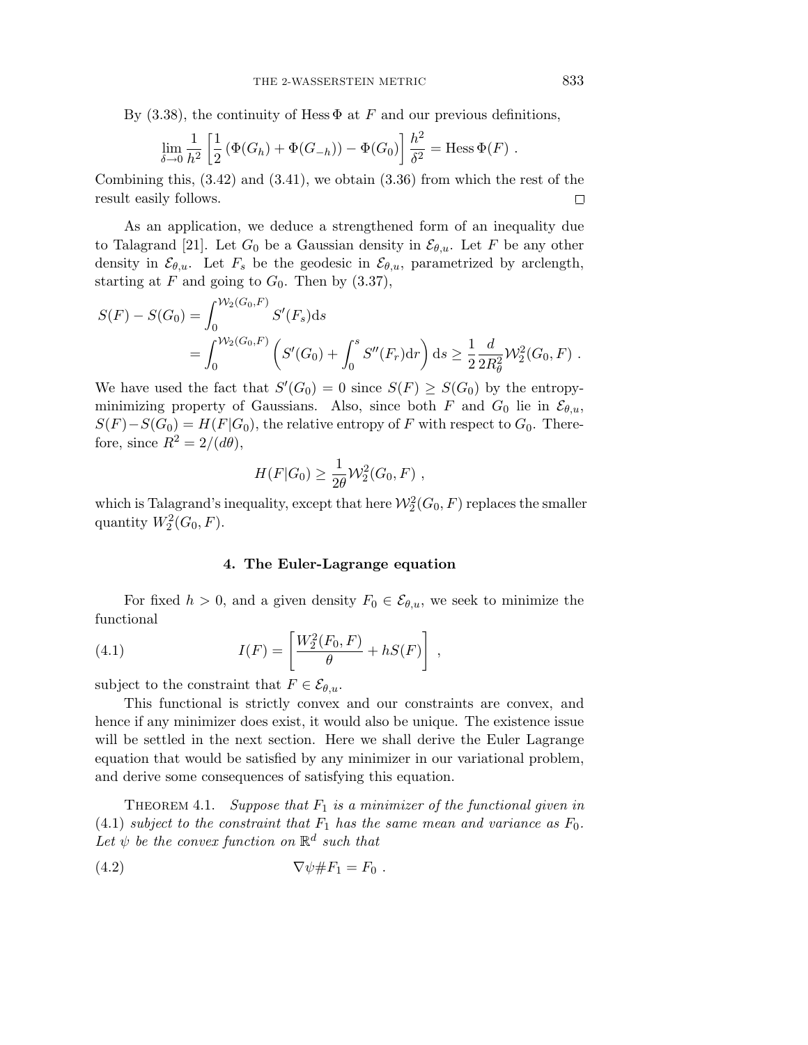By (3.38), the continuity of $\mathrm{Hess}\,\Phi$ at $F$ and our previous definitions,

$$\lim_{\delta \to 0} \frac{1}{h^2}\left[\frac{1}{2}\left(\Phi(G_h) + \Phi(G_{-h})\right) - \Phi(G_0)\right]\frac{h^2}{\delta^2} = \mathrm{Hess}\,\Phi(F) \ .$$

Combining this, (3.42) and (3.41), we obtain (3.36) from which the rest of the result easily follows. □

As an application, we deduce a strengthened form of an inequality due to Talagrand [21]. Let $G_0$ be a Gaussian density in $\mathcal{E}_{\theta,u}$. Let $F$ be any other density in $\mathcal{E}_{\theta,u}$. Let $F_s$ be the geodesic in $\mathcal{E}_{\theta,u}$, parametrized by arclength, starting at $F$ and going to $G_0$. Then by (3.37),

$$\begin{aligned} S(F) - S(G_0) &= \int_0^{\mathcal{W}_2(G_0,F)} S'(F_s)\mathrm{d}s \\ &= \int_0^{\mathcal{W}_2(G_0,F)} \left(S'(G_0) + \int_0^s S''(F_r)\mathrm{d}r\right)\mathrm{d}s \geq \frac{1}{2}\frac{d}{2R_\theta^2}\mathcal{W}_2^2(G_0,F) \ . \end{aligned}$$

We have used the fact that $S'(G_0) = 0$ since $S(F) \geq S(G_0)$ by the entropy-minimizing property of Gaussians. Also, since both $F$ and $G_0$ lie in $\mathcal{E}_{\theta,u}$, $S(F) - S(G_0) = H(F|G_0)$, the relative entropy of $F$ with respect to $G_0$. Therefore, since $R^2 = 2/(d\theta)$,

$$H(F|G_0) \geq \frac{1}{2\theta}\mathcal{W}_2^2(G_0,F) \ ,$$

which is Talagrand's inequality, except that here $\mathcal{W}_2^2(G_0,F)$ replaces the smaller quantity $W_2^2(G_0,F)$.

## 4. The Euler-Lagrange equation

For fixed $h > 0$, and a given density $F_0 \in \mathcal{E}_{\theta,u}$, we seek to minimize the functional

$$I(F) = \left[\frac{W_2^2(F_0,F)}{\theta} + hS(F)\right] \ , \tag{4.1}$$

subject to the constraint that $F \in \mathcal{E}_{\theta,u}$.

This functional is strictly convex and our constraints are convex, and hence if any minimizer does exist, it would also be unique. The existence issue will be settled in the next section. Here we shall derive the Euler Lagrange equation that would be satisfied by any minimizer in our variational problem, and derive some consequences of satisfying this equation.

THEOREM 4.1. *Suppose that $F_1$ is a minimizer of the functional given in (4.1) subject to the constraint that $F_1$ has the same mean and variance as $F_0$. Let $\psi$ be the convex function on $\mathbb{R}^d$ such that*

$$\nabla\psi \# F_1 = F_0 \ . \tag{4.2}$$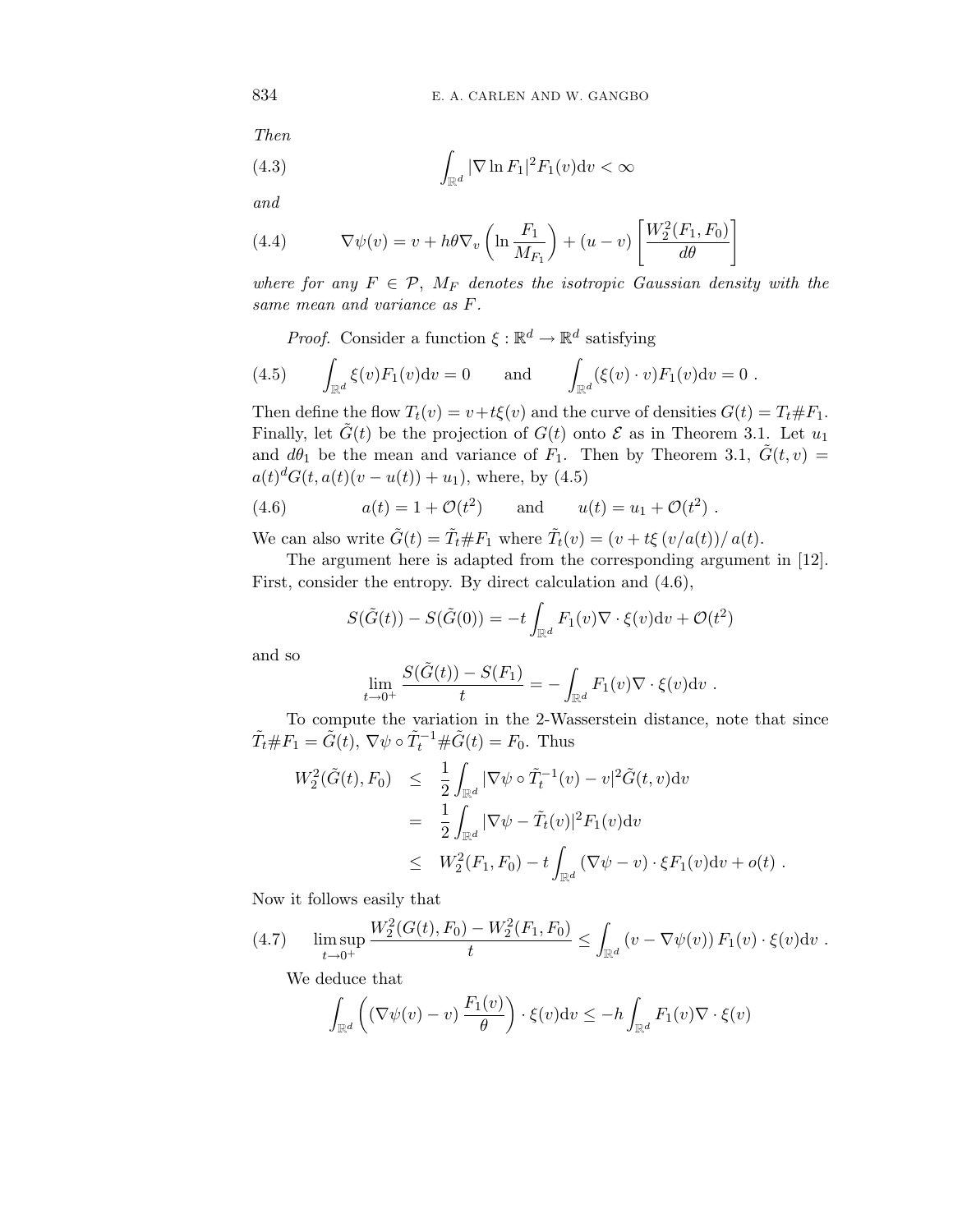*Then*

$$\int_{\mathbb{R}^d} |\nabla \ln F_1|^2 F_1(v)\mathrm{d}v < \infty \tag{4.3}$$

*and*

$$\nabla\psi(v) = v + h\theta\nabla_v\left(\ln\frac{F_1}{M_{F_1}}\right) + (u-v)\left[\frac{W_2^2(F_1,F_0)}{d\theta}\right] \tag{4.4}$$

*where for any $F \in \mathcal{P}$, $M_F$ denotes the isotropic Gaussian density with the same mean and variance as $F$.*

*Proof.* Consider a function $\xi : \mathbb{R}^d \to \mathbb{R}^d$ satisfying

$$\int_{\mathbb{R}^d} \xi(v)F_1(v)\mathrm{d}v = 0 \qquad \text{and} \qquad \int_{\mathbb{R}^d} (\xi(v)\cdot v)F_1(v)\mathrm{d}v = 0\ . \tag{4.5}$$

Then define the flow $T_t(v) = v + t\xi(v)$ and the curve of densities $G(t) = T_t\#F_1$. Finally, let $\tilde{G}(t)$ be the projection of $G(t)$ onto $\mathcal{E}$ as in Theorem 3.1. Let $u_1$ and $d\theta_1$ be the mean and variance of $F_1$. Then by Theorem 3.1, $\tilde{G}(t,v) = a(t)^d G(t, a(t)(v-u(t)) + u_1)$, where, by (4.5)

$$a(t) = 1 + \mathcal{O}(t^2) \qquad \text{and} \qquad u(t) = u_1 + \mathcal{O}(t^2)\ . \tag{4.6}$$

We can also write $\tilde{G}(t) = \tilde{T}_t\#F_1$ where $\tilde{T}_t(v) = (v + t\xi\,(v/a(t))/\,a(t)$.

The argument here is adapted from the corresponding argument in [12]. First, consider the entropy. By direct calculation and (4.6),

$$S(\tilde{G}(t)) - S(\tilde{G}(0)) = -t\int_{\mathbb{R}^d} F_1(v)\nabla\cdot\xi(v)\mathrm{d}v + \mathcal{O}(t^2)$$

and so

$$\lim_{t\to 0^+} \frac{S(\tilde{G}(t)) - S(F_1)}{t} = -\int_{\mathbb{R}^d} F_1(v)\nabla\cdot\xi(v)\mathrm{d}v\ .$$

To compute the variation in the 2-Wasserstein distance, note that since $\tilde{T}_t\#F_1 = \tilde{G}(t)$, $\nabla\psi\circ\tilde{T}_t^{-1}\#\tilde{G}(t) = F_0$. Thus

$$\begin{aligned}
W_2^2(\tilde{G}(t),F_0) &\leq \frac{1}{2}\int_{\mathbb{R}^d} |\nabla\psi\circ\tilde{T}_t^{-1}(v) - v|^2\tilde{G}(t,v)\mathrm{d}v\\
&= \frac{1}{2}\int_{\mathbb{R}^d} |\nabla\psi - \tilde{T}_t(v)|^2 F_1(v)\mathrm{d}v\\
&\leq W_2^2(F_1,F_0) - t\int_{\mathbb{R}^d}(\nabla\psi - v)\cdot\xi F_1(v)\mathrm{d}v + o(t)\ .
\end{aligned}$$

Now it follows easily that

$$\limsup_{t\to 0^+} \frac{W_2^2(G(t),F_0) - W_2^2(F_1,F_0)}{t} \leq \int_{\mathbb{R}^d}(v - \nabla\psi(v))\,F_1(v)\cdot\xi(v)\mathrm{d}v\ . \tag{4.7}$$

We deduce that

$$\int_{\mathbb{R}^d}\left((\nabla\psi(v) - v)\,\frac{F_1(v)}{\theta}\right)\cdot\xi(v)\mathrm{d}v \leq -h\int_{\mathbb{R}^d} F_1(v)\nabla\cdot\xi(v)$$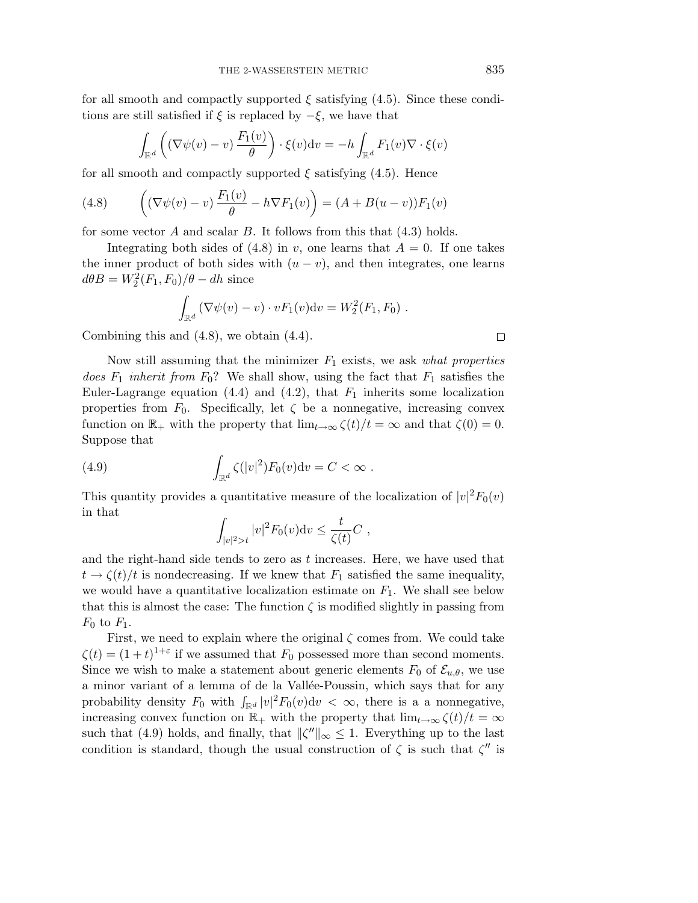for all smooth and compactly supported $\xi$ satisfying (4.5). Since these conditions are still satisfied if $\xi$ is replaced by $-\xi$, we have that

$$\int_{\mathbb{R}^d} \left( (\nabla\psi(v) - v) \frac{F_1(v)}{\theta} \right) \cdot \xi(v) \mathrm{d}v = -h \int_{\mathbb{R}^d} F_1(v) \nabla \cdot \xi(v)$$

for all smooth and compactly supported $\xi$ satisfying (4.5). Hence

$$\left( (\nabla\psi(v) - v) \frac{F_1(v)}{\theta} - h \nabla F_1(v) \right) = (A + B(u-v)) F_1(v) \tag{4.8}$$

for some vector $A$ and scalar $B$. It follows from this that (4.3) holds.

Integrating both sides of (4.8) in $v$, one learns that $A = 0$. If one takes the inner product of both sides with $(u - v)$, and then integrates, one learns $d\theta B = W_2^2(F_1, F_0)/\theta - dh$ since

$$\int_{\mathbb{R}^d} (\nabla\psi(v) - v) \cdot v F_1(v) \mathrm{d}v = W_2^2(F_1, F_0) \ .$$

Combining this and (4.8), we obtain (4.4). $\square$

Now still assuming that the minimizer $F_1$ exists, we ask *what properties does $F_1$ inherit from $F_0$*? We shall show, using the fact that $F_1$ satisfies the Euler-Lagrange equation (4.4) and (4.2), that $F_1$ inherits some localization properties from $F_0$. Specifically, let $\zeta$ be a nonnegative, increasing convex function on $\mathbb{R}_+$ with the property that $\lim_{t\to\infty} \zeta(t)/t = \infty$ and that $\zeta(0) = 0$. Suppose that

$$\int_{\mathbb{R}^d} \zeta(|v|^2) F_0(v) \mathrm{d}v = C < \infty \ . \tag{4.9}$$

This quantity provides a quantitative measure of the localization of $|v|^2 F_0(v)$ in that

$$\int_{|v|^2 > t} |v|^2 F_0(v) \mathrm{d}v \le \frac{t}{\zeta(t)} C \ ,$$

and the right-hand side tends to zero as $t$ increases. Here, we have used that $t \to \zeta(t)/t$ is nondecreasing. If we knew that $F_1$ satisfied the same inequality, we would have a quantitative localization estimate on $F_1$. We shall see below that this is almost the case: The function $\zeta$ is modified slightly in passing from $F_0$ to $F_1$.

First, we need to explain where the original $\zeta$ comes from. We could take $\zeta(t) = (1+t)^{1+\varepsilon}$ if we assumed that $F_0$ possessed more than second moments. Since we wish to make a statement about generic elements $F_0$ of $\mathcal{E}_{u,\theta}$, we use a minor variant of a lemma of de la Vallée-Poussin, which says that for any probability density $F_0$ with $\int_{\mathbb{R}^d} |v|^2 F_0(v) \mathrm{d}v < \infty$, there is a a nonnegative, increasing convex function on $\mathbb{R}_+$ with the property that $\lim_{t\to\infty} \zeta(t)/t = \infty$ such that (4.9) holds, and finally, that $\|\zeta''\|_\infty \le 1$. Everything up to the last condition is standard, though the usual construction of $\zeta$ is such that $\zeta''$ is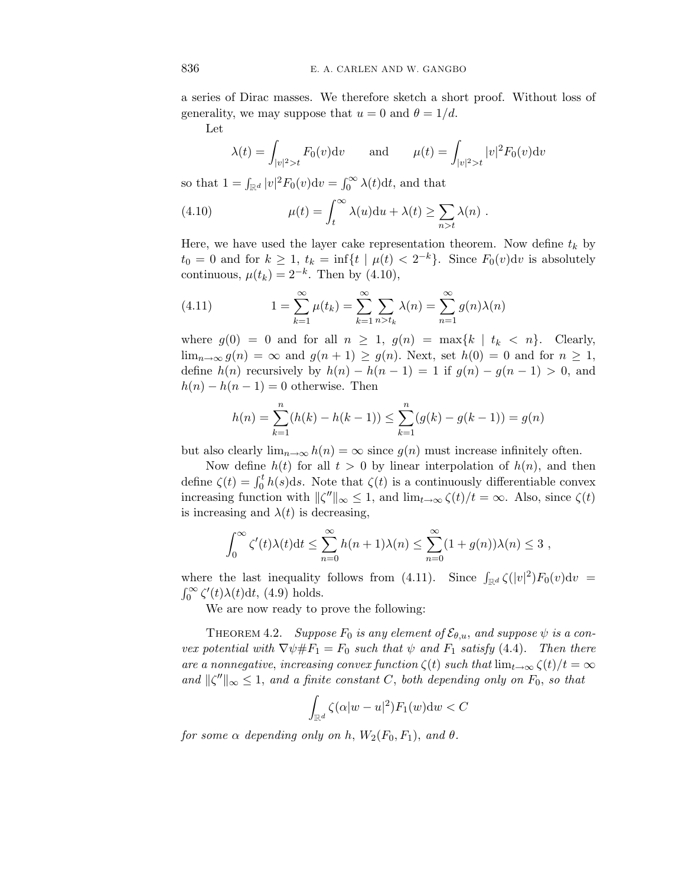a series of Dirac masses. We therefore sketch a short proof. Without loss of generality, we may suppose that $u = 0$ and $\theta = 1/d$.

Let

$$\lambda(t) = \int_{|v|^2 > t} F_0(v)\mathrm{d}v \qquad \text{and} \qquad \mu(t) = \int_{|v|^2>t} |v|^2 F_0(v)\mathrm{d}v$$

so that $1 = \int_{\mathbb{R}^d} |v|^2 F_0(v)\mathrm{d}v = \int_0^\infty \lambda(t)\mathrm{d}t$, and that

$$\mu(t) = \int_t^\infty \lambda(u)\mathrm{d}u + \lambda(t) \geq \sum_{n>t} \lambda(n) \ . \tag{4.10}$$

Here, we have used the layer cake representation theorem. Now define $t_k$ by $t_0 = 0$ and for $k \geq 1$, $t_k = \inf\{t \mid \mu(t) < 2^{-k}\}$. Since $F_0(v)\mathrm{d}v$ is absolutely continuous, $\mu(t_k) = 2^{-k}$. Then by (4.10),

$$1 = \sum_{k=1}^\infty \mu(t_k) = \sum_{k=1}^\infty \sum_{n>t_k} \lambda(n) = \sum_{n=1}^\infty g(n)\lambda(n) \tag{4.11}$$

where $g(0) = 0$ and for all $n \geq 1$, $g(n) = \max\{k \mid t_k < n\}$. Clearly, $\lim_{n\to\infty} g(n) = \infty$ and $g(n+1) \geq g(n)$. Next, set $h(0) = 0$ and for $n \geq 1$, define $h(n)$ recursively by $h(n) - h(n-1) = 1$ if $g(n) - g(n-1) > 0$, and $h(n) - h(n-1) = 0$ otherwise. Then

$$h(n) = \sum_{k=1}^n (h(k) - h(k-1)) \leq \sum_{k=1}^n (g(k) - g(k-1)) = g(n)$$

but also clearly $\lim_{n\to\infty} h(n) = \infty$ since $g(n)$ must increase infinitely often.

Now define $h(t)$ for all $t > 0$ by linear interpolation of $h(n)$, and then define $\zeta(t) = \int_0^t h(s)\mathrm{d}s$. Note that $\zeta(t)$ is a continuously differentiable convex increasing function with $\|\zeta''\|_\infty \leq 1$, and $\lim_{t\to\infty} \zeta(t)/t = \infty$. Also, since $\zeta(t)$ is increasing and $\lambda(t)$ is decreasing,

$$\int_0^\infty \zeta'(t)\lambda(t)\mathrm{d}t \leq \sum_{n=0}^\infty h(n+1)\lambda(n) \leq \sum_{n=0}^\infty (1 + g(n))\lambda(n) \leq 3 \ ,$$

where the last inequality follows from (4.11). Since $\int_{\mathbb{R}^d} \zeta(|v|^2)F_0(v)\mathrm{d}v = \int_0^\infty \zeta'(t)\lambda(t)\mathrm{d}t$, (4.9) holds.

We are now ready to prove the following:

THEOREM 4.2. *Suppose $F_0$ is any element of $\mathcal{E}_{\theta,u}$, and suppose $\psi$ is a convex potential with $\nabla\psi \# F_1 = F_0$ such that $\psi$ and $F_1$ satisfy (4.4). Then there are a nonnegative, increasing convex function $\zeta(t)$ such that $\lim_{t\to\infty} \zeta(t)/t = \infty$ and $\|\zeta''\|_\infty \leq 1$, and a finite constant $C$, both depending only on $F_0$, so that*

$$\int_{\mathbb{R}^d} \zeta(\alpha|w - u|^2)F_1(w)\mathrm{d}w < C$$

*for some $\alpha$ depending only on $h$, $W_2(F_0, F_1)$, and $\theta$.*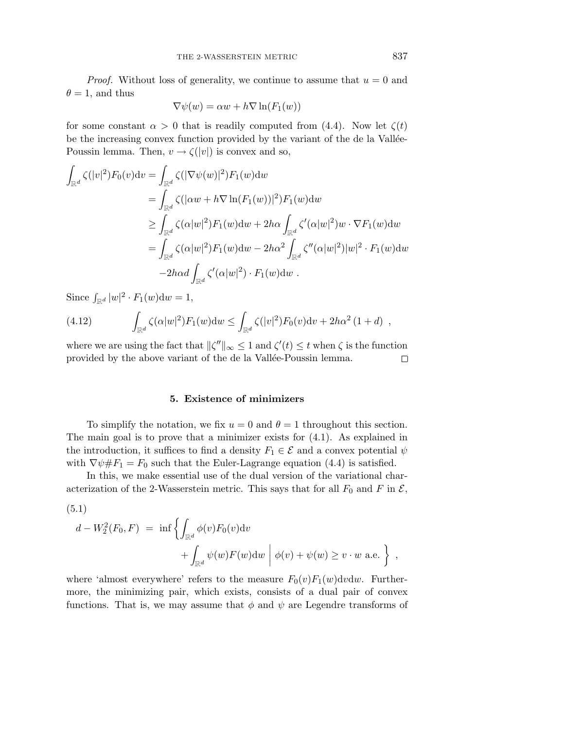*Proof.* Without loss of generality, we continue to assume that $u = 0$ and $\theta = 1$, and thus

$$\nabla\psi(w) = \alpha w + h\nabla \ln(F_1(w))$$

for some constant $\alpha > 0$ that is readily computed from (4.4). Now let $\zeta(t)$ be the increasing convex function provided by the variant of the de la Vallée-Poussin lemma. Then, $v \to \zeta(|v|)$ is convex and so,

$$\begin{aligned}
\int_{\mathbb{R}^d} \zeta(|v|^2)F_0(v)\mathrm{d}v &= \int_{\mathbb{R}^d} \zeta(|\nabla\psi(w)|^2)F_1(w)\mathrm{d}w \\
&= \int_{\mathbb{R}^d} \zeta(|\alpha w + h\nabla \ln(F_1(w))|^2)F_1(w)\mathrm{d}w \\
&\geq \int_{\mathbb{R}^d} \zeta(\alpha|w|^2)F_1(w)\mathrm{d}w + 2h\alpha \int_{\mathbb{R}^d} \zeta'(\alpha|w|^2)w \cdot \nabla F_1(w)\mathrm{d}w \\
&= \int_{\mathbb{R}^d} \zeta(\alpha|w|^2)F_1(w)\mathrm{d}w - 2h\alpha^2 \int_{\mathbb{R}^d} \zeta''(\alpha|w|^2)|w|^2 \cdot F_1(w)\mathrm{d}w \\
&\quad -2h\alpha d \int_{\mathbb{R}^d} \zeta'(\alpha|w|^2) \cdot F_1(w)\mathrm{d}w \ .
\end{aligned}$$

Since $\int_{\mathbb{R}^d} |w|^2 \cdot F_1(w)\mathrm{d}w = 1$,

$$\int_{\mathbb{R}^d} \zeta(\alpha|w|^2)F_1(w)\mathrm{d}w \leq \int_{\mathbb{R}^d} \zeta(|v|^2)F_0(v)\mathrm{d}v + 2h\alpha^2\,(1+d) \ , \tag{4.12}$$

where we are using the fact that $\|\zeta''\|_\infty \leq 1$ and $\zeta'(t) \leq t$ when $\zeta$ is the function provided by the above variant of the de la Vallée-Poussin lemma. $\square$

## 5. Existence of minimizers

To simplify the notation, we fix $u = 0$ and $\theta = 1$ throughout this section. The main goal is to prove that a minimizer exists for (4.1). As explained in the introduction, it suffices to find a density $F_1 \in \mathcal{E}$ and a convex potential $\psi$ with $\nabla\psi\#F_1 = F_0$ such that the Euler-Lagrange equation (4.4) is satisfied.

In this, we make essential use of the dual version of the variational characterization of the 2-Wasserstein metric. This says that for all $F_0$ and $F$ in $\mathcal{E}$,

$$d - W_2^2(F_0, F) \ = \ \inf\left\{\int_{\mathbb{R}^d} \phi(v)F_0(v)\mathrm{d}v + \int_{\mathbb{R}^d} \psi(w)F(w)\mathrm{d}w \ \middle|\ \phi(v) + \psi(w) \geq v \cdot w \text{ a.e.} \right\} \ , \tag{5.1}$$

where 'almost everywhere' refers to the measure $F_0(v)F_1(w)\mathrm{d}v\mathrm{d}w$. Furthermore, the minimizing pair, which exists, consists of a dual pair of convex functions. That is, we may assume that $\phi$ and $\psi$ are Legendre transforms of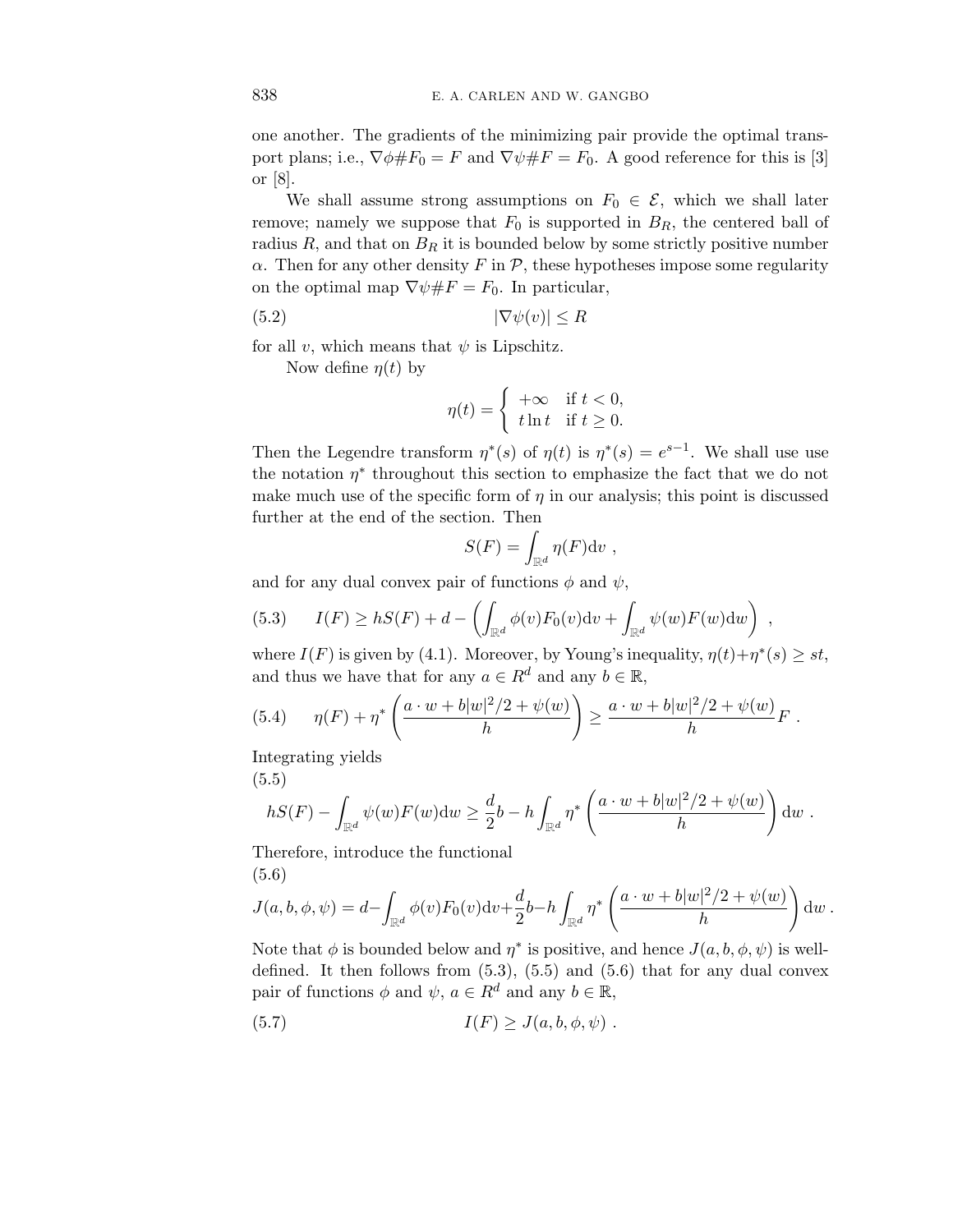one another. The gradients of the minimizing pair provide the optimal transport plans; i.e., $\nabla\phi\#F_0 = F$ and $\nabla\psi\#F = F_0$. A good reference for this is [3] or [8].

We shall assume strong assumptions on $F_0 \in \mathcal{E}$, which we shall later remove; namely we suppose that $F_0$ is supported in $B_R$, the centered ball of radius $R$, and that on $B_R$ it is bounded below by some strictly positive number $\alpha$. Then for any other density $F$ in $\mathcal{P}$, these hypotheses impose some regularity on the optimal map $\nabla\psi\#F = F_0$. In particular,

$$|\nabla\psi(v)| \leq R \tag{5.2}$$

for all $v$, which means that $\psi$ is Lipschitz.

Now define $\eta(t)$ by

$$\eta(t) = \begin{cases} +\infty & \text{if } t < 0, \\ t\ln t & \text{if } t \geq 0. \end{cases}$$

Then the Legendre transform $\eta^*(s)$ of $\eta(t)$ is $\eta^*(s) = e^{s-1}$. We shall use use the notation $\eta^*$ throughout this section to emphasize the fact that we do not make much use of the specific form of $\eta$ in our analysis; this point is discussed further at the end of the section. Then

$$S(F) = \int_{\mathbb{R}^d} \eta(F)\mathrm{d}v \ ,$$

and for any dual convex pair of functions $\phi$ and $\psi$,

$$I(F) \geq hS(F) + d - \left(\int_{\mathbb{R}^d} \phi(v)F_0(v)\mathrm{d}v + \int_{\mathbb{R}^d} \psi(w)F(w)\mathrm{d}w\right) \ , \tag{5.3}$$

where $I(F)$ is given by (4.1). Moreover, by Young's inequality, $\eta(t)+\eta^*(s) \geq st$, and thus we have that for any $a \in R^d$ and any $b \in \mathbb{R}$,

$$\eta(F) + \eta^*\left(\frac{a\cdot w + b|w|^2/2 + \psi(w)}{h}\right) \geq \frac{a\cdot w + b|w|^2/2 + \psi(w)}{h}F \ . \tag{5.4}$$

Integrating yields

$$hS(F) - \int_{\mathbb{R}^d} \psi(w)F(w)\mathrm{d}w \geq \frac{d}{2}b - h\int_{\mathbb{R}^d} \eta^*\left(\frac{a\cdot w + b|w|^2/2 + \psi(w)}{h}\right)\mathrm{d}w \ . \tag{5.5}$$

Therefore, introduce the functional

$$J(a,b,\phi,\psi) = d - \int_{\mathbb{R}^d} \phi(v)F_0(v)\mathrm{d}v + \frac{d}{2}b - h\int_{\mathbb{R}^d} \eta^*\left(\frac{a\cdot w + b|w|^2/2 + \psi(w)}{h}\right)\mathrm{d}w \ . \tag{5.6}$$

Note that $\phi$ is bounded below and $\eta^*$ is positive, and hence $J(a,b,\phi,\psi)$ is well-defined. It then follows from (5.3), (5.5) and (5.6) that for any dual convex pair of functions $\phi$ and $\psi$, $a \in R^d$ and any $b \in \mathbb{R}$,

$$I(F) \geq J(a,b,\phi,\psi) \ . \tag{5.7}$$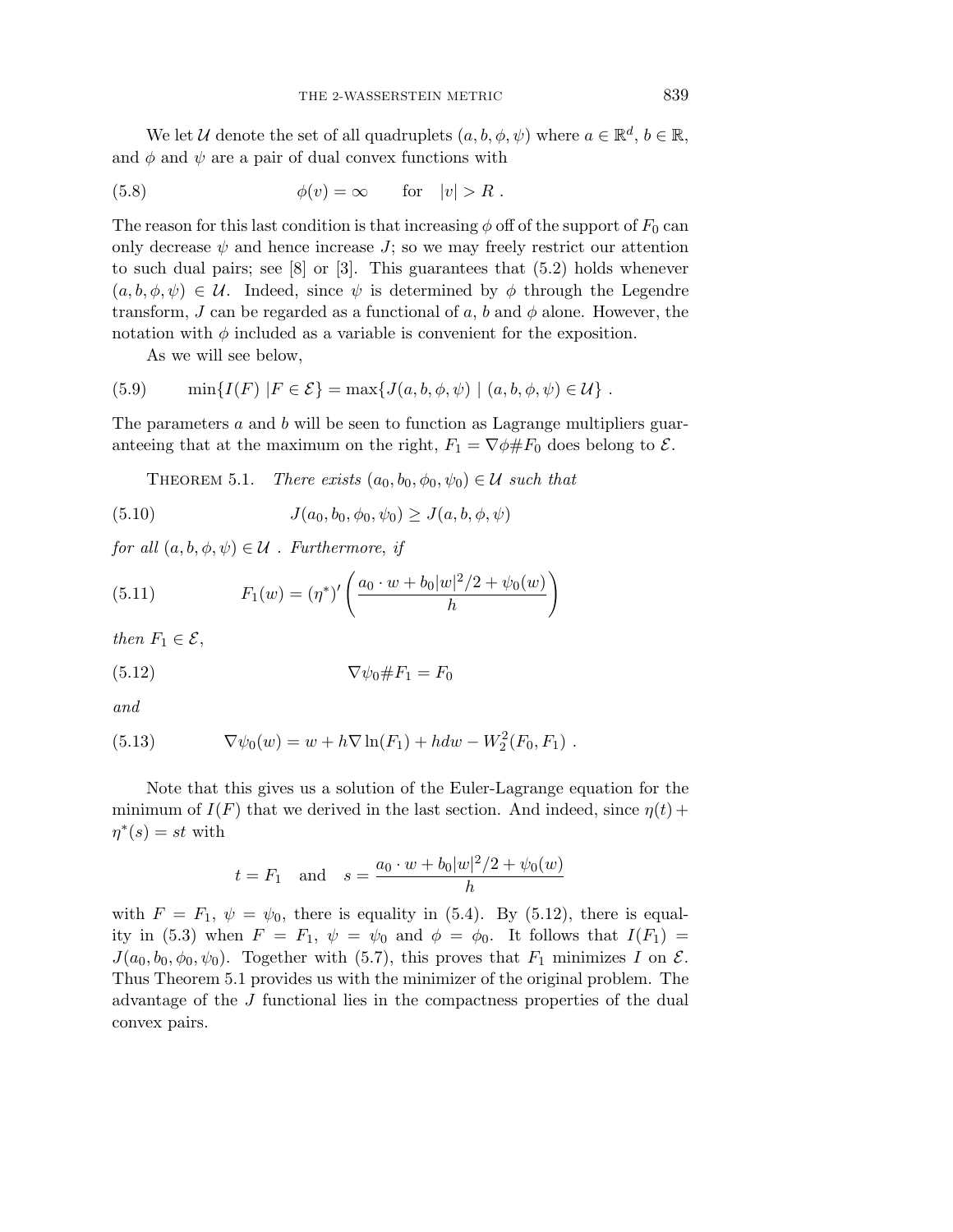We let $\mathcal{U}$ denote the set of all quadruplets $(a, b, \phi, \psi)$ where $a \in \mathbb{R}^d$, $b \in \mathbb{R}$, and $\phi$ and $\psi$ are a pair of dual convex functions with

$$\phi(v) = \infty \qquad \text{for} \quad |v| > R \; . \tag{5.8}$$

The reason for this last condition is that increasing $\phi$ off of the support of $F_0$ can only decrease $\psi$ and hence increase $J$; so we may freely restrict our attention to such dual pairs; see [8] or [3]. This guarantees that (5.2) holds whenever $(a, b, \phi, \psi) \in \mathcal{U}$. Indeed, since $\psi$ is determined by $\phi$ through the Legendre transform, $J$ can be regarded as a functional of $a$, $b$ and $\phi$ alone. However, the notation with $\phi$ included as a variable is convenient for the exposition.

As we will see below,

$$\min\{I(F) \mid F \in \mathcal{E}\} = \max\{J(a, b, \phi, \psi) \mid (a, b, \phi, \psi) \in \mathcal{U}\} \; . \tag{5.9}$$

The parameters $a$ and $b$ will be seen to function as Lagrange multipliers guaranteeing that at the maximum on the right, $F_1 = \nabla\phi \# F_0$ does belong to $\mathcal{E}$.

Theorem 5.1. *There exists* $(a_0, b_0, \phi_0, \psi_0) \in \mathcal{U}$ *such that*

$$J(a_0, b_0, \phi_0, \psi_0) \geq J(a, b, \phi, \psi) \tag{5.10}$$

*for all* $(a, b, \phi, \psi) \in \mathcal{U}$ . *Furthermore, if*

$$F_1(w) = (\eta^*)'\left(\frac{a_0 \cdot w + b_0|w|^2/2 + \psi_0(w)}{h}\right) \tag{5.11}$$

*then* $F_1 \in \mathcal{E}$,

$$\nabla\psi_0 \# F_1 = F_0 \tag{5.12}$$

*and*

$$\nabla\psi_0(w) = w + h\nabla \ln(F_1) + hdw - W_2^2(F_0, F_1) \; . \tag{5.13}$$

Note that this gives us a solution of the Euler-Lagrange equation for the minimum of $I(F)$ that we derived in the last section. And indeed, since $\eta(t) + \eta^*(s) = st$ with

$$t = F_1 \quad \text{and} \quad s = \frac{a_0 \cdot w + b_0|w|^2/2 + \psi_0(w)}{h}$$

with $F = F_1$, $\psi = \psi_0$, there is equality in (5.4). By (5.12), there is equality in (5.3) when $F = F_1$, $\psi = \psi_0$ and $\phi = \phi_0$. It follows that $I(F_1) = J(a_0, b_0, \phi_0, \psi_0)$. Together with (5.7), this proves that $F_1$ minimizes $I$ on $\mathcal{E}$. Thus Theorem 5.1 provides us with the minimizer of the original problem. The advantage of the $J$ functional lies in the compactness properties of the dual convex pairs.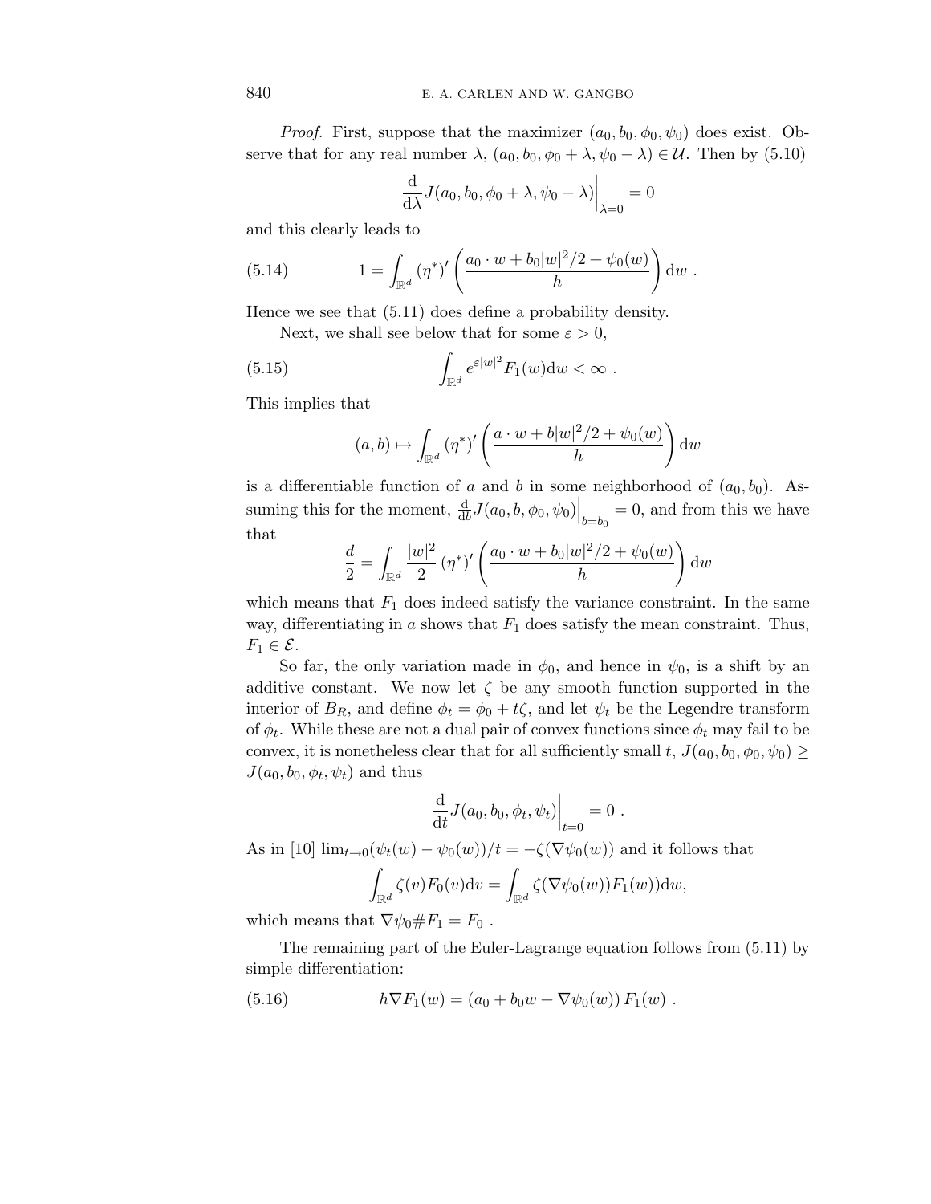*Proof.* First, suppose that the maximizer $(a_0, b_0, \phi_0, \psi_0)$ does exist. Observe that for any real number $\lambda$, $(a_0, b_0, \phi_0 + \lambda, \psi_0 - \lambda) \in \mathcal{U}$. Then by (5.10)

$$\frac{\mathrm{d}}{\mathrm{d}\lambda} J(a_0, b_0, \phi_0 + \lambda, \psi_0 - \lambda)\bigg|_{\lambda=0} = 0$$

and this clearly leads to

$$1 = \int_{\mathbb{R}^d} (\eta^*)' \left( \frac{a_0 \cdot w + b_0 |w|^2/2 + \psi_0(w)}{h} \right) \mathrm{d}w \ . \tag{5.14}$$

Hence we see that (5.11) does define a probability density.

Next, we shall see below that for some $\varepsilon > 0$,

$$\int_{\mathbb{R}^d} e^{\varepsilon |w|^2} F_1(w) \mathrm{d}w < \infty \ . \tag{5.15}$$

This implies that

$$(a, b) \mapsto \int_{\mathbb{R}^d} (\eta^*)' \left( \frac{a \cdot w + b|w|^2/2 + \psi_0(w)}{h} \right) \mathrm{d}w$$

is a differentiable function of $a$ and $b$ in some neighborhood of $(a_0, b_0)$. Assuming this for the moment, $\frac{\mathrm{d}}{\mathrm{d}b} J(a_0, b, \phi_0, \psi_0)\Big|_{b=b_0} = 0$, and from this we have that

$$\frac{d}{2} = \int_{\mathbb{R}^d} \frac{|w|^2}{2} (\eta^*)' \left( \frac{a_0 \cdot w + b_0 |w|^2/2 + \psi_0(w)}{h} \right) \mathrm{d}w$$

which means that $F_1$ does indeed satisfy the variance constraint. In the same way, differentiating in $a$ shows that $F_1$ does satisfy the mean constraint. Thus, $F_1 \in \mathcal{E}$.

So far, the only variation made in $\phi_0$, and hence in $\psi_0$, is a shift by an additive constant. We now let $\zeta$ be any smooth function supported in the interior of $B_R$, and define $\phi_t = \phi_0 + t\zeta$, and let $\psi_t$ be the Legendre transform of $\phi_t$. While these are not a dual pair of convex functions since $\phi_t$ may fail to be convex, it is nonetheless clear that for all sufficiently small $t$, $J(a_0, b_0, \phi_0, \psi_0) \geq J(a_0, b_0, \phi_t, \psi_t)$ and thus

$$\frac{\mathrm{d}}{\mathrm{d}t} J(a_0, b_0, \phi_t, \psi_t)\bigg|_{t=0} = 0 \ .$$

As in [10] $\lim_{t \to 0} (\psi_t(w) - \psi_0(w))/t = -\zeta(\nabla \psi_0(w))$ and it follows that

$$\int_{\mathbb{R}^d} \zeta(v) F_0(v) \mathrm{d}v = \int_{\mathbb{R}^d} \zeta(\nabla \psi_0(w)) F_1(w) \mathrm{d}w,$$

which means that $\nabla \psi_0 \# F_1 = F_0$ .

The remaining part of the Euler-Lagrange equation follows from (5.11) by simple differentiation:

$$h \nabla F_1(w) = \left( a_0 + b_0 w + \nabla \psi_0(w) \right) F_1(w) \ . \tag{5.16}$$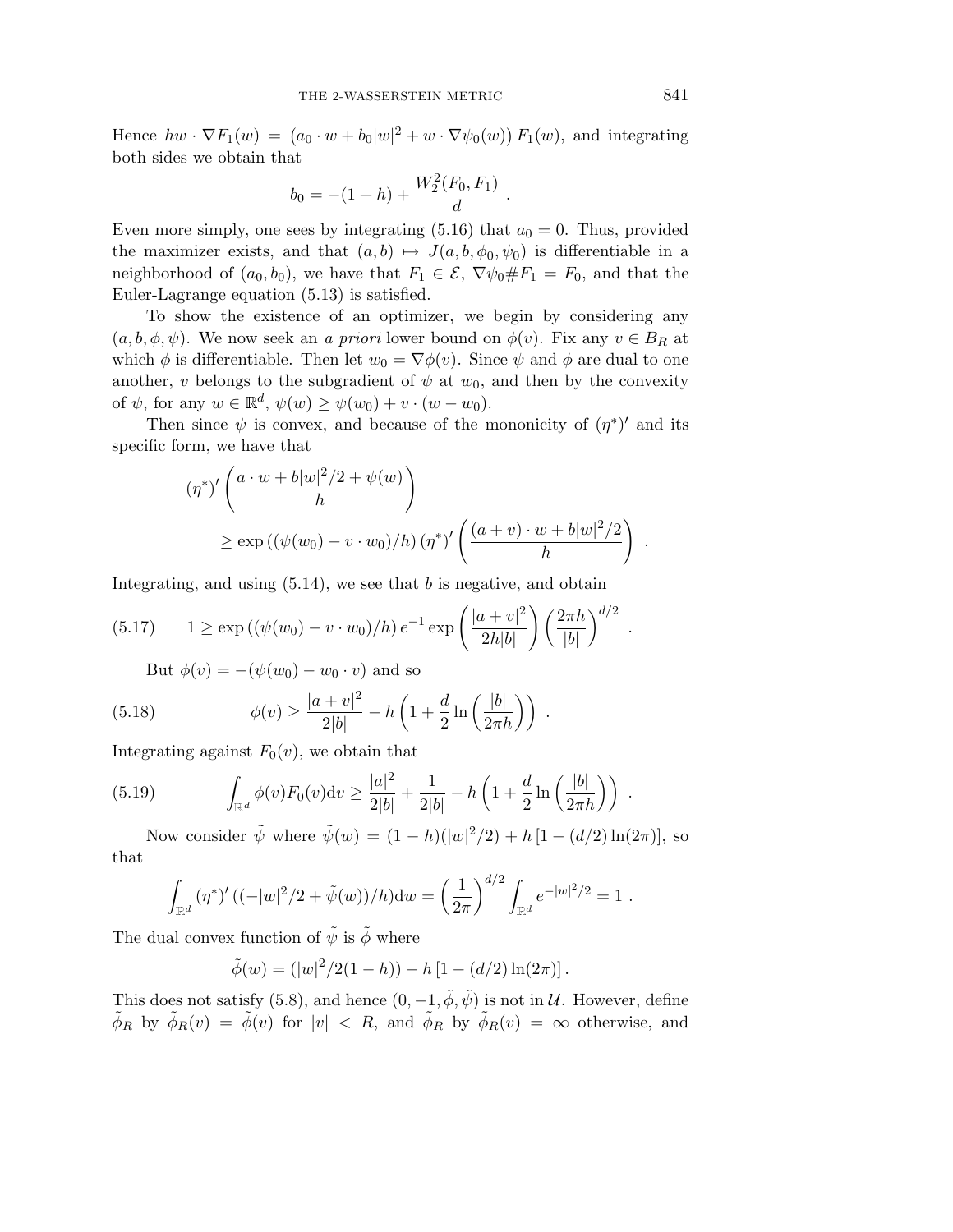Hence $hw \cdot \nabla F_1(w) = (a_0 \cdot w + b_0|w|^2 + w \cdot \nabla\psi_0(w))\, F_1(w)$, and integrating both sides we obtain that

$$b_0 = -(1+h) + \frac{W_2^2(F_0, F_1)}{d} \ .$$

Even more simply, one sees by integrating (5.16) that $a_0 = 0$. Thus, provided the maximizer exists, and that $(a, b) \mapsto J(a, b, \phi_0, \psi_0)$ is differentiable in a neighborhood of $(a_0, b_0)$, we have that $F_1 \in \mathcal{E}$, $\nabla\psi_0 \# F_1 = F_0$, and that the Euler-Lagrange equation (5.13) is satisfied.

To show the existence of an optimizer, we begin by considering any $(a, b, \phi, \psi)$. We now seek an *a priori* lower bound on $\phi(v)$. Fix any $v \in B_R$ at which $\phi$ is differentiable. Then let $w_0 = \nabla\phi(v)$. Since $\psi$ and $\phi$ are dual to one another, $v$ belongs to the subgradient of $\psi$ at $w_0$, and then by the convexity of $\psi$, for any $w \in \mathbb{R}^d$, $\psi(w) \geq \psi(w_0) + v \cdot (w - w_0)$.

Then since $\psi$ is convex, and because of the mononicity of $(\eta^*)'$ and its specific form, we have that

$$\begin{aligned}
&(\eta^*)'\left(\frac{a \cdot w + b|w|^2/2 + \psi(w)}{h}\right) \\
&\qquad \geq \exp\left((\psi(w_0) - v \cdot w_0)/h\right)(\eta^*)'\left(\frac{(a+v) \cdot w + b|w|^2/2}{h}\right) \ .
\end{aligned}$$

Integrating, and using (5.14), we see that $b$ is negative, and obtain

$$1 \geq \exp\left((\psi(w_0) - v \cdot w_0)/h\right) e^{-1} \exp\left(\frac{|a+v|^2}{2h|b|}\right)\left(\frac{2\pi h}{|b|}\right)^{d/2} \ . \tag{5.17}$$

But $\phi(v) = -(\psi(w_0) - w_0 \cdot v)$ and so

$$\phi(v) \geq \frac{|a+v|^2}{2|b|} - h\left(1 + \frac{d}{2}\ln\left(\frac{|b|}{2\pi h}\right)\right) \ . \tag{5.18}$$

Integrating against $F_0(v)$, we obtain that

$$\int_{\mathbb{R}^d} \phi(v) F_0(v) \mathrm{d}v \geq \frac{|a|^2}{2|b|} + \frac{1}{2|b|} - h\left(1 + \frac{d}{2}\ln\left(\frac{|b|}{2\pi h}\right)\right) \ . \tag{5.19}$$

Now consider $\tilde\psi$ where $\tilde\psi(w) = (1-h)(|w|^2/2) + h\left[1 - (d/2)\ln(2\pi)\right]$, so that

$$\int_{\mathbb{R}^d} (\eta^*)'\left((-|w|^2/2 + \tilde\psi(w))/h\right)\mathrm{d}w = \left(\frac{1}{2\pi}\right)^{d/2}\int_{\mathbb{R}^d} e^{-|w|^2/2} = 1 \ .$$

The dual convex function of $\tilde\psi$ is $\tilde\phi$ where

$$\tilde\phi(w) = (|w|^2/2(1-h)) - h\left[1 - (d/2)\ln(2\pi)\right].$$

This does not satisfy (5.8), and hence $(0, -1, \tilde\phi, \tilde\psi)$ is not in $\mathcal{U}$. However, define $\tilde\phi_R$ by $\tilde\phi_R(v) = \tilde\phi(v)$ for $|v| < R$, and $\tilde\phi_R$ by $\tilde\phi_R(v) = \infty$ otherwise, and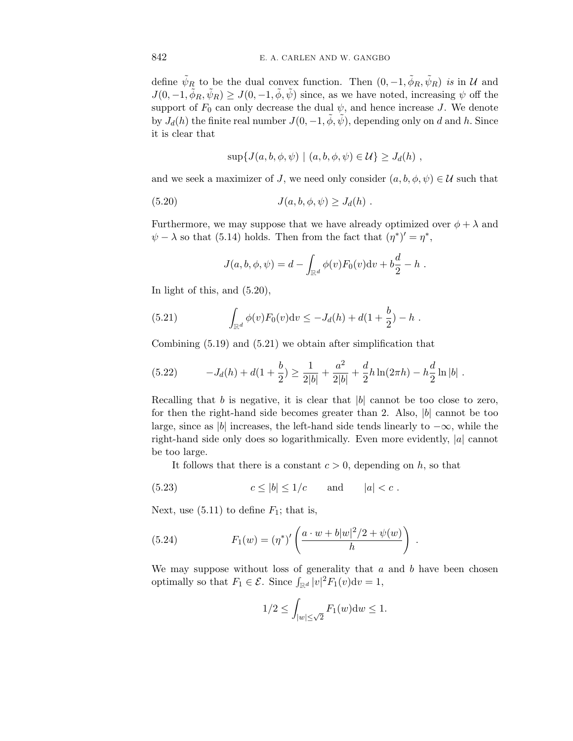define $\tilde{\psi}_R$ to be the dual convex function. Then $(0, -1, \tilde{\phi}_R, \tilde{\psi}_R)$ *is* in $\mathcal{U}$ and $J(0, -1, \tilde{\phi}_R, \tilde{\psi}_R) \geq J(0, -1, \tilde{\phi}, \tilde{\psi})$ since, as we have noted, increasing $\psi$ off the support of $F_0$ can only decrease the dual $\psi$, and hence increase $J$. We denote by $J_d(h)$ the finite real number $J(0, -1, \tilde{\phi}, \tilde{\psi})$, depending only on $d$ and $h$. Since it is clear that

$$\sup\{J(a, b, \phi, \psi) \mid (a, b, \phi, \psi) \in \mathcal{U}\} \geq J_d(h) \ ,$$

and we seek a maximizer of $J$, we need only consider $(a, b, \phi, \psi) \in \mathcal{U}$ such that

$$J(a, b, \phi, \psi) \geq J_d(h) \ . \tag{5.20}$$

Furthermore, we may suppose that we have already optimized over $\phi + \lambda$ and $\psi - \lambda$ so that (5.14) holds. Then from the fact that $(\eta^*)' = \eta^*$,

$$J(a, b, \phi, \psi) = d - \int_{\mathbb{R}^d} \phi(v) F_0(v) \mathrm{d}v + b\frac{d}{2} - h \ .$$

In light of this, and (5.20),

$$\int_{\mathbb{R}^d} \phi(v) F_0(v) \mathrm{d}v \leq -J_d(h) + d(1 + \frac{b}{2}) - h \ . \tag{5.21}$$

Combining (5.19) and (5.21) we obtain after simplification that

$$-J_d(h) + d(1 + \frac{b}{2}) \geq \frac{1}{2|b|} + \frac{a^2}{2|b|} + \frac{d}{2} h \ln(2\pi h) - h\frac{d}{2} \ln |b| \ . \tag{5.22}$$

Recalling that $b$ is negative, it is clear that $|b|$ cannot be too close to zero, for then the right-hand side becomes greater than 2. Also, $|b|$ cannot be too large, since as $|b|$ increases, the left-hand side tends linearly to $-\infty$, while the right-hand side only does so logarithmically. Even more evidently, $|a|$ cannot be too large.

It follows that there is a constant $c > 0$, depending on $h$, so that

$$c \leq |b| \leq 1/c \qquad \text{and} \qquad |a| < c \ . \tag{5.23}$$

Next, use (5.11) to define $F_1$; that is,

$$F_1(w) = (\eta^*)' \left( \frac{a \cdot w + b|w|^2/2 + \psi(w)}{h} \right) \ . \tag{5.24}$$

We may suppose without loss of generality that $a$ and $b$ have been chosen optimally so that $F_1 \in \mathcal{E}$. Since $\int_{\mathbb{R}^d} |v|^2 F_1(v) \mathrm{d}v = 1$,

$$1/2 \leq \int_{|w| \leq \sqrt{2}} F_1(w) \mathrm{d}w \leq 1.$$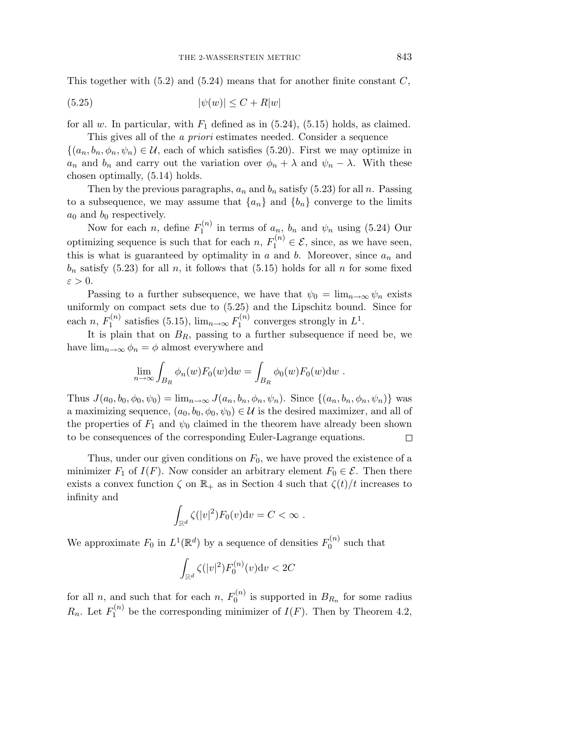This together with (5.2) and (5.24) means that for another finite constant $C$,

$$|\psi(w)| \le C + R|w| \tag{5.25}$$

for all $w$. In particular, with $F_1$ defined as in (5.24), (5.15) holds, as claimed.

This gives all of the *a priori* estimates needed. Consider a sequence $\{(a_n, b_n, \phi_n, \psi_n) \in \mathcal{U}$, each of which satisfies (5.20). First we may optimize in $a_n$ and $b_n$ and carry out the variation over $\phi_n + \lambda$ and $\psi_n - \lambda$. With these chosen optimally, (5.14) holds.

Then by the previous paragraphs, $a_n$ and $b_n$ satisfy (5.23) for all $n$. Passing to a subsequence, we may assume that $\{a_n\}$ and $\{b_n\}$ converge to the limits $a_0$ and $b_0$ respectively.

Now for each $n$, define $F_1^{(n)}$ in terms of $a_n$, $b_n$ and $\psi_n$ using (5.24) Our optimizing sequence is such that for each $n$, $F_1^{(n)} \in \mathcal{E}$, since, as we have seen, this is what is guaranteed by optimality in $a$ and $b$. Moreover, since $a_n$ and $b_n$ satisfy (5.23) for all $n$, it follows that (5.15) holds for all $n$ for some fixed $\varepsilon > 0$.

Passing to a further subsequence, we have that $\psi_0 = \lim_{n\to\infty} \psi_n$ exists uniformly on compact sets due to (5.25) and the Lipschitz bound. Since for each $n$, $F_1^{(n)}$ satisfies (5.15), $\lim_{n\to\infty} F_1^{(n)}$ converges strongly in $L^1$.

It is plain that on $B_R$, passing to a further subsequence if need be, we have $\lim_{n\to\infty} \phi_n = \phi$ almost everywhere and

$$\lim_{n\to\infty} \int_{B_R} \phi_n(w) F_0(w) \mathrm{d}w = \int_{B_R} \phi_0(w) F_0(w) \mathrm{d}w \ .$$

Thus $J(a_0, b_0, \phi_0, \psi_0) = \lim_{n\to\infty} J(a_n, b_n, \phi_n, \psi_n)$. Since $\{(a_n, b_n, \phi_n, \psi_n)\}$ was a maximizing sequence, $(a_0, b_0, \phi_0, \psi_0) \in \mathcal{U}$ is the desired maximizer, and all of the properties of $F_1$ and $\psi_0$ claimed in the theorem have already been shown to be consequences of the corresponding Euler-Lagrange equations. □

Thus, under our given conditions on $F_0$, we have proved the existence of a minimizer $F_1$ of $I(F)$. Now consider an arbitrary element $F_0 \in \mathcal{E}$. Then there exists a convex function $\zeta$ on $\mathbb{R}_+$ as in Section 4 such that $\zeta(t)/t$ increases to infinity and

$$\int_{\mathbb{R}^d} \zeta(|v|^2) F_0(v) \mathrm{d}v = C < \infty \ .$$

We approximate $F_0$ in $L^1(\mathbb{R}^d)$ by a sequence of densities $F_0^{(n)}$ such that

$$\int_{\mathbb{R}^d} \zeta(|v|^2) F_0^{(n)}(v) \mathrm{d}v < 2C$$

for all $n$, and such that for each $n$, $F_0^{(n)}$ is supported in $B_{R_n}$ for some radius $R_n$. Let $F_1^{(n)}$ be the corresponding minimizer of $I(F)$. Then by Theorem 4.2,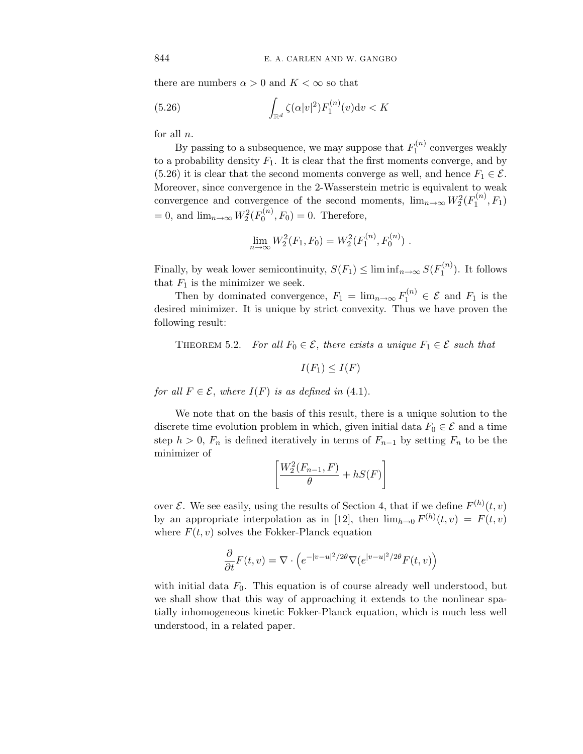there are numbers $\alpha > 0$ and $K < \infty$ so that

$$\int_{\mathbb{R}^d} \zeta(\alpha|v|^2)F_1^{(n)}(v)\mathrm{d}v < K \tag{5.26}$$

for all $n$.

By passing to a subsequence, we may suppose that $F_1^{(n)}$ converges weakly to a probability density $F_1$. It is clear that the first moments converge, and by (5.26) it is clear that the second moments converge as well, and hence $F_1 \in \mathcal{E}$. Moreover, since convergence in the 2-Wasserstein metric is equivalent to weak convergence and convergence of the second moments, $\lim_{n\to\infty} W_2^2(F_1^{(n)}, F_1) = 0$, and $\lim_{n\to\infty} W_2^2(F_0^{(n)}, F_0) = 0$. Therefore,

$$\lim_{n\to\infty} W_2^2(F_1, F_0) = W_2^2(F_1^{(n)}, F_0^{(n)}) \ .$$

Finally, by weak lower semicontinuity, $S(F_1) \leq \liminf_{n\to\infty} S(F_1^{(n)})$. It follows that $F_1$ is the minimizer we seek.

Then by dominated convergence, $F_1 = \lim_{n\to\infty} F_1^{(n)} \in \mathcal{E}$ and $F_1$ is the desired minimizer. It is unique by strict convexity. Thus we have proven the following result:

**Theorem 5.2.** *For all $F_0 \in \mathcal{E}$, there exists a unique $F_1 \in \mathcal{E}$ such that*

$$I(F_1) \leq I(F)$$

*for all $F \in \mathcal{E}$, where $I(F)$ is as defined in* (4.1).

We note that on the basis of this result, there is a unique solution to the discrete time evolution problem in which, given initial data $F_0 \in \mathcal{E}$ and a time step $h > 0$, $F_n$ is defined iteratively in terms of $F_{n-1}$ by setting $F_n$ to be the minimizer of

$$\left[\frac{W_2^2(F_{n-1}, F)}{\theta} + hS(F)\right]$$

over $\mathcal{E}$. We see easily, using the results of Section 4, that if we define $F^{(h)}(t,v)$ by an appropriate interpolation as in [12], then $\lim_{h\to 0} F^{(h)}(t,v) = F(t,v)$ where $F(t,v)$ solves the Fokker-Planck equation

$$\frac{\partial}{\partial t}F(t,v) = \nabla\cdot\left(e^{-|v-u|^2/2\theta}\nabla(e^{|v-u|^2/2\theta}F(t,v)\right)$$

with initial data $F_0$. This equation is of course already well understood, but we shall show that this way of approaching it extends to the nonlinear spatially inhomogeneous kinetic Fokker-Planck equation, which is much less well understood, in a related paper.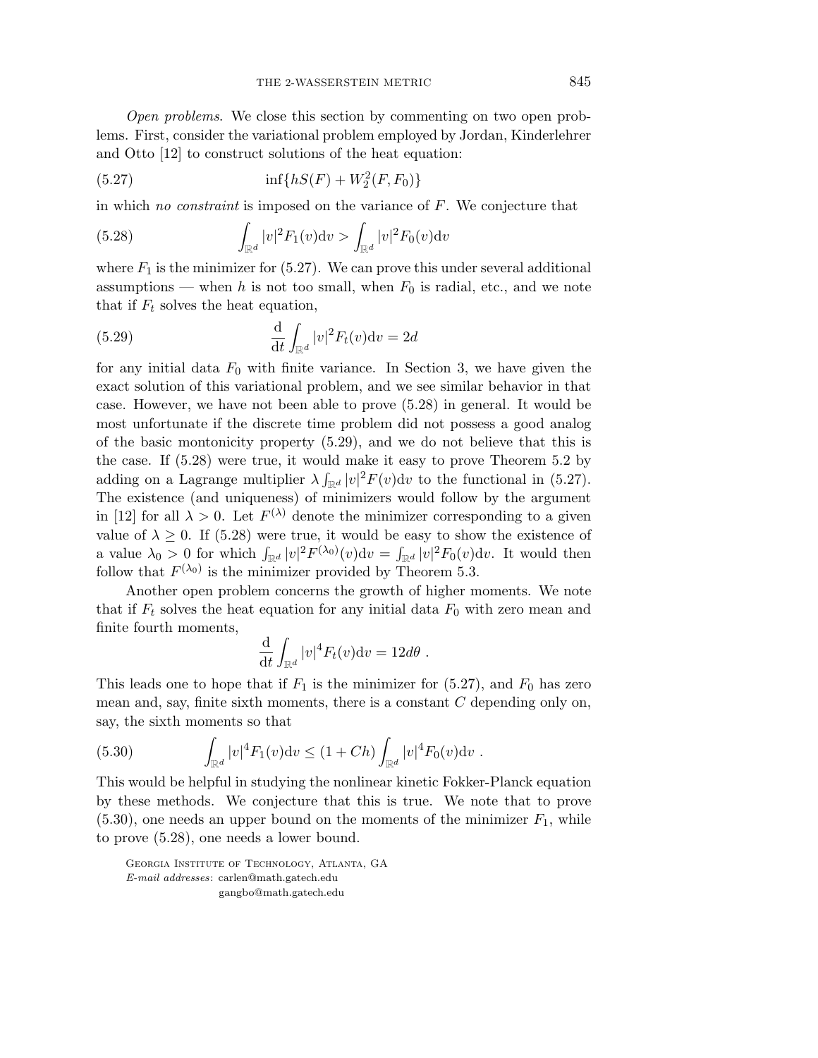*Open problems*. We close this section by commenting on two open problems. First, consider the variational problem employed by Jordan, Kinderlehrer and Otto [12] to construct solutions of the heat equation:

$$\inf\{hS(F) + W_2^2(F, F_0)\} \tag{5.27}$$

in which *no constraint* is imposed on the variance of $F$. We conjecture that

$$\int_{\mathbb{R}^d} |v|^2 F_1(v)\mathrm{d}v > \int_{\mathbb{R}^d} |v|^2 F_0(v)\mathrm{d}v \tag{5.28}$$

where $F_1$ is the minimizer for (5.27). We can prove this under several additional assumptions — when $h$ is not too small, when $F_0$ is radial, etc., and we note that if $F_t$ solves the heat equation,

$$\frac{\mathrm{d}}{\mathrm{d}t}\int_{\mathbb{R}^d} |v|^2 F_t(v)\mathrm{d}v = 2d \tag{5.29}$$

for any initial data $F_0$ with finite variance. In Section 3, we have given the exact solution of this variational problem, and we see similar behavior in that case. However, we have not been able to prove (5.28) in general. It would be most unfortunate if the discrete time problem did not possess a good analog of the basic montonicity property (5.29), and we do not believe that this is the case. If (5.28) were true, it would make it easy to prove Theorem 5.2 by adding on a Lagrange multiplier $\lambda \int_{\mathbb{R}^d} |v|^2 F(v)\mathrm{d}v$ to the functional in (5.27). The existence (and uniqueness) of minimizers would follow by the argument in [12] for all $\lambda > 0$. Let $F^{(\lambda)}$ denote the minimizer corresponding to a given value of $\lambda \geq 0$. If (5.28) were true, it would be easy to show the existence of a value $\lambda_0 > 0$ for which $\int_{\mathbb{R}^d} |v|^2 F^{(\lambda_0)}(v)\mathrm{d}v = \int_{\mathbb{R}^d} |v|^2 F_0(v)\mathrm{d}v$. It would then follow that $F^{(\lambda_0)}$ is the minimizer provided by Theorem 5.3.

Another open problem concerns the growth of higher moments. We note that if $F_t$ solves the heat equation for any initial data $F_0$ with zero mean and finite fourth moments,

$$\frac{\mathrm{d}}{\mathrm{d}t}\int_{\mathbb{R}^d} |v|^4 F_t(v)\mathrm{d}v = 12d\theta\ .$$

This leads one to hope that if $F_1$ is the minimizer for (5.27), and $F_0$ has zero mean and, say, finite sixth moments, there is a constant $C$ depending only on, say, the sixth moments so that

$$\int_{\mathbb{R}^d} |v|^4 F_1(v)\mathrm{d}v \leq (1 + Ch)\int_{\mathbb{R}^d} |v|^4 F_0(v)\mathrm{d}v\ . \tag{5.30}$$

This would be helpful in studying the nonlinear kinetic Fokker-Planck equation by these methods. We conjecture that this is true. We note that to prove (5.30), one needs an upper bound on the moments of the minimizer $F_1$, while to prove (5.28), one needs a lower bound.

Georgia Institute of Technology, Atlanta, GA
*E-mail addresses*: carlen@math.gatech.edu
gangbo@math.gatech.edu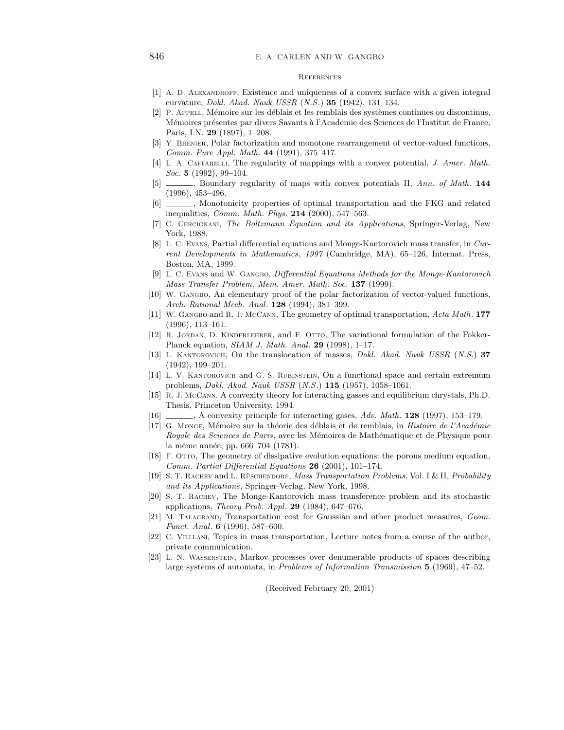## References

[1] A. D. Alexandroff, Existence and uniqueness of a convex surface with a given integral curvature, *Dokl. Akad. Nauk USSR* (*N.S.*) **35** (1942), 131–134.

[2] P. Appell, Mémoire sur les déblais et les remblais des systèmes continues ou discontinus, Mémoires présentes par divers Savants à l'Academie des Sciences de l'Institut de France, Paris, I.N. **29** (1897), 1–208.

[3] Y. Brenier, Polar factorization and monotone rearrangement of vector-valued functions, *Comm. Pure Appl. Math.* **44** (1991), 375–417.

[4] L. A. Caffarelli, The regularity of mappings with a convex potential, *J. Amer. Math. Soc.* **5** (1992), 99–104.

[5] ———, Boundary regularity of maps with convex potentials II, *Ann. of Math.* **144** (1996), 453–496.

[6] ———, Monotonicity properties of optimal transportation and the FKG and related inequalities, *Comm. Math. Phys.* **214** (2000), 547–563.

[7] C. Cercignani, *The Boltzmann Equation and its Applications*, Springer-Verlag, New York, 1988.

[8] L. C. Evans, Partial differential equations and Monge-Kantorovich mass transfer, in *Current Developments in Mathematics*, *1997* (Cambridge, MA), 65–126, Internat. Press, Boston, MA, 1999.

[9] L. C. Evans and W. Gangbo, *Differential Equations Methods for the Monge-Kantorovich Mass Transfer Problem*, *Mem. Amer. Math. Soc.* **137** (1999).

[10] W. Gangbo, An elementary proof of the polar factorization of vector-valued functions, *Arch. Rational Mech. Anal.* **128** (1994), 381–399.

[11] W. Gangbo and R. J. McCann, The geometry of optimal transportation, *Acta Math.* **177** (1996), 113–161.

[12] R. Jordan, D. Kinderlehrer, and F. Otto, The variational formulation of the Fokker-Planck equation, *SIAM J. Math. Anal.* **29** (1998), 1–17.

[13] L. Kantorovich, On the translocation of masses, *Dokl. Akad. Nauk USSR* (*N.S.*) **37** (1942), 199–201.

[14] L. V. Kantorovich and G. S. Rubinstein, On a functional space and certain extremum problems, *Dokl. Akad. Nauk USSR* (*N.S.*) **115** (1957), 1058–1061.

[15] R. J. McCann, A convexity theory for interacting gasses and equilibrium chrystals, Ph.D. Thesis, Princeton University, 1994.

[16] ———, A convexity principle for interacting gases, *Adv. Math.* **128** (1997), 153–179.

[17] G. Monge, Mémoire sur la théorie des déblais et de remblais, in *Histoire de l'Académie Royale des Sciences de Paris*, avec les Mémoires de Mathématique et de Physique pour la même année, pp. 666–704 (1781).

[18] F. Otto, The geometry of dissipative evolution equations: the porous medium equation, *Comm. Partial Differential Equations* **26** (2001), 101–174.

[19] S. T. Rachev and L. Rüschendorf, *Mass Transportation Problems*. Vol. I & II, *Probability and its Applications*, Springer-Verlag, New York, 1998.

[20] S. T. Rachev, The Monge-Kantorovich mass transference problem and its stochastic applications, *Theory Prob. Appl.* **29** (1984), 647–676.

[21] M. Talagrand, Transportation cost for Gaussian and other product measures, *Geom. Funct. Anal.* **6** (1996), 587–600.

[22] C. Villlani, Topics in mass transportation, Lecture notes from a course of the author, private communication.

[23] L. N. Wasserstein, Markov processes over denumerable products of spaces describing large systems of automata, in *Problems of Information Transmission* **5** (1969), 47–52.

(Received February 20, 2001)